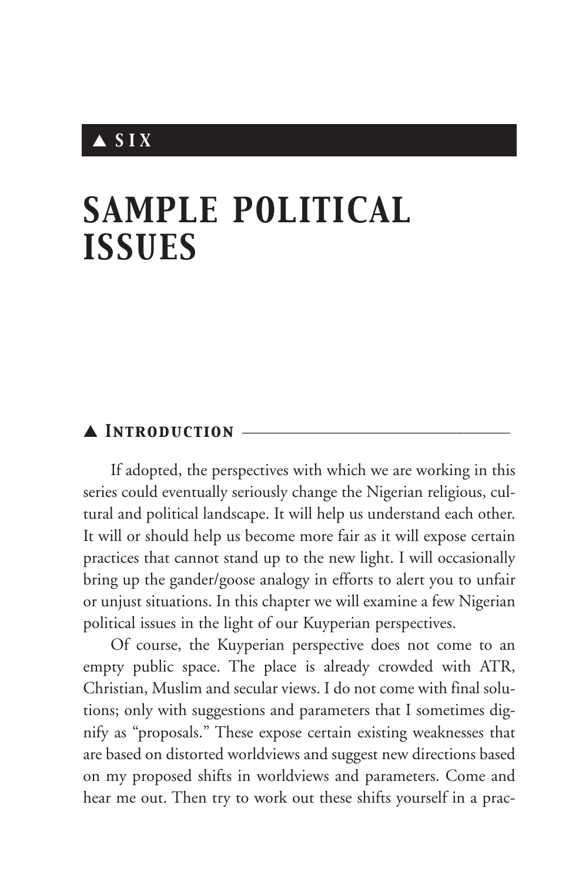## ▲ SIX

# SAMPLE POLITICAL ISSUES

### ▲ Introduction

If adopted, the perspectives with which we are working in this series could eventually seriously change the Nigerian religious, cultural and political landscape. It will help us understand each other. It will or should help us become more fair as it will expose certain practices that cannot stand up to the new light. I will occasionally bring up the gander/goose analogy in efforts to alert you to unfair or unjust situations. In this chapter we will examine a few Nigerian political issues in the light of our Kuyperian perspectives.

Of course, the Kuyperian perspective does not come to an empty public space. The place is already crowded with ATR, Christian, Muslim and secular views. I do not come with final solutions; only with suggestions and parameters that I sometimes dignify as "proposals." These expose certain existing weaknesses that are based on distorted worldviews and suggest new directions based on my proposed shifts in worldviews and parameters. Come and hear me out. Then try to work out these shifts yourself in a prac-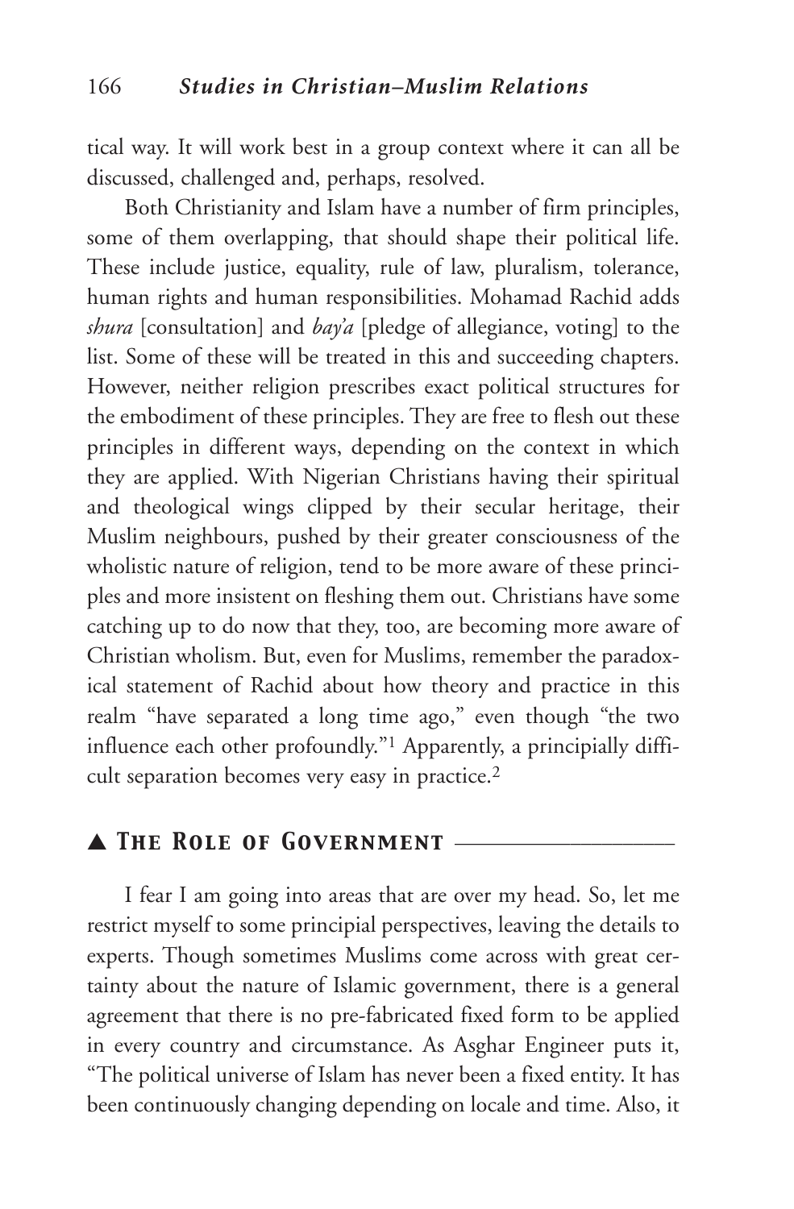tical way. It will work best in a group context where it can all be discussed, challenged and, perhaps, resolved.

Both Christianity and Islam have a number of firm principles, some of them overlapping, that should shape their political life. These include justice, equality, rule of law, pluralism, tolerance, human rights and human responsibilities. Mohamad Rachid adds *shura* [consultation] and *bay'a* [pledge of allegiance, voting] to the list. Some of these will be treated in this and succeeding chapters. However, neither religion prescribes exact political structures for the embodiment of these principles. They are free to flesh out these principles in different ways, depending on the context in which they are applied. With Nigerian Christians having their spiritual and theological wings clipped by their secular heritage, their Muslim neighbours, pushed by their greater consciousness of the wholistic nature of religion, tend to be more aware of these principles and more insistent on fleshing them out. Christians have some catching up to do now that they, too, are becoming more aware of Christian wholism. But, even for Muslims, remember the paradoxical statement of Rachid about how theory and practice in this realm "have separated a long time ago," even though "the two influence each other profoundly."[1] Apparently, a principially difficult separation becomes very easy in practice.[2]

## ▲ The Role of Government

I fear I am going into areas that are over my head. So, let me restrict myself to some principial perspectives, leaving the details to experts. Though sometimes Muslims come across with great certainty about the nature of Islamic government, there is a general agreement that there is no pre-fabricated fixed form to be applied in every country and circumstance. As Asghar Engineer puts it, "The political universe of Islam has never been a fixed entity. It has been continuously changing depending on locale and time. Also, it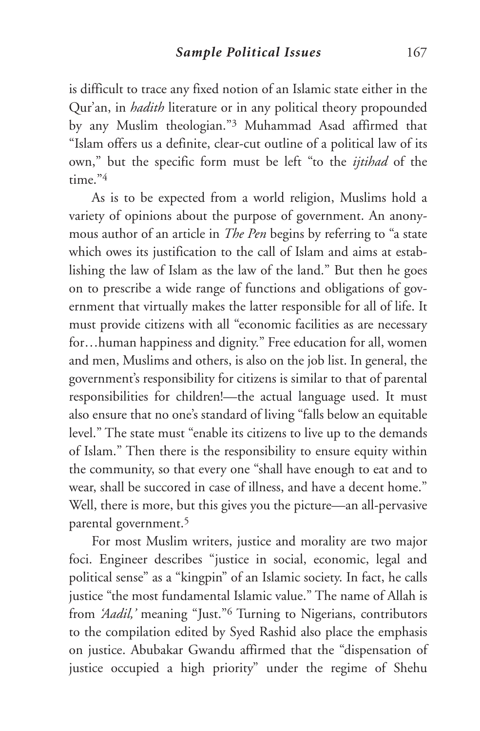is difficult to trace any fixed notion of an Islamic state either in the Qur'an, in *hadith* literature or in any political theory propounded by any Muslim theologian."[3] Muhammad Asad affirmed that "Islam offers us a definite, clear-cut outline of a political law of its own," but the specific form must be left "to the *ijtihad* of the time."[4]

As is to be expected from a world religion, Muslims hold a variety of opinions about the purpose of government. An anonymous author of an article in *The Pen* begins by referring to "a state which owes its justification to the call of Islam and aims at establishing the law of Islam as the law of the land." But then he goes on to prescribe a wide range of functions and obligations of government that virtually makes the latter responsible for all of life. It must provide citizens with all "economic facilities as are necessary for…human happiness and dignity." Free education for all, women and men, Muslims and others, is also on the job list. In general, the government's responsibility for citizens is similar to that of parental responsibilities for children!—the actual language used. It must also ensure that no one's standard of living "falls below an equitable level." The state must "enable its citizens to live up to the demands of Islam." Then there is the responsibility to ensure equity within the community, so that every one "shall have enough to eat and to wear, shall be succored in case of illness, and have a decent home." Well, there is more, but this gives you the picture—an all-pervasive parental government.[5]

For most Muslim writers, justice and morality are two major foci. Engineer describes "justice in social, economic, legal and political sense" as a "kingpin" of an Islamic society. In fact, he calls justice "the most fundamental Islamic value." The name of Allah is from *'Aadil,'* meaning "Just."[6] Turning to Nigerians, contributors to the compilation edited by Syed Rashid also place the emphasis on justice. Abubakar Gwandu affirmed that the "dispensation of justice occupied a high priority" under the regime of Shehu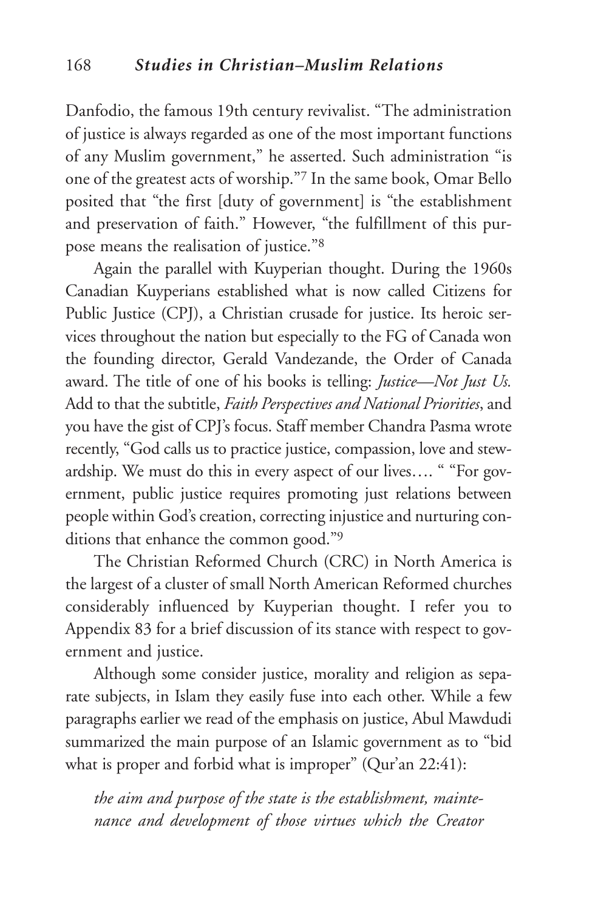Danfodio, the famous 19th century revivalist. "The administration of justice is always regarded as one of the most important functions of any Muslim government," he asserted. Such administration "is one of the greatest acts of worship."[7] In the same book, Omar Bello posited that "the first [duty of government] is "the establishment and preservation of faith." However, "the fulfillment of this purpose means the realisation of justice."[8]

Again the parallel with Kuyperian thought. During the 1960s Canadian Kuyperians established what is now called Citizens for Public Justice (CPJ), a Christian crusade for justice. Its heroic services throughout the nation but especially to the FG of Canada won the founding director, Gerald Vandezande, the Order of Canada award. The title of one of his books is telling: *Justice—Not Just Us.* Add to that the subtitle, *Faith Perspectives and National Priorities*, and you have the gist of CPJ's focus. Staff member Chandra Pasma wrote recently, "God calls us to practice justice, compassion, love and stewardship. We must do this in every aspect of our lives…. " "For government, public justice requires promoting just relations between people within God's creation, correcting injustice and nurturing conditions that enhance the common good."[9]

The Christian Reformed Church (CRC) in North America is the largest of a cluster of small North American Reformed churches considerably influenced by Kuyperian thought. I refer you to Appendix 83 for a brief discussion of its stance with respect to government and justice.

Although some consider justice, morality and religion as separate subjects, in Islam they easily fuse into each other. While a few paragraphs earlier we read of the emphasis on justice, Abul Mawdudi summarized the main purpose of an Islamic government as to "bid what is proper and forbid what is improper" (Qur'an 22:41):

*the aim and purpose of the state is the establishment, maintenance and development of those virtues which the Creator*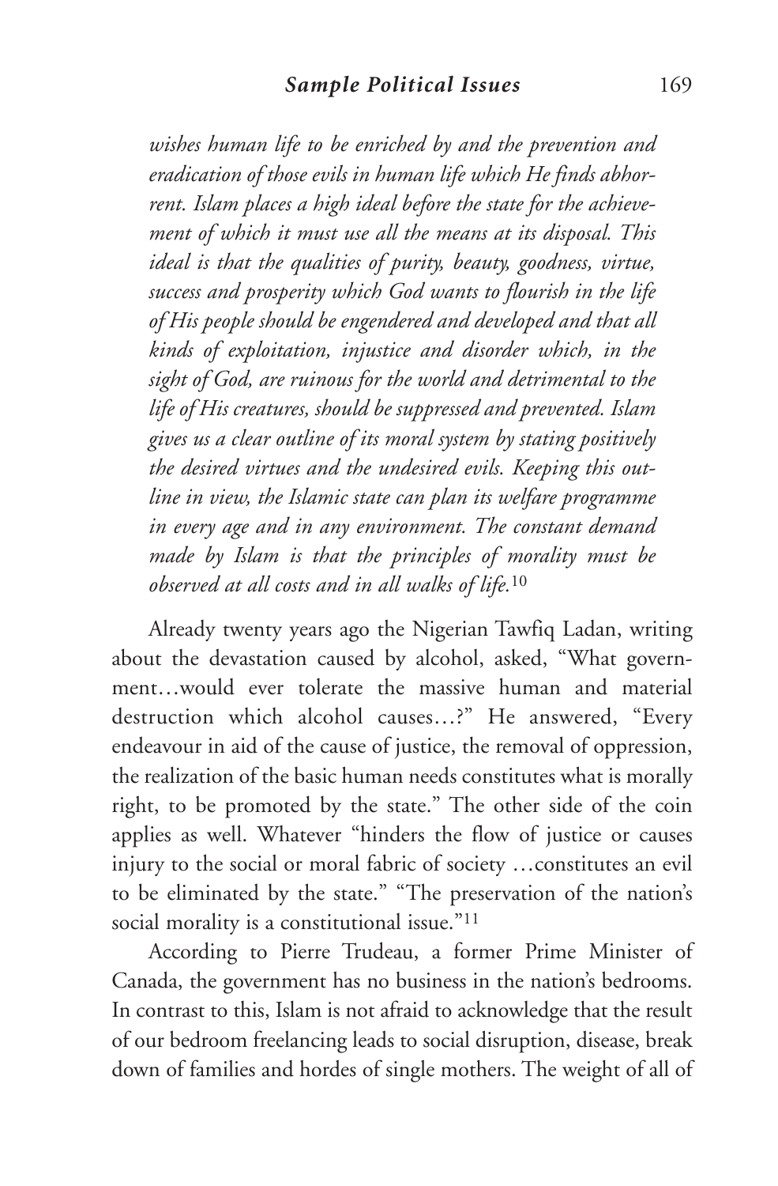*wishes human life to be enriched by and the prevention and eradication of those evils in human life which He finds abhorrent. Islam places a high ideal before the state for the achievement of which it must use all the means at its disposal. This ideal is that the qualities of purity, beauty, goodness, virtue, success and prosperity which God wants to flourish in the life of His people should be engendered and developed and that all kinds of exploitation, injustice and disorder which, in the sight of God, are ruinous for the world and detrimental to the life of His creatures, should be suppressed and prevented. Islam gives us a clear outline of its moral system by stating positively the desired virtues and the undesired evils. Keeping this outline in view, the Islamic state can plan its welfare programme in every age and in any environment. The constant demand made by Islam is that the principles of morality must be observed at all costs and in all walks of life.*[10]

Already twenty years ago the Nigerian Tawfiq Ladan, writing about the devastation caused by alcohol, asked, "What government…would ever tolerate the massive human and material destruction which alcohol causes…?" He answered, "Every endeavour in aid of the cause of justice, the removal of oppression, the realization of the basic human needs constitutes what is morally right, to be promoted by the state." The other side of the coin applies as well. Whatever "hinders the flow of justice or causes injury to the social or moral fabric of society …constitutes an evil to be eliminated by the state." "The preservation of the nation's social morality is a constitutional issue."[11]

According to Pierre Trudeau, a former Prime Minister of Canada, the government has no business in the nation's bedrooms. In contrast to this, Islam is not afraid to acknowledge that the result of our bedroom freelancing leads to social disruption, disease, break down of families and hordes of single mothers. The weight of all of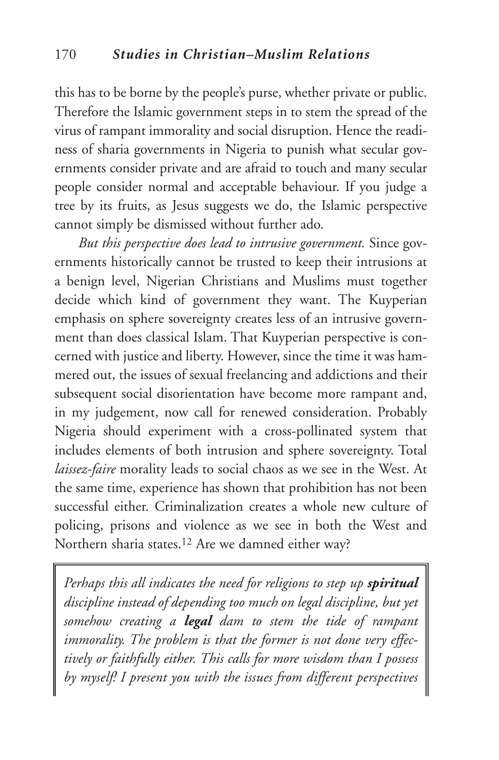this has to be borne by the people's purse, whether private or public. Therefore the Islamic government steps in to stem the spread of the virus of rampant immorality and social disruption. Hence the readiness of sharia governments in Nigeria to punish what secular governments consider private and are afraid to touch and many secular people consider normal and acceptable behaviour. If you judge a tree by its fruits, as Jesus suggests we do, the Islamic perspective cannot simply be dismissed without further ado.

*But this perspective does lead to intrusive government.* Since governments historically cannot be trusted to keep their intrusions at a benign level, Nigerian Christians and Muslims must together decide which kind of government they want. The Kuyperian emphasis on sphere sovereignty creates less of an intrusive government than does classical Islam. That Kuyperian perspective is concerned with justice and liberty. However, since the time it was hammered out, the issues of sexual freelancing and addictions and their subsequent social disorientation have become more rampant and, in my judgement, now call for renewed consideration. Probably Nigeria should experiment with a cross-pollinated system that includes elements of both intrusion and sphere sovereignty. Total *laissez-faire* morality leads to social chaos as we see in the West. At the same time, experience has shown that prohibition has not been successful either. Criminalization creates a whole new culture of policing, prisons and violence as we see in both the West and Northern sharia states.[12] Are we damned either way?

*Perhaps this all indicates the need for religions to step up* ***spiritual*** *discipline instead of depending too much on legal discipline, but yet somehow creating a* ***legal*** *dam to stem the tide of rampant immorality. The problem is that the former is not done very effectively or faithfully either. This calls for more wisdom than I possess by myself! I present you with the issues from different perspectives*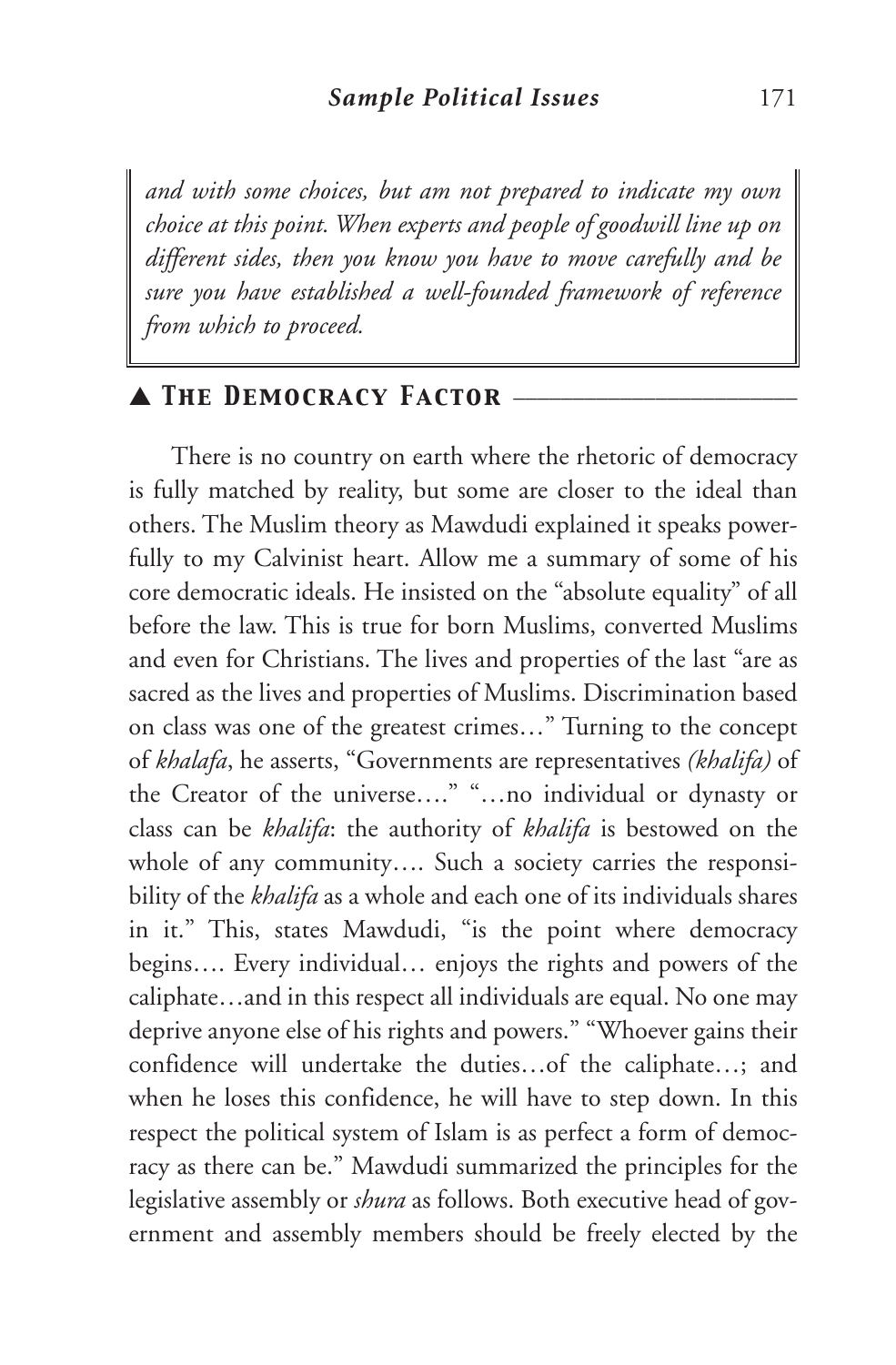*and with some choices, but am not prepared to indicate my own choice at this point. When experts and people of goodwill line up on different sides, then you know you have to move carefully and be sure you have established a well-founded framework of reference from which to proceed.*

## ▲ The Democracy Factor

There is no country on earth where the rhetoric of democracy is fully matched by reality, but some are closer to the ideal than others. The Muslim theory as Mawdudi explained it speaks powerfully to my Calvinist heart. Allow me a summary of some of his core democratic ideals. He insisted on the "absolute equality" of all before the law. This is true for born Muslims, converted Muslims and even for Christians. The lives and properties of the last "are as sacred as the lives and properties of Muslims. Discrimination based on class was one of the greatest crimes…" Turning to the concept of *khalafa*, he asserts, "Governments are representatives *(khalifa)* of the Creator of the universe…." "…no individual or dynasty or class can be *khalifa*: the authority of *khalifa* is bestowed on the whole of any community…. Such a society carries the responsibility of the *khalifa* as a whole and each one of its individuals shares in it." This, states Mawdudi, "is the point where democracy begins…. Every individual… enjoys the rights and powers of the caliphate…and in this respect all individuals are equal. No one may deprive anyone else of his rights and powers." "Whoever gains their confidence will undertake the duties…of the caliphate…; and when he loses this confidence, he will have to step down. In this respect the political system of Islam is as perfect a form of democracy as there can be." Mawdudi summarized the principles for the legislative assembly or *shura* as follows. Both executive head of government and assembly members should be freely elected by the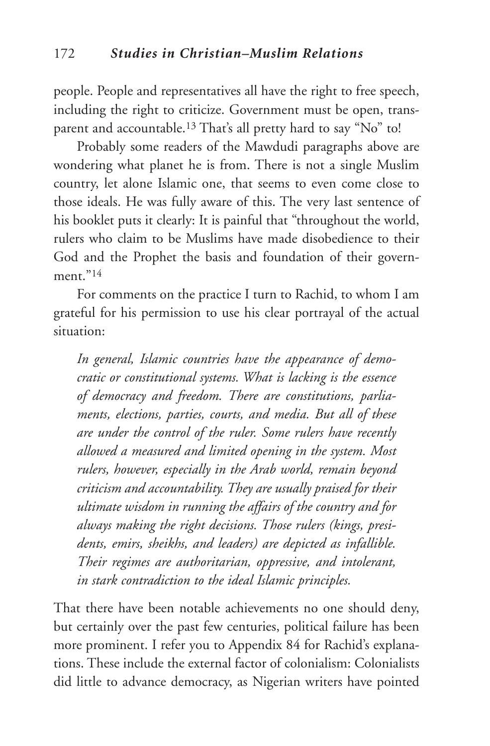people. People and representatives all have the right to free speech, including the right to criticize. Government must be open, transparent and accountable.[13] That's all pretty hard to say "No" to!

Probably some readers of the Mawdudi paragraphs above are wondering what planet he is from. There is not a single Muslim country, let alone Islamic one, that seems to even come close to those ideals. He was fully aware of this. The very last sentence of his booklet puts it clearly: It is painful that "throughout the world, rulers who claim to be Muslims have made disobedience to their God and the Prophet the basis and foundation of their government."[14]

For comments on the practice I turn to Rachid, to whom I am grateful for his permission to use his clear portrayal of the actual situation:

> *In general, Islamic countries have the appearance of democratic or constitutional systems. What is lacking is the essence of democracy and freedom. There are constitutions, parliaments, elections, parties, courts, and media. But all of these are under the control of the ruler. Some rulers have recently allowed a measured and limited opening in the system. Most rulers, however, especially in the Arab world, remain beyond criticism and accountability. They are usually praised for their ultimate wisdom in running the affairs of the country and for always making the right decisions. Those rulers (kings, presidents, emirs, sheikhs, and leaders) are depicted as infallible. Their regimes are authoritarian, oppressive, and intolerant, in stark contradiction to the ideal Islamic principles.*

That there have been notable achievements no one should deny, but certainly over the past few centuries, political failure has been more prominent. I refer you to Appendix 84 for Rachid's explanations. These include the external factor of colonialism: Colonialists did little to advance democracy, as Nigerian writers have pointed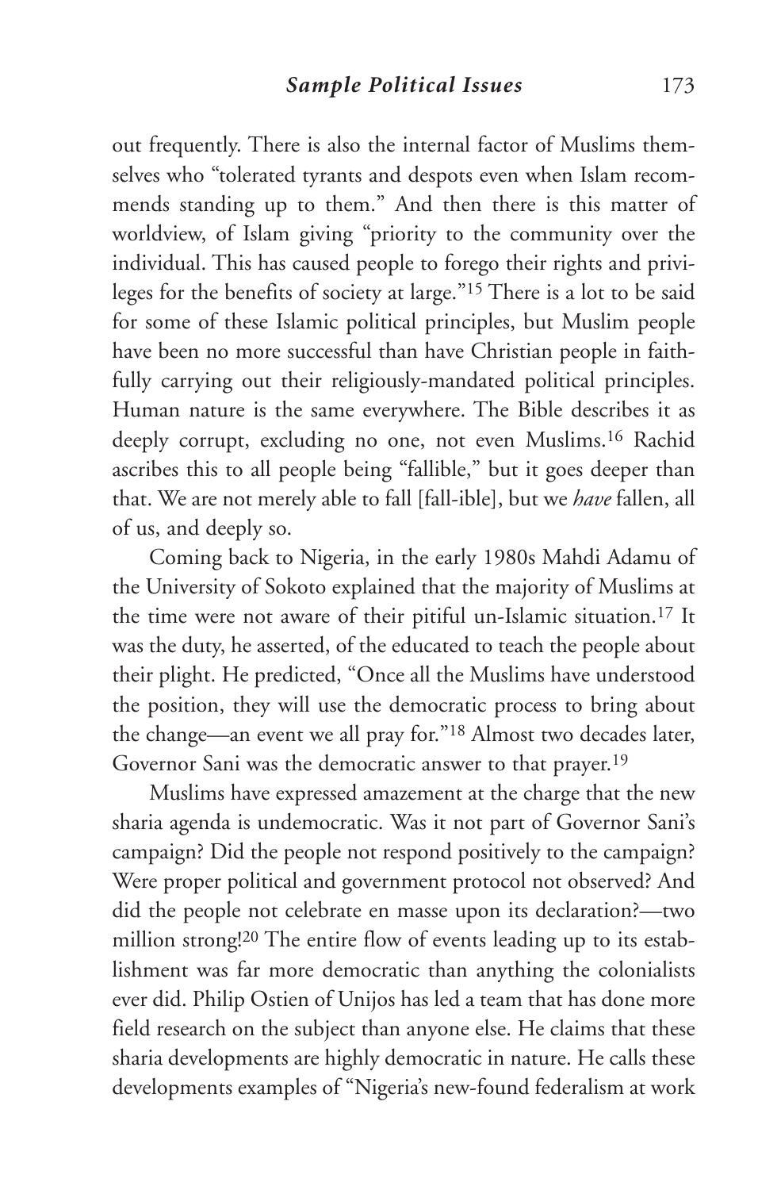out frequently. There is also the internal factor of Muslims themselves who "tolerated tyrants and despots even when Islam recommends standing up to them." And then there is this matter of worldview, of Islam giving "priority to the community over the individual. This has caused people to forego their rights and privileges for the benefits of society at large."[15] There is a lot to be said for some of these Islamic political principles, but Muslim people have been no more successful than have Christian people in faithfully carrying out their religiously-mandated political principles. Human nature is the same everywhere. The Bible describes it as deeply corrupt, excluding no one, not even Muslims.[16] Rachid ascribes this to all people being "fallible," but it goes deeper than that. We are not merely able to fall [fall-ible], but we *have* fallen, all of us, and deeply so.

Coming back to Nigeria, in the early 1980s Mahdi Adamu of the University of Sokoto explained that the majority of Muslims at the time were not aware of their pitiful un-Islamic situation.[17] It was the duty, he asserted, of the educated to teach the people about their plight. He predicted, "Once all the Muslims have understood the position, they will use the democratic process to bring about the change—an event we all pray for."[18] Almost two decades later, Governor Sani was the democratic answer to that prayer.[19]

Muslims have expressed amazement at the charge that the new sharia agenda is undemocratic. Was it not part of Governor Sani's campaign? Did the people not respond positively to the campaign? Were proper political and government protocol not observed? And did the people not celebrate en masse upon its declaration?—two million strong![20] The entire flow of events leading up to its establishment was far more democratic than anything the colonialists ever did. Philip Ostien of Unijos has led a team that has done more field research on the subject than anyone else. He claims that these sharia developments are highly democratic in nature. He calls these developments examples of "Nigeria's new-found federalism at work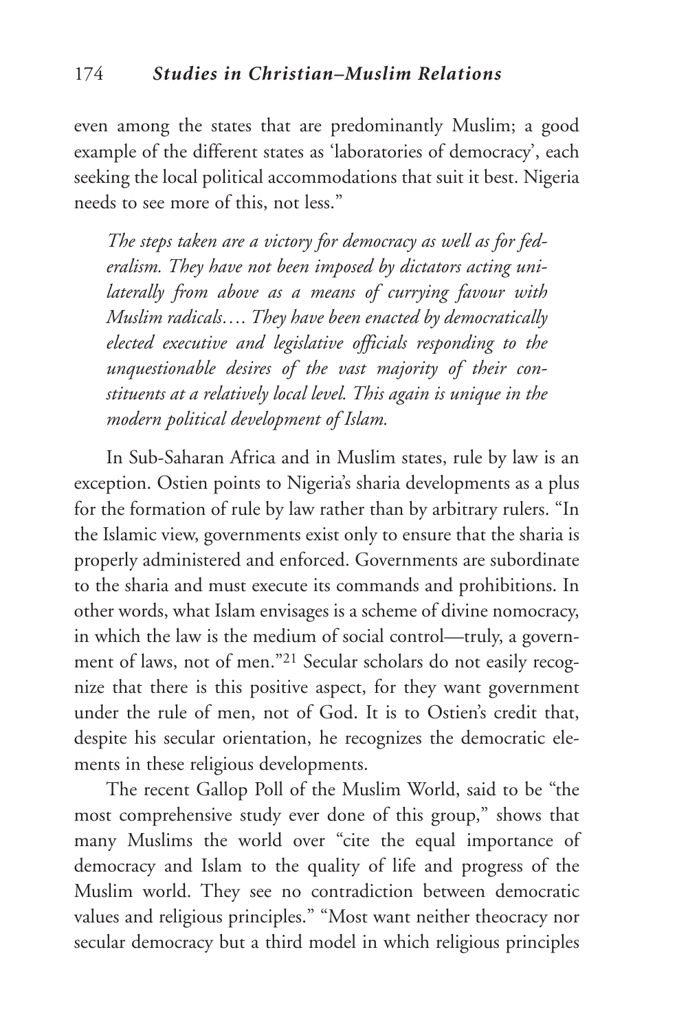even among the states that are predominantly Muslim; a good example of the different states as 'laboratories of democracy', each seeking the local political accommodations that suit it best. Nigeria needs to see more of this, not less."

> *The steps taken are a victory for democracy as well as for federalism. They have not been imposed by dictators acting unilaterally from above as a means of currying favour with Muslim radicals…. They have been enacted by democratically elected executive and legislative officials responding to the unquestionable desires of the vast majority of their constituents at a relatively local level. This again is unique in the modern political development of Islam.*

In Sub-Saharan Africa and in Muslim states, rule by law is an exception. Ostien points to Nigeria's sharia developments as a plus for the formation of rule by law rather than by arbitrary rulers. "In the Islamic view, governments exist only to ensure that the sharia is properly administered and enforced. Governments are subordinate to the sharia and must execute its commands and prohibitions. In other words, what Islam envisages is a scheme of divine nomocracy, in which the law is the medium of social control—truly, a government of laws, not of men."[21] Secular scholars do not easily recognize that there is this positive aspect, for they want government under the rule of men, not of God. It is to Ostien's credit that, despite his secular orientation, he recognizes the democratic elements in these religious developments.

The recent Gallop Poll of the Muslim World, said to be "the most comprehensive study ever done of this group," shows that many Muslims the world over "cite the equal importance of democracy and Islam to the quality of life and progress of the Muslim world. They see no contradiction between democratic values and religious principles." "Most want neither theocracy nor secular democracy but a third model in which religious principles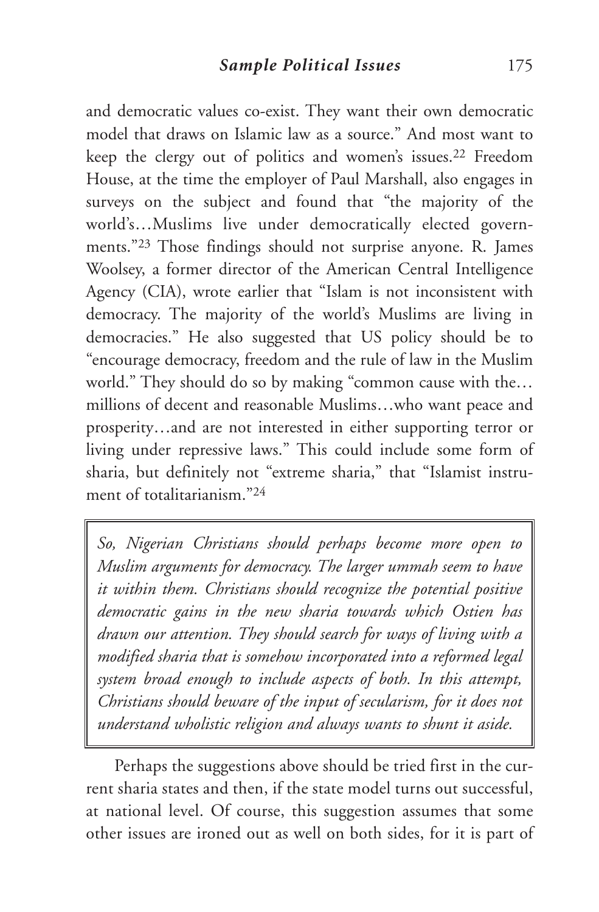and democratic values co-exist. They want their own democratic model that draws on Islamic law as a source." And most want to keep the clergy out of politics and women's issues.[22] Freedom House, at the time the employer of Paul Marshall, also engages in surveys on the subject and found that "the majority of the world's…Muslims live under democratically elected governments."[23] Those findings should not surprise anyone. R. James Woolsey, a former director of the American Central Intelligence Agency (CIA), wrote earlier that "Islam is not inconsistent with democracy. The majority of the world's Muslims are living in democracies." He also suggested that US policy should be to "encourage democracy, freedom and the rule of law in the Muslim world." They should do so by making "common cause with the… millions of decent and reasonable Muslims…who want peace and prosperity…and are not interested in either supporting terror or living under repressive laws." This could include some form of sharia, but definitely not "extreme sharia," that "Islamist instrument of totalitarianism."[24]

> *So, Nigerian Christians should perhaps become more open to Muslim arguments for democracy. The larger ummah seem to have it within them. Christians should recognize the potential positive democratic gains in the new sharia towards which Ostien has drawn our attention. They should search for ways of living with a modified sharia that is somehow incorporated into a reformed legal system broad enough to include aspects of both. In this attempt, Christians should beware of the input of secularism, for it does not understand wholistic religion and always wants to shunt it aside.*

Perhaps the suggestions above should be tried first in the current sharia states and then, if the state model turns out successful, at national level. Of course, this suggestion assumes that some other issues are ironed out as well on both sides, for it is part of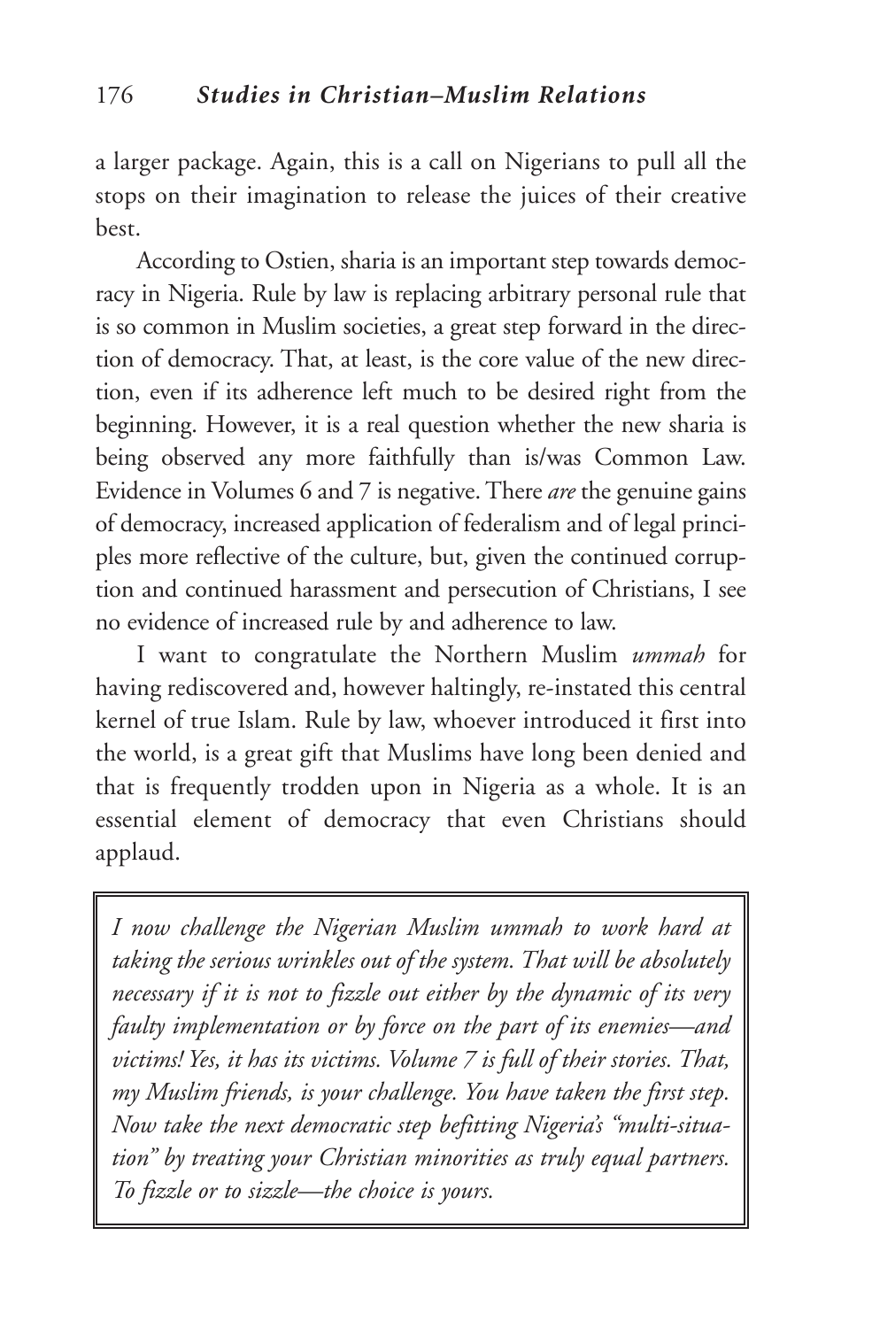a larger package. Again, this is a call on Nigerians to pull all the stops on their imagination to release the juices of their creative best.

According to Ostien, sharia is an important step towards democracy in Nigeria. Rule by law is replacing arbitrary personal rule that is so common in Muslim societies, a great step forward in the direction of democracy. That, at least, is the core value of the new direction, even if its adherence left much to be desired right from the beginning. However, it is a real question whether the new sharia is being observed any more faithfully than is/was Common Law. Evidence in Volumes 6 and 7 is negative. There *are* the genuine gains of democracy, increased application of federalism and of legal principles more reflective of the culture, but, given the continued corruption and continued harassment and persecution of Christians, I see no evidence of increased rule by and adherence to law.

I want to congratulate the Northern Muslim *ummah* for having rediscovered and, however haltingly, re-instated this central kernel of true Islam. Rule by law, whoever introduced it first into the world, is a great gift that Muslims have long been denied and that is frequently trodden upon in Nigeria as a whole. It is an essential element of democracy that even Christians should applaud.

> *I now challenge the Nigerian Muslim ummah to work hard at taking the serious wrinkles out of the system. That will be absolutely necessary if it is not to fizzle out either by the dynamic of its very faulty implementation or by force on the part of its enemies—and victims! Yes, it has its victims. Volume 7 is full of their stories. That, my Muslim friends, is your challenge. You have taken the first step. Now take the next democratic step befitting Nigeria's "multi-situation" by treating your Christian minorities as truly equal partners. To fizzle or to sizzle—the choice is yours.*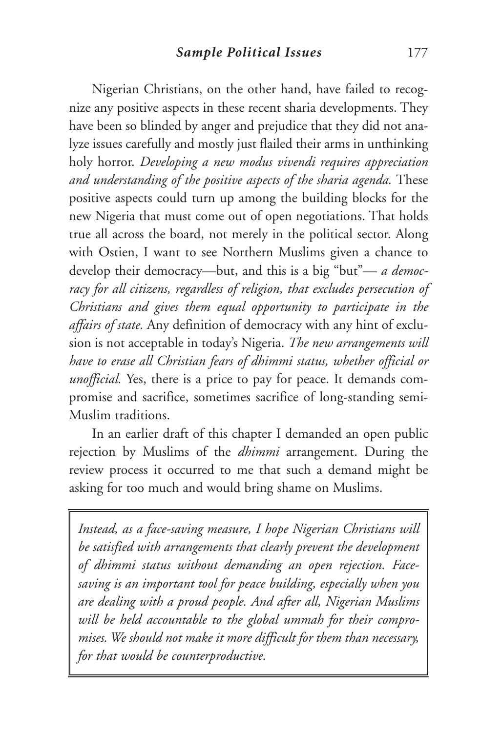Nigerian Christians, on the other hand, have failed to recognize any positive aspects in these recent sharia developments. They have been so blinded by anger and prejudice that they did not analyze issues carefully and mostly just flailed their arms in unthinking holy horror. *Developing a new modus vivendi requires appreciation and understanding of the positive aspects of the sharia agenda.* These positive aspects could turn up among the building blocks for the new Nigeria that must come out of open negotiations. That holds true all across the board, not merely in the political sector. Along with Ostien, I want to see Northern Muslims given a chance to develop their democracy—but, and this is a big "but"— *a democracy for all citizens, regardless of religion, that excludes persecution of Christians and gives them equal opportunity to participate in the affairs of state.* Any definition of democracy with any hint of exclusion is not acceptable in today's Nigeria. *The new arrangements will have to erase all Christian fears of dhimmi status, whether official or unofficial.* Yes, there is a price to pay for peace. It demands compromise and sacrifice, sometimes sacrifice of long-standing semi-Muslim traditions.

In an earlier draft of this chapter I demanded an open public rejection by Muslims of the *dhimmi* arrangement. During the review process it occurred to me that such a demand might be asking for too much and would bring shame on Muslims.

> *Instead, as a face-saving measure, I hope Nigerian Christians will be satisfied with arrangements that clearly prevent the development of dhimmi status without demanding an open rejection. Face-saving is an important tool for peace building, especially when you are dealing with a proud people. And after all, Nigerian Muslims will be held accountable to the global ummah for their compromises. We should not make it more difficult for them than necessary, for that would be counterproductive.*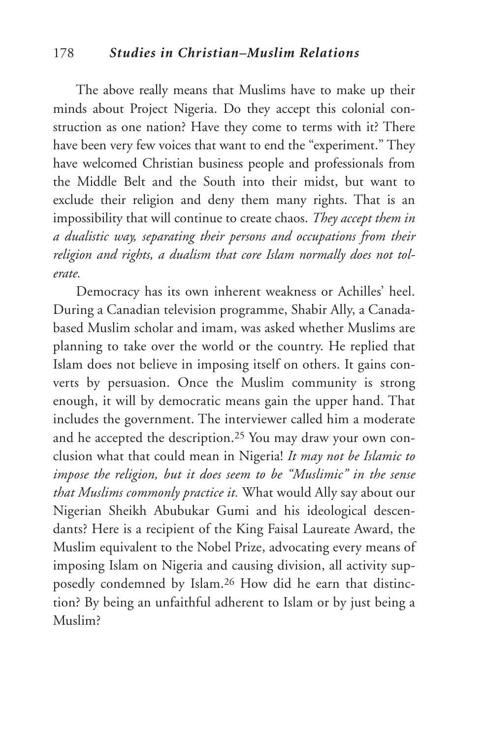The above really means that Muslims have to make up their minds about Project Nigeria. Do they accept this colonial construction as one nation? Have they come to terms with it? There have been very few voices that want to end the "experiment." They have welcomed Christian business people and professionals from the Middle Belt and the South into their midst, but want to exclude their religion and deny them many rights. That is an impossibility that will continue to create chaos. *They accept them in a dualistic way, separating their persons and occupations from their religion and rights, a dualism that core Islam normally does not tolerate.*

Democracy has its own inherent weakness or Achilles' heel. During a Canadian television programme, Shabir Ally, a Canada-based Muslim scholar and imam, was asked whether Muslims are planning to take over the world or the country. He replied that Islam does not believe in imposing itself on others. It gains converts by persuasion. Once the Muslim community is strong enough, it will by democratic means gain the upper hand. That includes the government. The interviewer called him a moderate and he accepted the description.[25] You may draw your own conclusion what that could mean in Nigeria! *It may not be Islamic to impose the religion, but it does seem to be "Muslimic" in the sense that Muslims commonly practice it.* What would Ally say about our Nigerian Sheikh Abubukar Gumi and his ideological descendants? Here is a recipient of the King Faisal Laureate Award, the Muslim equivalent to the Nobel Prize, advocating every means of imposing Islam on Nigeria and causing division, all activity supposedly condemned by Islam.[26] How did he earn that distinction? By being an unfaithful adherent to Islam or by just being a Muslim?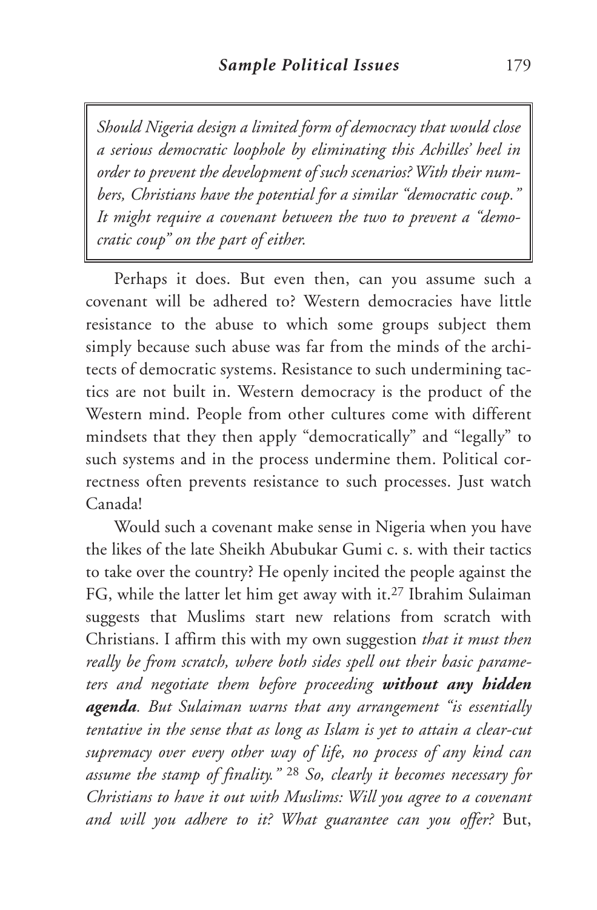> *Should Nigeria design a limited form of democracy that would close a serious democratic loophole by eliminating this Achilles' heel in order to prevent the development of such scenarios? With their numbers, Christians have the potential for a similar "democratic coup." It might require a covenant between the two to prevent a "democratic coup" on the part of either.*

Perhaps it does. But even then, can you assume such a covenant will be adhered to? Western democracies have little resistance to the abuse to which some groups subject them simply because such abuse was far from the minds of the architects of democratic systems. Resistance to such undermining tactics are not built in. Western democracy is the product of the Western mind. People from other cultures come with different mindsets that they then apply "democratically" and "legally" to such systems and in the process undermine them. Political correctness often prevents resistance to such processes. Just watch Canada!

Would such a covenant make sense in Nigeria when you have the likes of the late Sheikh Abubukar Gumi c. s. with their tactics to take over the country? He openly incited the people against the FG, while the latter let him get away with it.[27] Ibrahim Sulaiman suggests that Muslims start new relations from scratch with Christians. I affirm this with my own suggestion *that it must then really be from scratch, where both sides spell out their basic parameters and negotiate them before proceeding* ***without any hidden agenda****. But Sulaiman warns that any arrangement "is essentially tentative in the sense that as long as Islam is yet to attain a clear-cut supremacy over every other way of life, no process of any kind can assume the stamp of finality."* [28] *So, clearly it becomes necessary for Christians to have it out with Muslims: Will you agree to a covenant and will you adhere to it? What guarantee can you offer?* But,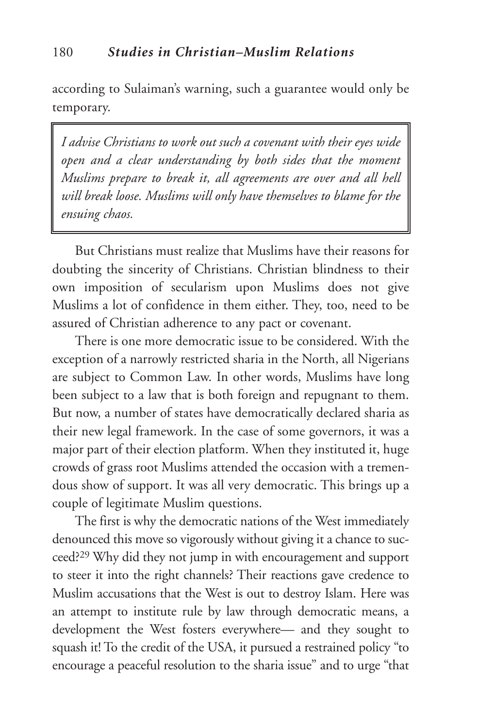according to Sulaiman's warning, such a guarantee would only be temporary.

> *I advise Christians to work out such a covenant with their eyes wide open and a clear understanding by both sides that the moment Muslims prepare to break it, all agreements are over and all hell will break loose. Muslims will only have themselves to blame for the ensuing chaos.*

But Christians must realize that Muslims have their reasons for doubting the sincerity of Christians. Christian blindness to their own imposition of secularism upon Muslims does not give Muslims a lot of confidence in them either. They, too, need to be assured of Christian adherence to any pact or covenant.

There is one more democratic issue to be considered. With the exception of a narrowly restricted sharia in the North, all Nigerians are subject to Common Law. In other words, Muslims have long been subject to a law that is both foreign and repugnant to them. But now, a number of states have democratically declared sharia as their new legal framework. In the case of some governors, it was a major part of their election platform. When they instituted it, huge crowds of grass root Muslims attended the occasion with a tremendous show of support. It was all very democratic. This brings up a couple of legitimate Muslim questions.

The first is why the democratic nations of the West immediately denounced this move so vigorously without giving it a chance to succeed?[29] Why did they not jump in with encouragement and support to steer it into the right channels? Their reactions gave credence to Muslim accusations that the West is out to destroy Islam. Here was an attempt to institute rule by law through democratic means, a development the West fosters everywhere— and they sought to squash it! To the credit of the USA, it pursued a restrained policy "to encourage a peaceful resolution to the sharia issue" and to urge "that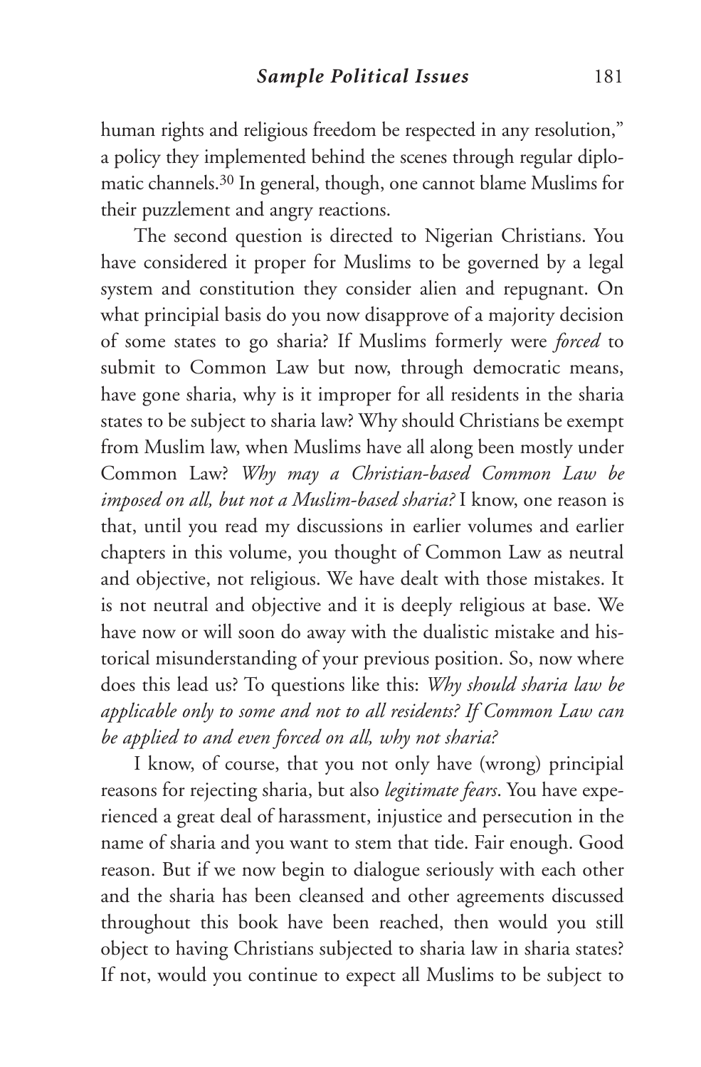human rights and religious freedom be respected in any resolution," a policy they implemented behind the scenes through regular diplomatic channels.[30] In general, though, one cannot blame Muslims for their puzzlement and angry reactions.

The second question is directed to Nigerian Christians. You have considered it proper for Muslims to be governed by a legal system and constitution they consider alien and repugnant. On what principial basis do you now disapprove of a majority decision of some states to go sharia? If Muslims formerly were *forced* to submit to Common Law but now, through democratic means, have gone sharia, why is it improper for all residents in the sharia states to be subject to sharia law? Why should Christians be exempt from Muslim law, when Muslims have all along been mostly under Common Law? *Why may a Christian-based Common Law be imposed on all, but not a Muslim-based sharia?* I know, one reason is that, until you read my discussions in earlier volumes and earlier chapters in this volume, you thought of Common Law as neutral and objective, not religious. We have dealt with those mistakes. It is not neutral and objective and it is deeply religious at base. We have now or will soon do away with the dualistic mistake and historical misunderstanding of your previous position. So, now where does this lead us? To questions like this: *Why should sharia law be applicable only to some and not to all residents? If Common Law can be applied to and even forced on all, why not sharia?*

I know, of course, that you not only have (wrong) principial reasons for rejecting sharia, but also *legitimate fears*. You have experienced a great deal of harassment, injustice and persecution in the name of sharia and you want to stem that tide. Fair enough. Good reason. But if we now begin to dialogue seriously with each other and the sharia has been cleansed and other agreements discussed throughout this book have been reached, then would you still object to having Christians subjected to sharia law in sharia states? If not, would you continue to expect all Muslims to be subject to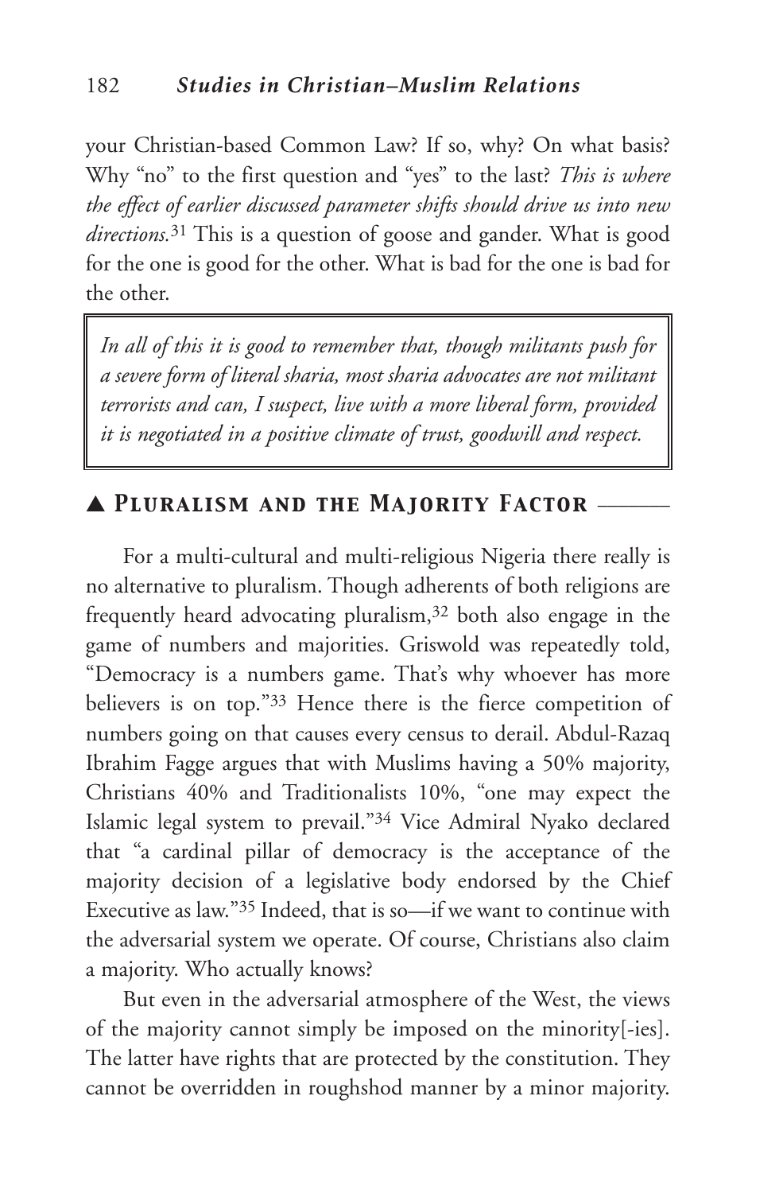your Christian-based Common Law? If so, why? On what basis? Why "no" to the first question and "yes" to the last? *This is where the effect of earlier discussed parameter shifts should drive us into new directions.*[31] This is a question of goose and gander. What is good for the one is good for the other. What is bad for the one is bad for the other.

> *In all of this it is good to remember that, though militants push for a severe form of literal sharia, most sharia advocates are not militant terrorists and can, I suspect, live with a more liberal form, provided it is negotiated in a positive climate of trust, goodwill and respect.*

## ▲ Pluralism and the Majority Factor

For a multi-cultural and multi-religious Nigeria there really is no alternative to pluralism. Though adherents of both religions are frequently heard advocating pluralism,[32] both also engage in the game of numbers and majorities. Griswold was repeatedly told, "Democracy is a numbers game. That's why whoever has more believers is on top."[33] Hence there is the fierce competition of numbers going on that causes every census to derail. Abdul-Razaq Ibrahim Fagge argues that with Muslims having a 50% majority, Christians 40% and Traditionalists 10%, "one may expect the Islamic legal system to prevail."[34] Vice Admiral Nyako declared that "a cardinal pillar of democracy is the acceptance of the majority decision of a legislative body endorsed by the Chief Executive as law."[35] Indeed, that is so—if we want to continue with the adversarial system we operate. Of course, Christians also claim a majority. Who actually knows?

But even in the adversarial atmosphere of the West, the views of the majority cannot simply be imposed on the minority[-ies]. The latter have rights that are protected by the constitution. They cannot be overridden in roughshod manner by a minor majority.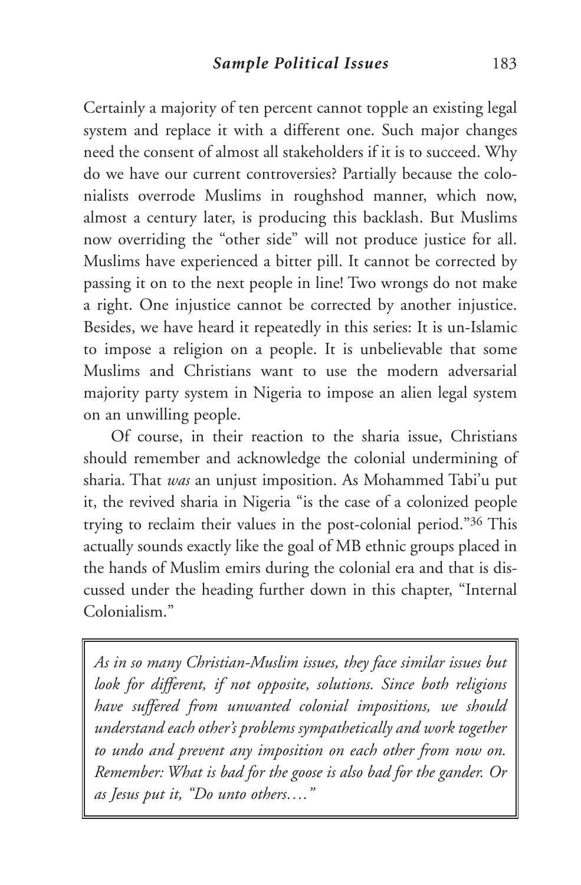Certainly a majority of ten percent cannot topple an existing legal system and replace it with a different one. Such major changes need the consent of almost all stakeholders if it is to succeed. Why do we have our current controversies? Partially because the colonialists overrode Muslims in roughshod manner, which now, almost a century later, is producing this backlash. But Muslims now overriding the "other side" will not produce justice for all. Muslims have experienced a bitter pill. It cannot be corrected by passing it on to the next people in line! Two wrongs do not make a right. One injustice cannot be corrected by another injustice. Besides, we have heard it repeatedly in this series: It is un-Islamic to impose a religion on a people. It is unbelievable that some Muslims and Christians want to use the modern adversarial majority party system in Nigeria to impose an alien legal system on an unwilling people.

Of course, in their reaction to the sharia issue, Christians should remember and acknowledge the colonial undermining of sharia. That *was* an unjust imposition. As Mohammed Tabi'u put it, the revived sharia in Nigeria "is the case of a colonized people trying to reclaim their values in the post-colonial period."[36] This actually sounds exactly like the goal of MB ethnic groups placed in the hands of Muslim emirs during the colonial era and that is discussed under the heading further down in this chapter, "Internal Colonialism."

> *As in so many Christian-Muslim issues, they face similar issues but look for different, if not opposite, solutions. Since both religions have suffered from unwanted colonial impositions, we should understand each other's problems sympathetically and work together to undo and prevent any imposition on each other from now on. Remember: What is bad for the goose is also bad for the gander. Or as Jesus put it, "Do unto others…."*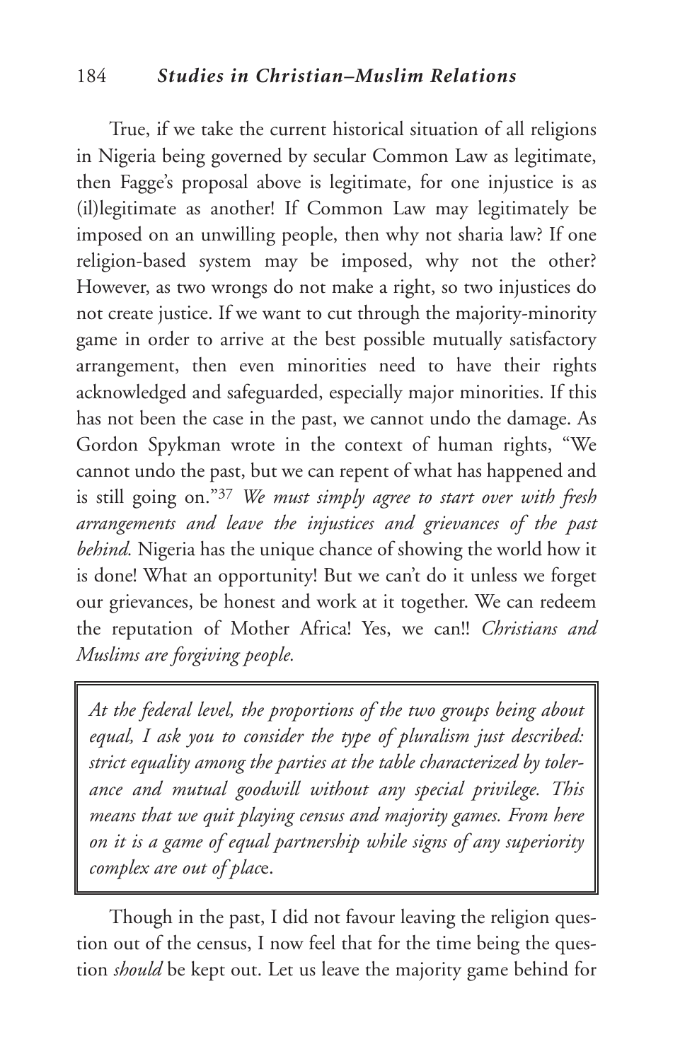True, if we take the current historical situation of all religions in Nigeria being governed by secular Common Law as legitimate, then Fagge's proposal above is legitimate, for one injustice is as (il)legitimate as another! If Common Law may legitimately be imposed on an unwilling people, then why not sharia law? If one religion-based system may be imposed, why not the other? However, as two wrongs do not make a right, so two injustices do not create justice. If we want to cut through the majority-minority game in order to arrive at the best possible mutually satisfactory arrangement, then even minorities need to have their rights acknowledged and safeguarded, especially major minorities. If this has not been the case in the past, we cannot undo the damage. As Gordon Spykman wrote in the context of human rights, "We cannot undo the past, but we can repent of what has happened and is still going on."[37] *We must simply agree to start over with fresh arrangements and leave the injustices and grievances of the past behind.* Nigeria has the unique chance of showing the world how it is done! What an opportunity! But we can't do it unless we forget our grievances, be honest and work at it together. We can redeem the reputation of Mother Africa! Yes, we can!! *Christians and Muslims are forgiving people.*

> *At the federal level, the proportions of the two groups being about equal, I ask you to consider the type of pluralism just described: strict equality among the parties at the table characterized by tolerance and mutual goodwill without any special privilege. This means that we quit playing census and majority games. From here on it is a game of equal partnership while signs of any superiority complex are out of plac*e.

Though in the past, I did not favour leaving the religion question out of the census, I now feel that for the time being the question *should* be kept out. Let us leave the majority game behind for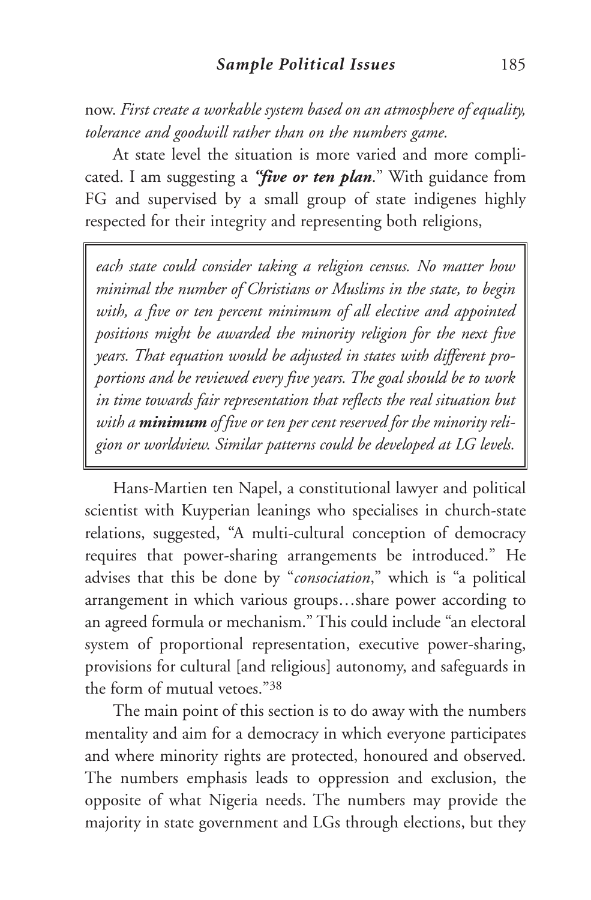now. *First create a workable system based on an atmosphere of equality, tolerance and goodwill rather than on the numbers game.*

At state level the situation is more varied and more complicated. I am suggesting a ***"five or ten plan*.**" With guidance from FG and supervised by a small group of state indigenes highly respected for their integrity and representing both religions,

> *each state could consider taking a religion census. No matter how minimal the number of Christians or Muslims in the state, to begin with, a five or ten percent minimum of all elective and appointed positions might be awarded the minority religion for the next five years. That equation would be adjusted in states with different proportions and be reviewed every five years. The goal should be to work in time towards fair representation that reflects the real situation but with a* ***minimum*** *of five or ten per cent reserved for the minority religion or worldview. Similar patterns could be developed at LG levels.*

Hans-Martien ten Napel, a constitutional lawyer and political scientist with Kuyperian leanings who specialises in church-state relations, suggested, "A multi-cultural conception of democracy requires that power-sharing arrangements be introduced." He advises that this be done by "*consociation*," which is "a political arrangement in which various groups…share power according to an agreed formula or mechanism." This could include "an electoral system of proportional representation, executive power-sharing, provisions for cultural [and religious] autonomy, and safeguards in the form of mutual vetoes."[38]

The main point of this section is to do away with the numbers mentality and aim for a democracy in which everyone participates and where minority rights are protected, honoured and observed. The numbers emphasis leads to oppression and exclusion, the opposite of what Nigeria needs. The numbers may provide the majority in state government and LGs through elections, but they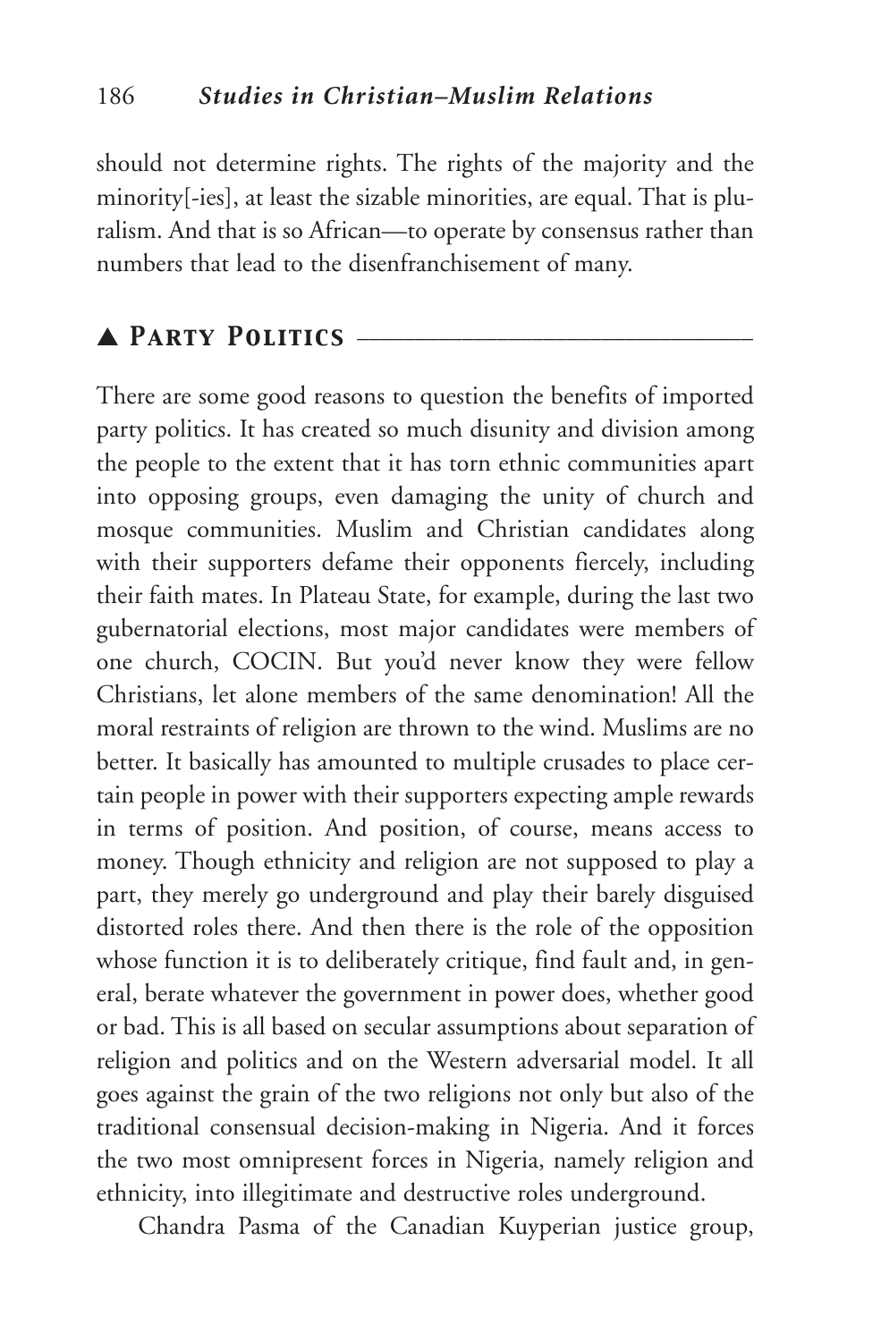should not determine rights. The rights of the majority and the minority[-ies], at least the sizable minorities, are equal. That is pluralism. And that is so African—to operate by consensus rather than numbers that lead to the disenfranchisement of many.

## ▲ Party Politics

There are some good reasons to question the benefits of imported party politics. It has created so much disunity and division among the people to the extent that it has torn ethnic communities apart into opposing groups, even damaging the unity of church and mosque communities. Muslim and Christian candidates along with their supporters defame their opponents fiercely, including their faith mates. In Plateau State, for example, during the last two gubernatorial elections, most major candidates were members of one church, COCIN. But you'd never know they were fellow Christians, let alone members of the same denomination! All the moral restraints of religion are thrown to the wind. Muslims are no better. It basically has amounted to multiple crusades to place certain people in power with their supporters expecting ample rewards in terms of position. And position, of course, means access to money. Though ethnicity and religion are not supposed to play a part, they merely go underground and play their barely disguised distorted roles there. And then there is the role of the opposition whose function it is to deliberately critique, find fault and, in general, berate whatever the government in power does, whether good or bad. This is all based on secular assumptions about separation of religion and politics and on the Western adversarial model. It all goes against the grain of the two religions not only but also of the traditional consensual decision-making in Nigeria. And it forces the two most omnipresent forces in Nigeria, namely religion and ethnicity, into illegitimate and destructive roles underground.

Chandra Pasma of the Canadian Kuyperian justice group,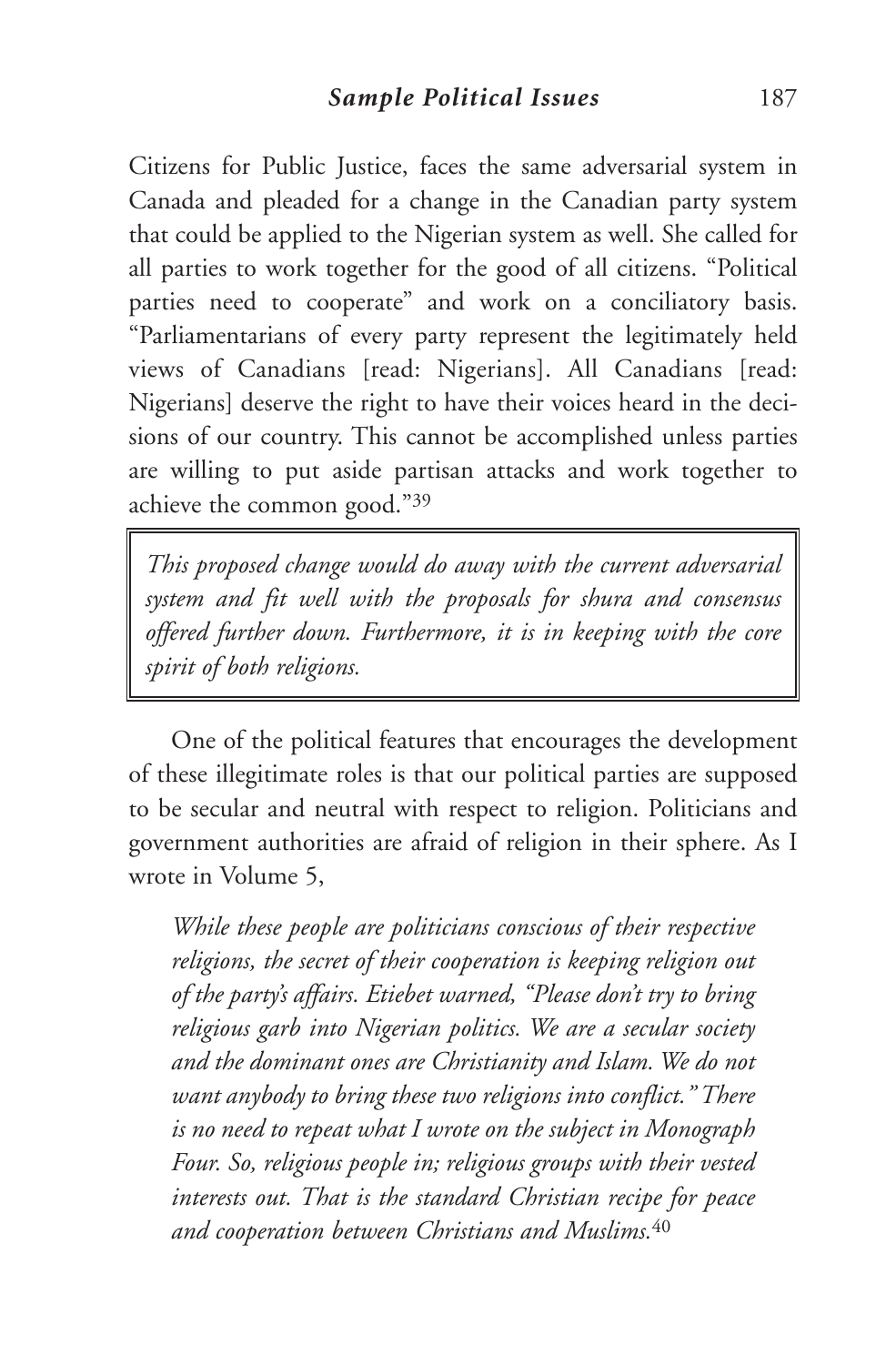Citizens for Public Justice, faces the same adversarial system in Canada and pleaded for a change in the Canadian party system that could be applied to the Nigerian system as well. She called for all parties to work together for the good of all citizens. "Political parties need to cooperate" and work on a conciliatory basis. "Parliamentarians of every party represent the legitimately held views of Canadians [read: Nigerians]. All Canadians [read: Nigerians] deserve the right to have their voices heard in the decisions of our country. This cannot be accomplished unless parties are willing to put aside partisan attacks and work together to achieve the common good."[39]

> *This proposed change would do away with the current adversarial system and fit well with the proposals for shura and consensus offered further down. Furthermore, it is in keeping with the core spirit of both religions.*

One of the political features that encourages the development of these illegitimate roles is that our political parties are supposed to be secular and neutral with respect to religion. Politicians and government authorities are afraid of religion in their sphere. As I wrote in Volume 5,

> *While these people are politicians conscious of their respective religions, the secret of their cooperation is keeping religion out of the party's affairs. Etiebet warned, "Please don't try to bring religious garb into Nigerian politics. We are a secular society and the dominant ones are Christianity and Islam. We do not want anybody to bring these two religions into conflict." There is no need to repeat what I wrote on the subject in Monograph Four. So, religious people in; religious groups with their vested interests out. That is the standard Christian recipe for peace and cooperation between Christians and Muslims.*[40]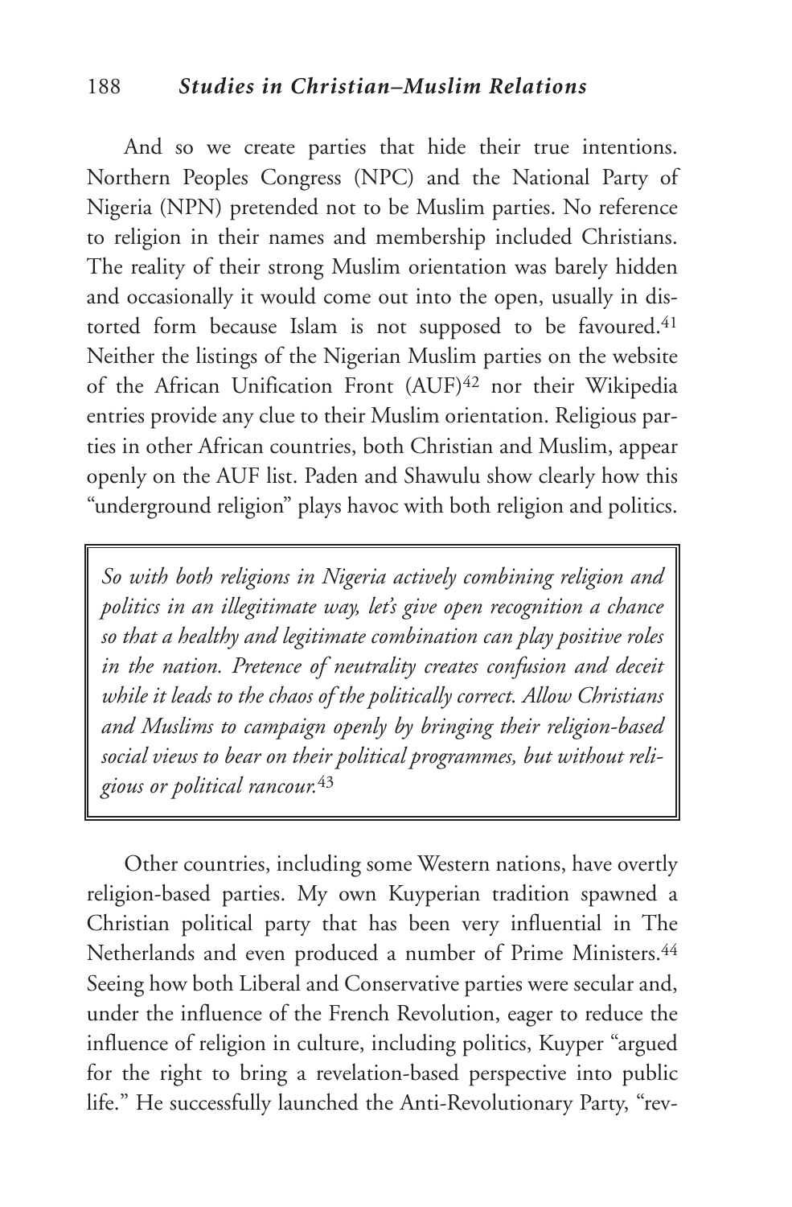And so we create parties that hide their true intentions. Northern Peoples Congress (NPC) and the National Party of Nigeria (NPN) pretended not to be Muslim parties. No reference to religion in their names and membership included Christians. The reality of their strong Muslim orientation was barely hidden and occasionally it would come out into the open, usually in distorted form because Islam is not supposed to be favoured.[41] Neither the listings of the Nigerian Muslim parties on the website of the African Unification Front (AUF)[42] nor their Wikipedia entries provide any clue to their Muslim orientation. Religious parties in other African countries, both Christian and Muslim, appear openly on the AUF list. Paden and Shawulu show clearly how this "underground religion" plays havoc with both religion and politics.

> *So with both religions in Nigeria actively combining religion and politics in an illegitimate way, let's give open recognition a chance so that a healthy and legitimate combination can play positive roles in the nation. Pretence of neutrality creates confusion and deceit while it leads to the chaos of the politically correct. Allow Christians and Muslims to campaign openly by bringing their religion-based social views to bear on their political programmes, but without religious or political rancour.*[43]

Other countries, including some Western nations, have overtly religion-based parties. My own Kuyperian tradition spawned a Christian political party that has been very influential in The Netherlands and even produced a number of Prime Ministers.[44] Seeing how both Liberal and Conservative parties were secular and, under the influence of the French Revolution, eager to reduce the influence of religion in culture, including politics, Kuyper "argued for the right to bring a revelation-based perspective into public life." He successfully launched the Anti-Revolutionary Party, "rev-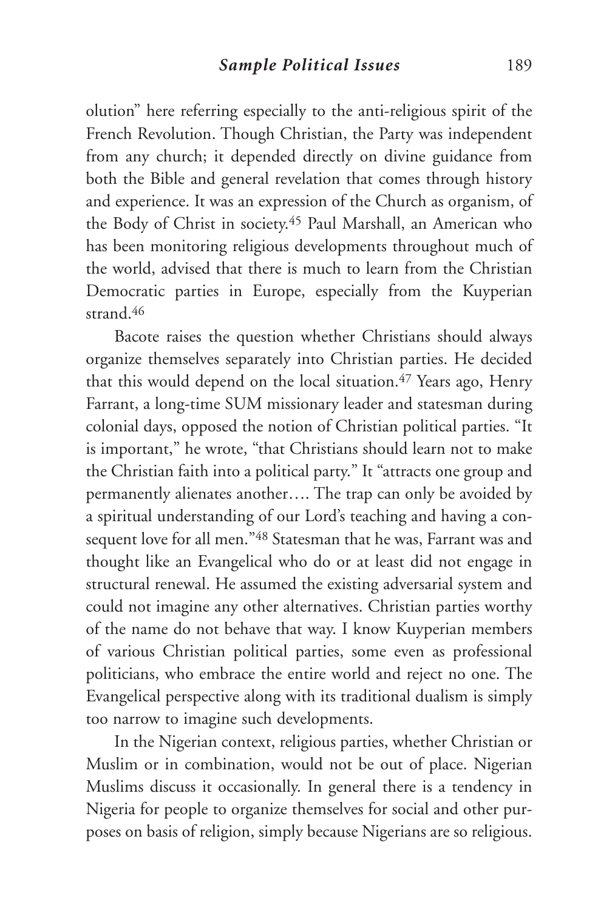olution" here referring especially to the anti-religious spirit of the French Revolution. Though Christian, the Party was independent from any church; it depended directly on divine guidance from both the Bible and general revelation that comes through history and experience. It was an expression of the Church as organism, of the Body of Christ in society.[45] Paul Marshall, an American who has been monitoring religious developments throughout much of the world, advised that there is much to learn from the Christian Democratic parties in Europe, especially from the Kuyperian strand.[46]

Bacote raises the question whether Christians should always organize themselves separately into Christian parties. He decided that this would depend on the local situation.[47] Years ago, Henry Farrant, a long-time SUM missionary leader and statesman during colonial days, opposed the notion of Christian political parties. "It is important," he wrote, "that Christians should learn not to make the Christian faith into a political party." It "attracts one group and permanently alienates another…. The trap can only be avoided by a spiritual understanding of our Lord's teaching and having a consequent love for all men."[48] Statesman that he was, Farrant was and thought like an Evangelical who do or at least did not engage in structural renewal. He assumed the existing adversarial system and could not imagine any other alternatives. Christian parties worthy of the name do not behave that way. I know Kuyperian members of various Christian political parties, some even as professional politicians, who embrace the entire world and reject no one. The Evangelical perspective along with its traditional dualism is simply too narrow to imagine such developments.

In the Nigerian context, religious parties, whether Christian or Muslim or in combination, would not be out of place. Nigerian Muslims discuss it occasionally. In general there is a tendency in Nigeria for people to organize themselves for social and other purposes on basis of religion, simply because Nigerians are so religious.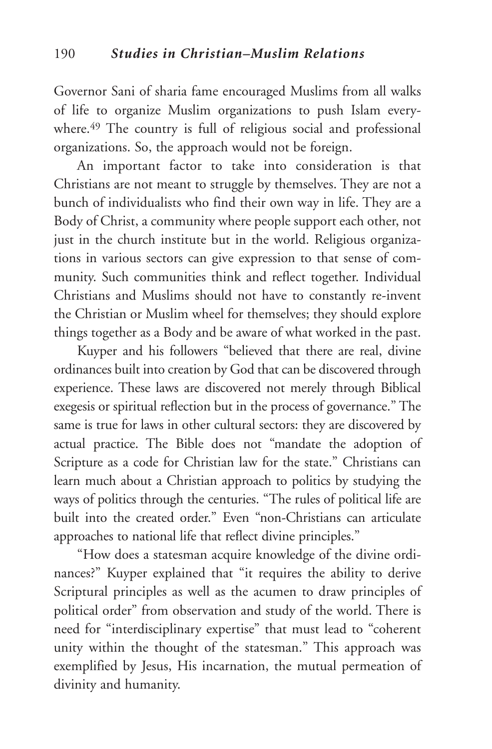Governor Sani of sharia fame encouraged Muslims from all walks of life to organize Muslim organizations to push Islam everywhere.[49] The country is full of religious social and professional organizations. So, the approach would not be foreign.

An important factor to take into consideration is that Christians are not meant to struggle by themselves. They are not a bunch of individualists who find their own way in life. They are a Body of Christ, a community where people support each other, not just in the church institute but in the world. Religious organizations in various sectors can give expression to that sense of community. Such communities think and reflect together. Individual Christians and Muslims should not have to constantly re-invent the Christian or Muslim wheel for themselves; they should explore things together as a Body and be aware of what worked in the past.

Kuyper and his followers "believed that there are real, divine ordinances built into creation by God that can be discovered through experience. These laws are discovered not merely through Biblical exegesis or spiritual reflection but in the process of governance." The same is true for laws in other cultural sectors: they are discovered by actual practice. The Bible does not "mandate the adoption of Scripture as a code for Christian law for the state." Christians can learn much about a Christian approach to politics by studying the ways of politics through the centuries. "The rules of political life are built into the created order." Even "non-Christians can articulate approaches to national life that reflect divine principles."

"How does a statesman acquire knowledge of the divine ordinances?" Kuyper explained that "it requires the ability to derive Scriptural principles as well as the acumen to draw principles of political order" from observation and study of the world. There is need for "interdisciplinary expertise" that must lead to "coherent unity within the thought of the statesman." This approach was exemplified by Jesus, His incarnation, the mutual permeation of divinity and humanity.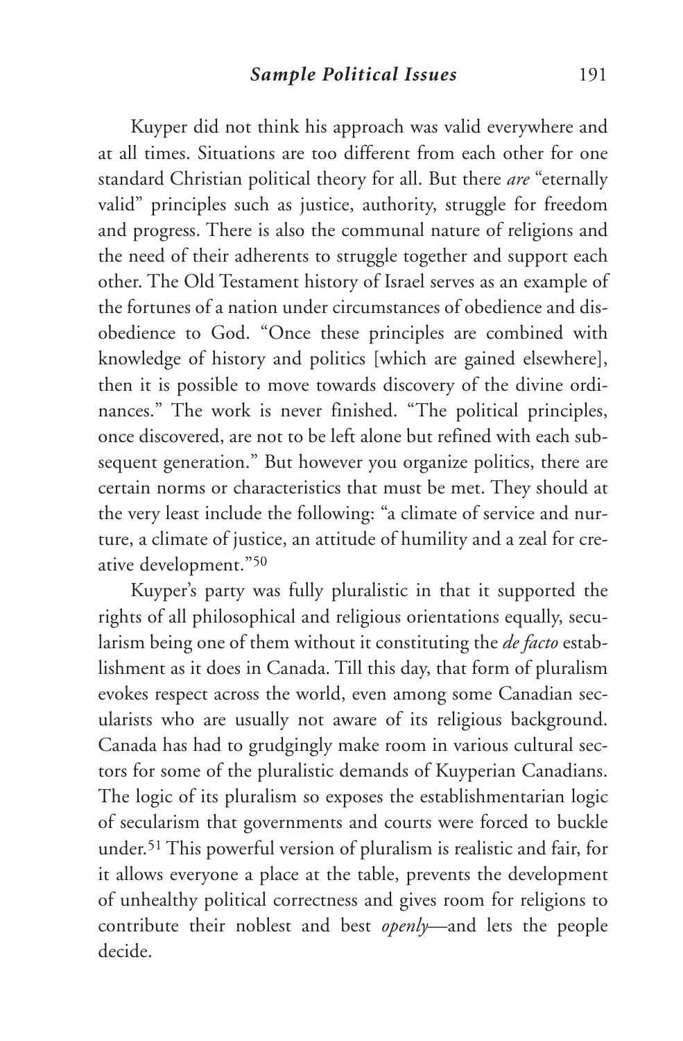Kuyper did not think his approach was valid everywhere and at all times. Situations are too different from each other for one standard Christian political theory for all. But there *are* "eternally valid" principles such as justice, authority, struggle for freedom and progress. There is also the communal nature of religions and the need of their adherents to struggle together and support each other. The Old Testament history of Israel serves as an example of the fortunes of a nation under circumstances of obedience and disobedience to God. "Once these principles are combined with knowledge of history and politics [which are gained elsewhere], then it is possible to move towards discovery of the divine ordinances." The work is never finished. "The political principles, once discovered, are not to be left alone but refined with each subsequent generation." But however you organize politics, there are certain norms or characteristics that must be met. They should at the very least include the following: "a climate of service and nurture, a climate of justice, an attitude of humility and a zeal for creative development."[50]

Kuyper's party was fully pluralistic in that it supported the rights of all philosophical and religious orientations equally, secularism being one of them without it constituting the *de facto* establishment as it does in Canada. Till this day, that form of pluralism evokes respect across the world, even among some Canadian secularists who are usually not aware of its religious background. Canada has had to grudgingly make room in various cultural sectors for some of the pluralistic demands of Kuyperian Canadians. The logic of its pluralism so exposes the establishmentarian logic of secularism that governments and courts were forced to buckle under.[51] This powerful version of pluralism is realistic and fair, for it allows everyone a place at the table, prevents the development of unhealthy political correctness and gives room for religions to contribute their noblest and best *openly*—and lets the people decide.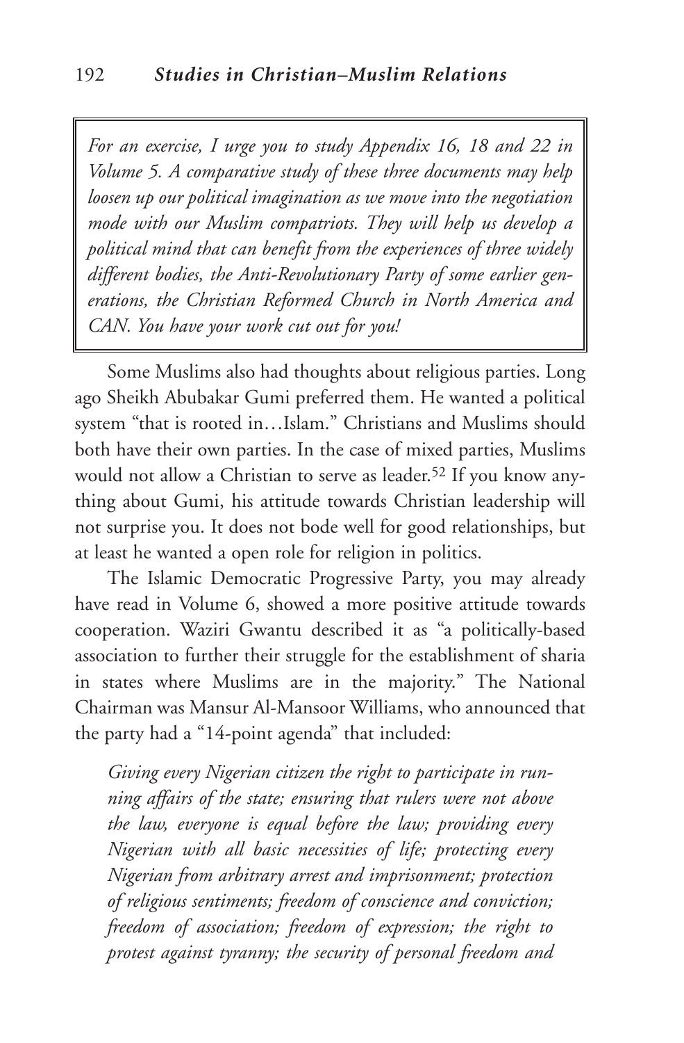*For an exercise, I urge you to study Appendix 16, 18 and 22 in Volume 5. A comparative study of these three documents may help loosen up our political imagination as we move into the negotiation mode with our Muslim compatriots. They will help us develop a political mind that can benefit from the experiences of three widely different bodies, the Anti-Revolutionary Party of some earlier generations, the Christian Reformed Church in North America and CAN. You have your work cut out for you!*

Some Muslims also had thoughts about religious parties. Long ago Sheikh Abubakar Gumi preferred them. He wanted a political system "that is rooted in…Islam." Christians and Muslims should both have their own parties. In the case of mixed parties, Muslims would not allow a Christian to serve as leader.[52] If you know anything about Gumi, his attitude towards Christian leadership will not surprise you. It does not bode well for good relationships, but at least he wanted a open role for religion in politics.

The Islamic Democratic Progressive Party, you may already have read in Volume 6, showed a more positive attitude towards cooperation. Waziri Gwantu described it as "a politically-based association to further their struggle for the establishment of sharia in states where Muslims are in the majority." The National Chairman was Mansur Al-Mansoor Williams, who announced that the party had a "14-point agenda" that included:

> *Giving every Nigerian citizen the right to participate in running affairs of the state; ensuring that rulers were not above the law, everyone is equal before the law; providing every Nigerian with all basic necessities of life; protecting every Nigerian from arbitrary arrest and imprisonment; protection of religious sentiments; freedom of conscience and conviction; freedom of association; freedom of expression; the right to protest against tyranny; the security of personal freedom and*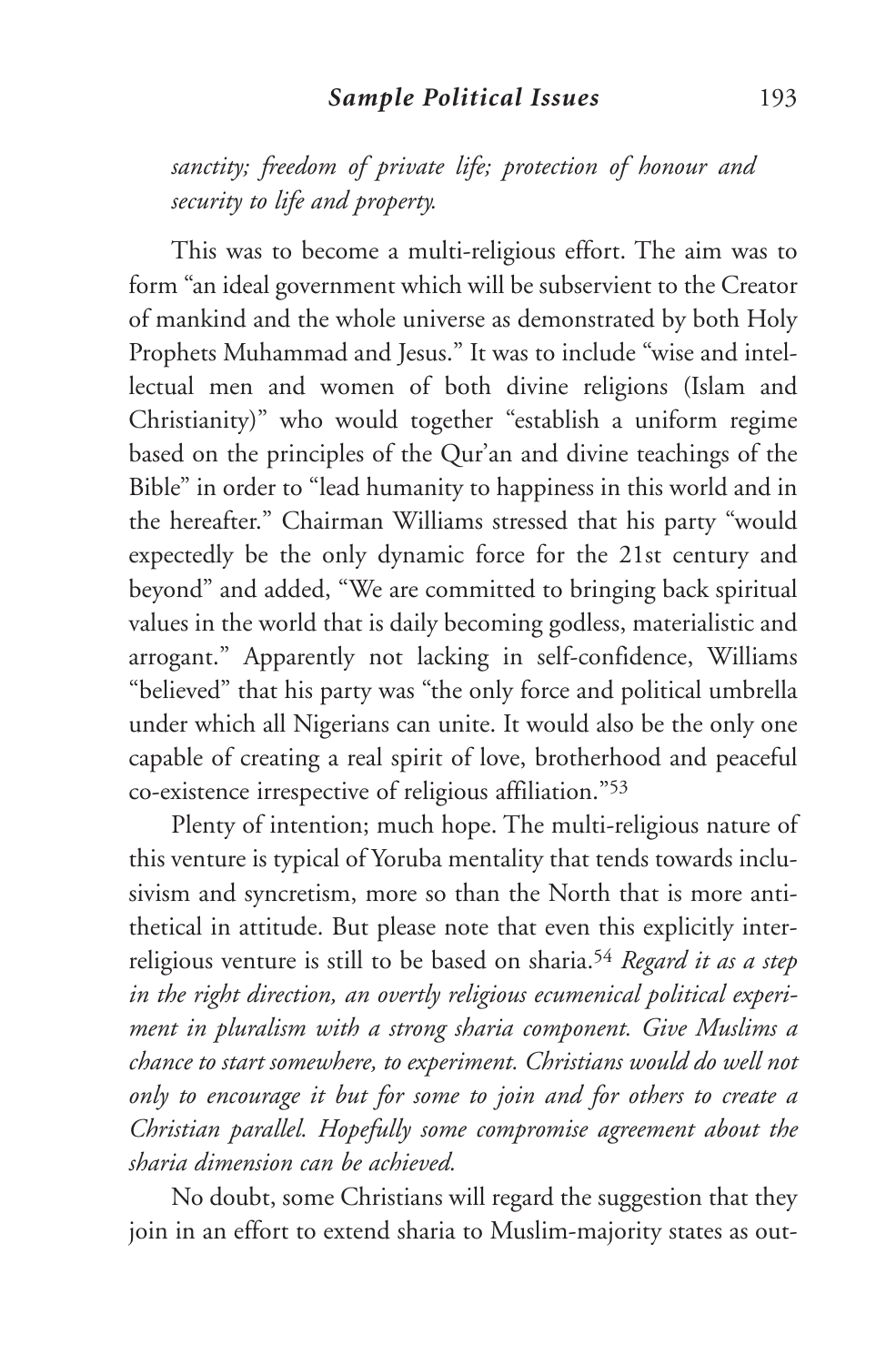*sanctity; freedom of private life; protection of honour and security to life and property.*

This was to become a multi-religious effort. The aim was to form "an ideal government which will be subservient to the Creator of mankind and the whole universe as demonstrated by both Holy Prophets Muhammad and Jesus." It was to include "wise and intellectual men and women of both divine religions (Islam and Christianity)" who would together "establish a uniform regime based on the principles of the Qur'an and divine teachings of the Bible" in order to "lead humanity to happiness in this world and in the hereafter." Chairman Williams stressed that his party "would expectedly be the only dynamic force for the 21st century and beyond" and added, "We are committed to bringing back spiritual values in the world that is daily becoming godless, materialistic and arrogant." Apparently not lacking in self-confidence, Williams "believed" that his party was "the only force and political umbrella under which all Nigerians can unite. It would also be the only one capable of creating a real spirit of love, brotherhood and peaceful co-existence irrespective of religious affiliation."[53]

Plenty of intention; much hope. The multi-religious nature of this venture is typical of Yoruba mentality that tends towards inclusivism and syncretism, more so than the North that is more antithetical in attitude. But please note that even this explicitly interreligious venture is still to be based on sharia.[54] *Regard it as a step in the right direction, an overtly religious ecumenical political experiment in pluralism with a strong sharia component. Give Muslims a chance to start somewhere, to experiment. Christians would do well not only to encourage it but for some to join and for others to create a Christian parallel. Hopefully some compromise agreement about the sharia dimension can be achieved.*

No doubt, some Christians will regard the suggestion that they join in an effort to extend sharia to Muslim-majority states as out-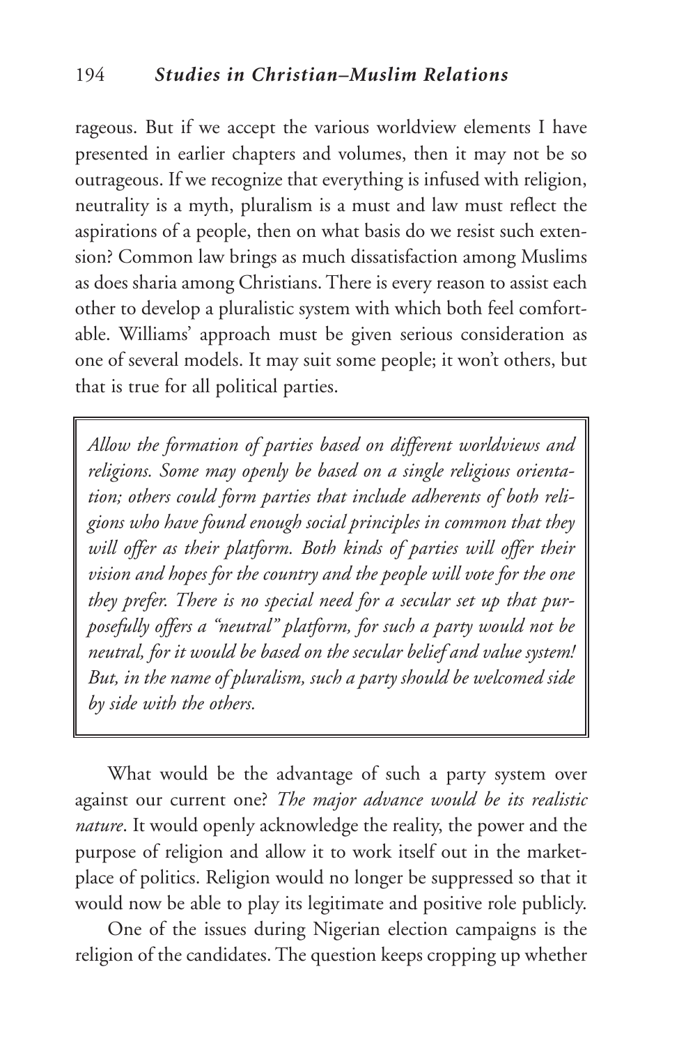rageous. But if we accept the various worldview elements I have presented in earlier chapters and volumes, then it may not be so outrageous. If we recognize that everything is infused with religion, neutrality is a myth, pluralism is a must and law must reflect the aspirations of a people, then on what basis do we resist such extension? Common law brings as much dissatisfaction among Muslims as does sharia among Christians. There is every reason to assist each other to develop a pluralistic system with which both feel comfortable. Williams' approach must be given serious consideration as one of several models. It may suit some people; it won't others, but that is true for all political parties.

> *Allow the formation of parties based on different worldviews and religions. Some may openly be based on a single religious orientation; others could form parties that include adherents of both religions who have found enough social principles in common that they will offer as their platform. Both kinds of parties will offer their vision and hopes for the country and the people will vote for the one they prefer. There is no special need for a secular set up that purposefully offers a "neutral" platform, for such a party would not be neutral, for it would be based on the secular belief and value system! But, in the name of pluralism, such a party should be welcomed side by side with the others.*

What would be the advantage of such a party system over against our current one? *The major advance would be its realistic nature*. It would openly acknowledge the reality, the power and the purpose of religion and allow it to work itself out in the marketplace of politics. Religion would no longer be suppressed so that it would now be able to play its legitimate and positive role publicly.

One of the issues during Nigerian election campaigns is the religion of the candidates. The question keeps cropping up whether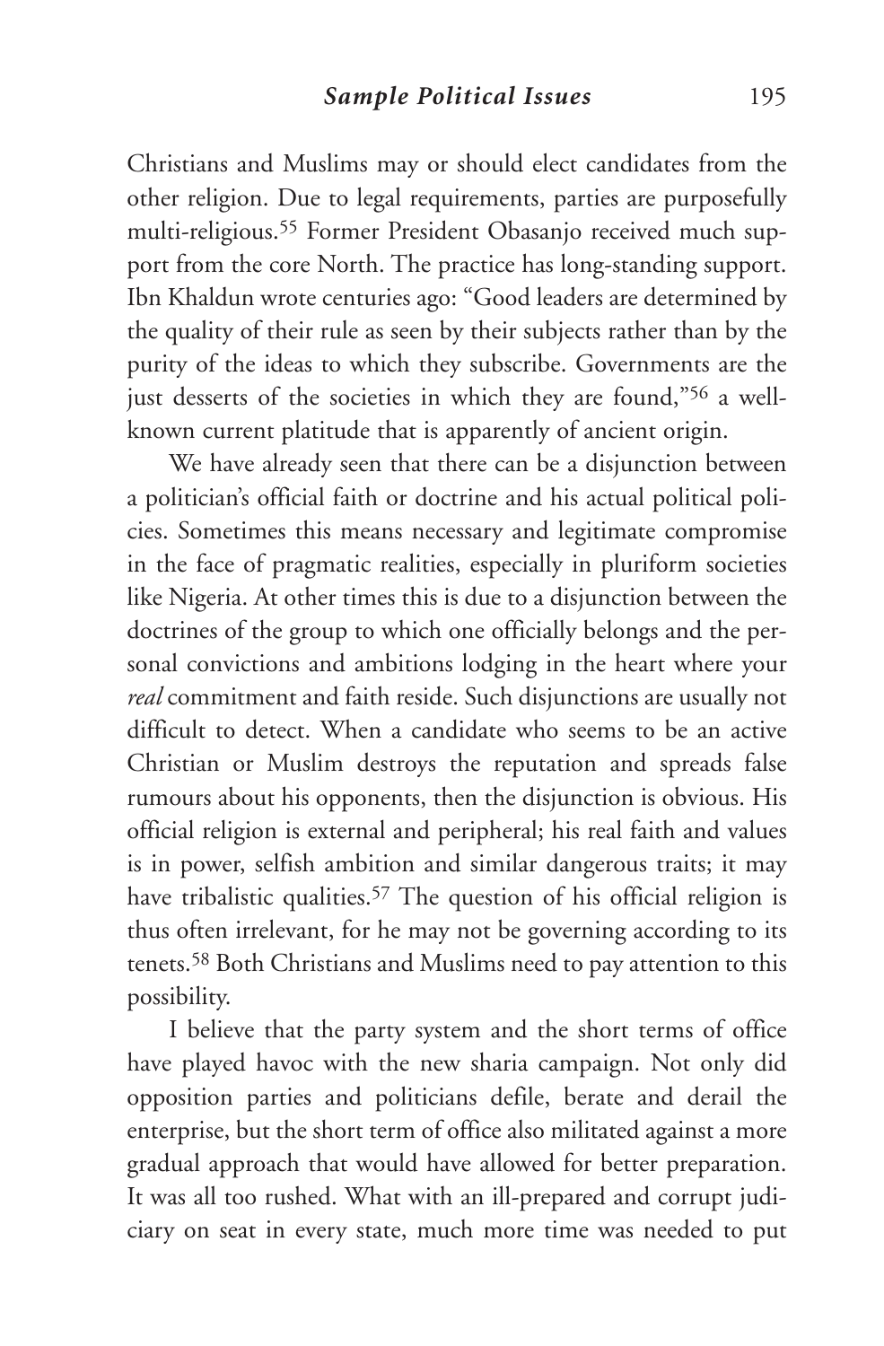Christians and Muslims may or should elect candidates from the other religion. Due to legal requirements, parties are purposefully multi-religious.[55] Former President Obasanjo received much support from the core North. The practice has long-standing support. Ibn Khaldun wrote centuries ago: "Good leaders are determined by the quality of their rule as seen by their subjects rather than by the purity of the ideas to which they subscribe. Governments are the just desserts of the societies in which they are found,"[56] a well-known current platitude that is apparently of ancient origin.

We have already seen that there can be a disjunction between a politician's official faith or doctrine and his actual political policies. Sometimes this means necessary and legitimate compromise in the face of pragmatic realities, especially in pluriform societies like Nigeria. At other times this is due to a disjunction between the doctrines of the group to which one officially belongs and the personal convictions and ambitions lodging in the heart where your *real* commitment and faith reside. Such disjunctions are usually not difficult to detect. When a candidate who seems to be an active Christian or Muslim destroys the reputation and spreads false rumours about his opponents, then the disjunction is obvious. His official religion is external and peripheral; his real faith and values is in power, selfish ambition and similar dangerous traits; it may have tribalistic qualities.[57] The question of his official religion is thus often irrelevant, for he may not be governing according to its tenets.[58] Both Christians and Muslims need to pay attention to this possibility.

I believe that the party system and the short terms of office have played havoc with the new sharia campaign. Not only did opposition parties and politicians defile, berate and derail the enterprise, but the short term of office also militated against a more gradual approach that would have allowed for better preparation. It was all too rushed. What with an ill-prepared and corrupt judiciary on seat in every state, much more time was needed to put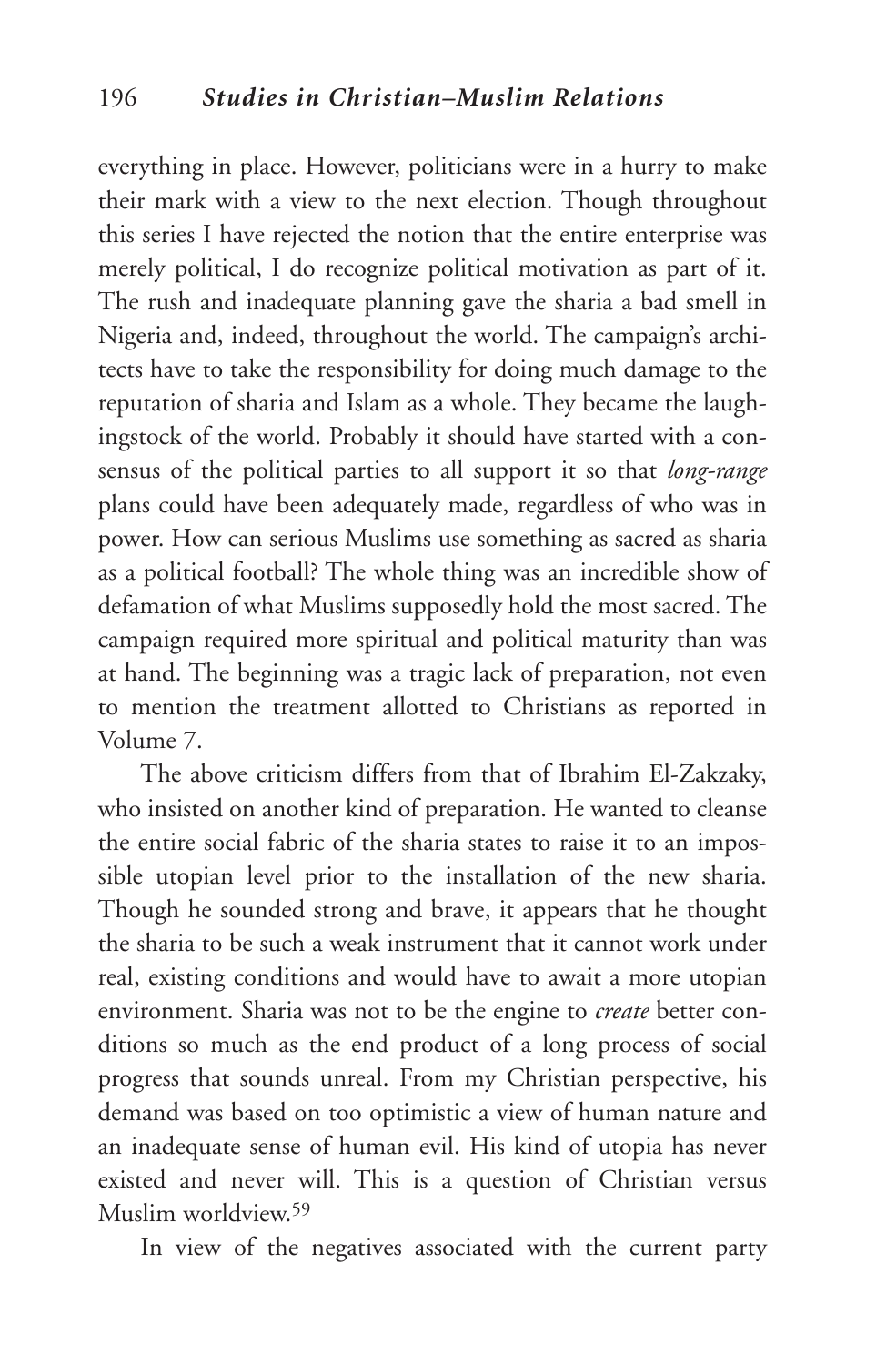everything in place. However, politicians were in a hurry to make their mark with a view to the next election. Though throughout this series I have rejected the notion that the entire enterprise was merely political, I do recognize political motivation as part of it. The rush and inadequate planning gave the sharia a bad smell in Nigeria and, indeed, throughout the world. The campaign's architects have to take the responsibility for doing much damage to the reputation of sharia and Islam as a whole. They became the laughingstock of the world. Probably it should have started with a consensus of the political parties to all support it so that *long-range* plans could have been adequately made, regardless of who was in power. How can serious Muslims use something as sacred as sharia as a political football? The whole thing was an incredible show of defamation of what Muslims supposedly hold the most sacred. The campaign required more spiritual and political maturity than was at hand. The beginning was a tragic lack of preparation, not even to mention the treatment allotted to Christians as reported in Volume 7.

The above criticism differs from that of Ibrahim El-Zakzaky, who insisted on another kind of preparation. He wanted to cleanse the entire social fabric of the sharia states to raise it to an impossible utopian level prior to the installation of the new sharia. Though he sounded strong and brave, it appears that he thought the sharia to be such a weak instrument that it cannot work under real, existing conditions and would have to await a more utopian environment. Sharia was not to be the engine to *create* better conditions so much as the end product of a long process of social progress that sounds unreal. From my Christian perspective, his demand was based on too optimistic a view of human nature and an inadequate sense of human evil. His kind of utopia has never existed and never will. This is a question of Christian versus Muslim worldview.[59]

In view of the negatives associated with the current party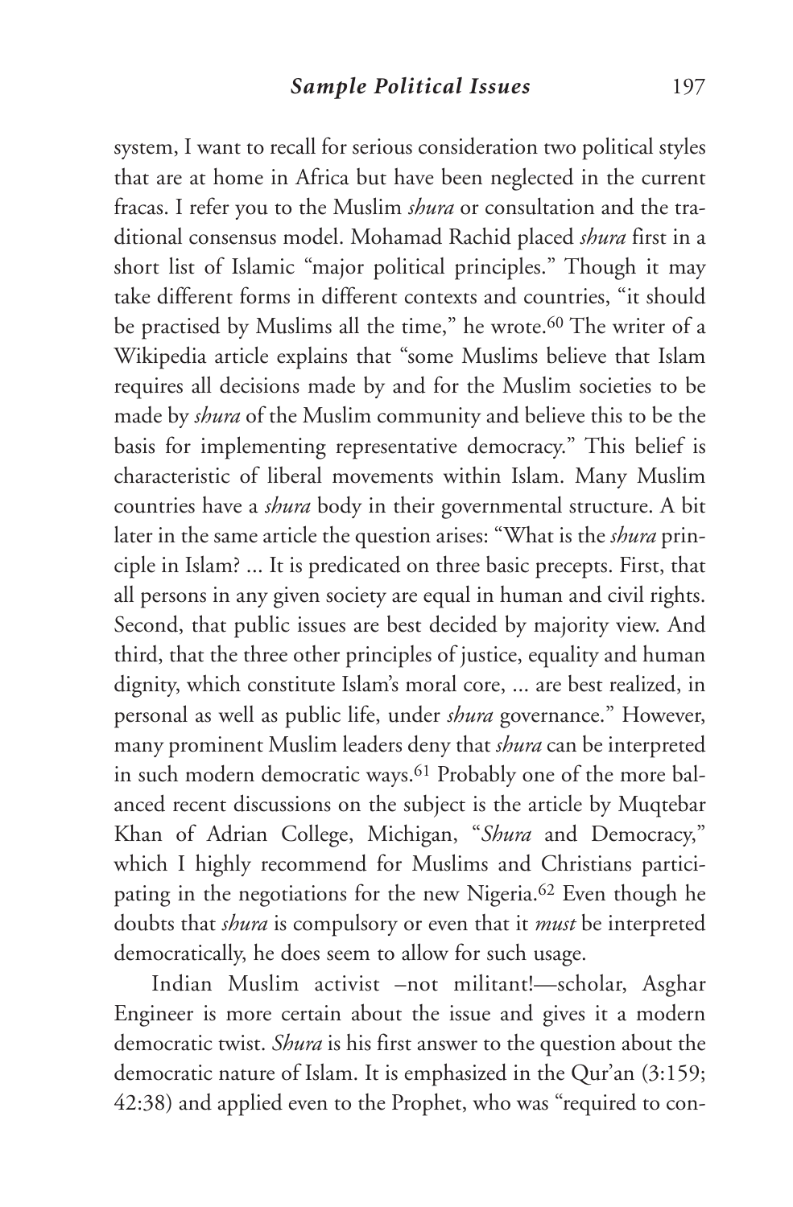system, I want to recall for serious consideration two political styles that are at home in Africa but have been neglected in the current fracas. I refer you to the Muslim *shura* or consultation and the traditional consensus model. Mohamad Rachid placed *shura* first in a short list of Islamic "major political principles." Though it may take different forms in different contexts and countries, "it should be practised by Muslims all the time," he wrote.[60] The writer of a Wikipedia article explains that "some Muslims believe that Islam requires all decisions made by and for the Muslim societies to be made by *shura* of the Muslim community and believe this to be the basis for implementing representative democracy." This belief is characteristic of liberal movements within Islam. Many Muslim countries have a *shura* body in their governmental structure. A bit later in the same article the question arises: "What is the *shura* principle in Islam? ... It is predicated on three basic precepts. First, that all persons in any given society are equal in human and civil rights. Second, that public issues are best decided by majority view. And third, that the three other principles of justice, equality and human dignity, which constitute Islam's moral core, ... are best realized, in personal as well as public life, under *shura* governance." However, many prominent Muslim leaders deny that *shura* can be interpreted in such modern democratic ways.[61] Probably one of the more balanced recent discussions on the subject is the article by Muqtebar Khan of Adrian College, Michigan, "*Shura* and Democracy," which I highly recommend for Muslims and Christians participating in the negotiations for the new Nigeria.[62] Even though he doubts that *shura* is compulsory or even that it *must* be interpreted democratically, he does seem to allow for such usage.

Indian Muslim activist –not militant!—scholar, Asghar Engineer is more certain about the issue and gives it a modern democratic twist. *Shura* is his first answer to the question about the democratic nature of Islam. It is emphasized in the Qur'an (3:159; 42:38) and applied even to the Prophet, who was "required to con-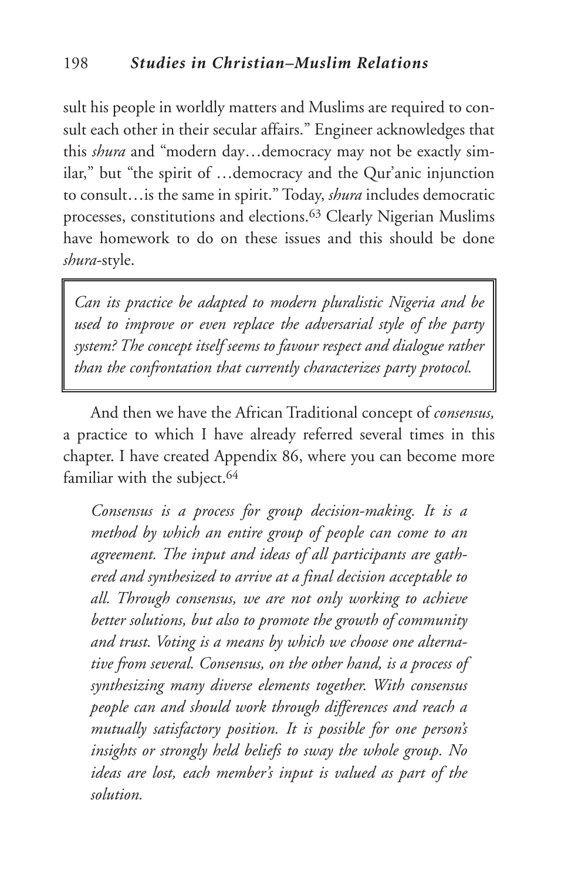sult his people in worldly matters and Muslims are required to consult each other in their secular affairs." Engineer acknowledges that this *shura* and "modern day…democracy may not be exactly similar," but "the spirit of …democracy and the Qur'anic injunction to consult…is the same in spirit." Today, *shura* includes democratic processes, constitutions and elections.[63] Clearly Nigerian Muslims have homework to do on these issues and this should be done *shura*-style.

> *Can its practice be adapted to modern pluralistic Nigeria and be used to improve or even replace the adversarial style of the party system? The concept itself seems to favour respect and dialogue rather than the confrontation that currently characterizes party protocol.*

And then we have the African Traditional concept of *consensus,* a practice to which I have already referred several times in this chapter. I have created Appendix 86, where you can become more familiar with the subject.[64]

> *Consensus is a process for group decision-making. It is a method by which an entire group of people can come to an agreement. The input and ideas of all participants are gathered and synthesized to arrive at a final decision acceptable to all. Through consensus, we are not only working to achieve better solutions, but also to promote the growth of community and trust. Voting is a means by which we choose one alternative from several. Consensus, on the other hand, is a process of synthesizing many diverse elements together. With consensus people can and should work through differences and reach a mutually satisfactory position. It is possible for one person's insights or strongly held beliefs to sway the whole group. No ideas are lost, each member's input is valued as part of the solution.*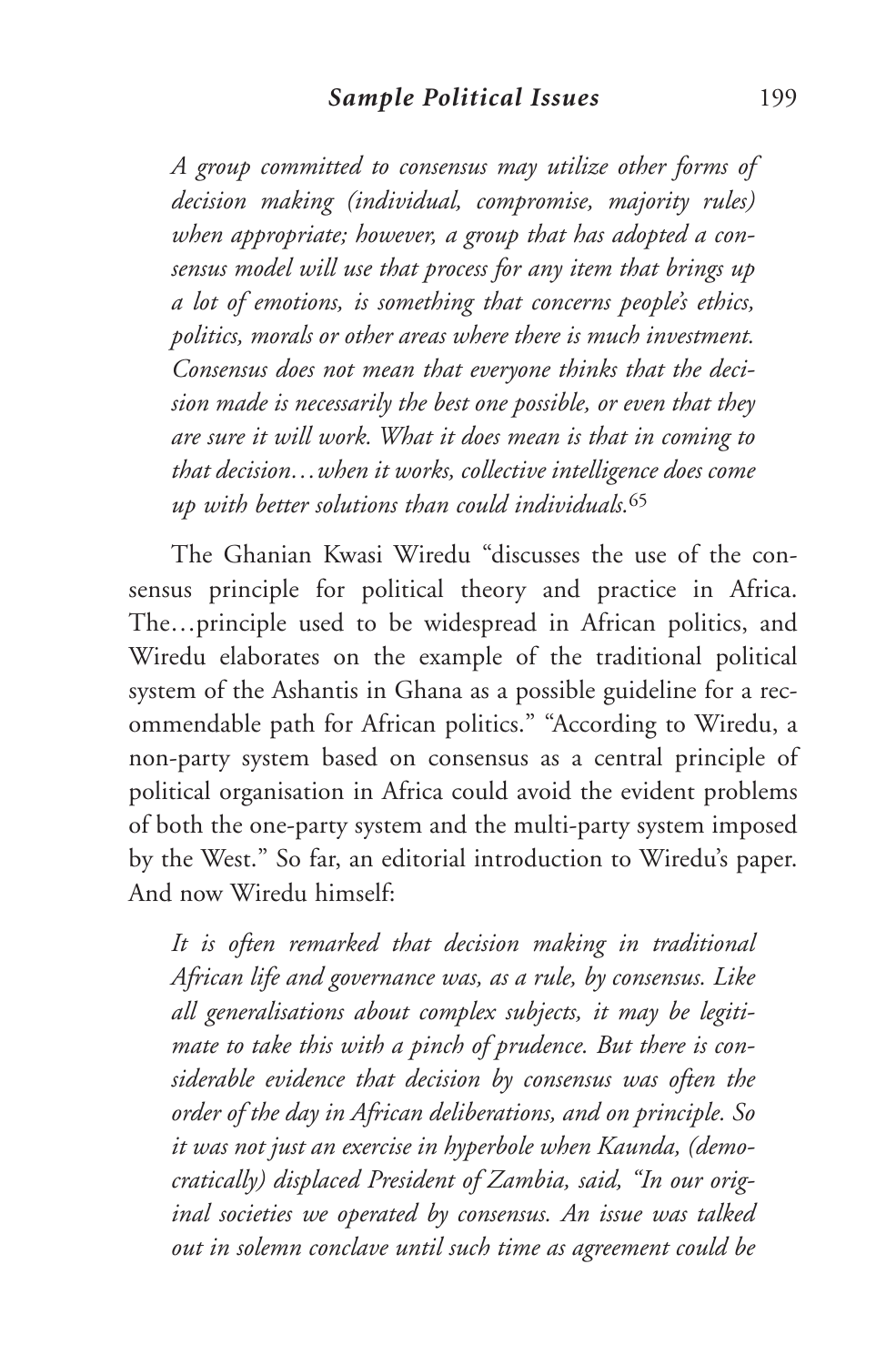*A group committed to consensus may utilize other forms of decision making (individual, compromise, majority rules) when appropriate; however, a group that has adopted a consensus model will use that process for any item that brings up a lot of emotions, is something that concerns people's ethics, politics, morals or other areas where there is much investment. Consensus does not mean that everyone thinks that the decision made is necessarily the best one possible, or even that they are sure it will work. What it does mean is that in coming to that decision…when it works, collective intelligence does come up with better solutions than could individuals.*[65]

The Ghanian Kwasi Wiredu "discusses the use of the consensus principle for political theory and practice in Africa. The…principle used to be widespread in African politics, and Wiredu elaborates on the example of the traditional political system of the Ashantis in Ghana as a possible guideline for a recommendable path for African politics." "According to Wiredu, a non-party system based on consensus as a central principle of political organisation in Africa could avoid the evident problems of both the one-party system and the multi-party system imposed by the West." So far, an editorial introduction to Wiredu's paper. And now Wiredu himself:

*It is often remarked that decision making in traditional African life and governance was, as a rule, by consensus. Like all generalisations about complex subjects, it may be legitimate to take this with a pinch of prudence. But there is considerable evidence that decision by consensus was often the order of the day in African deliberations, and on principle. So it was not just an exercise in hyperbole when Kaunda, (democratically) displaced President of Zambia, said, "In our original societies we operated by consensus. An issue was talked out in solemn conclave until such time as agreement could be*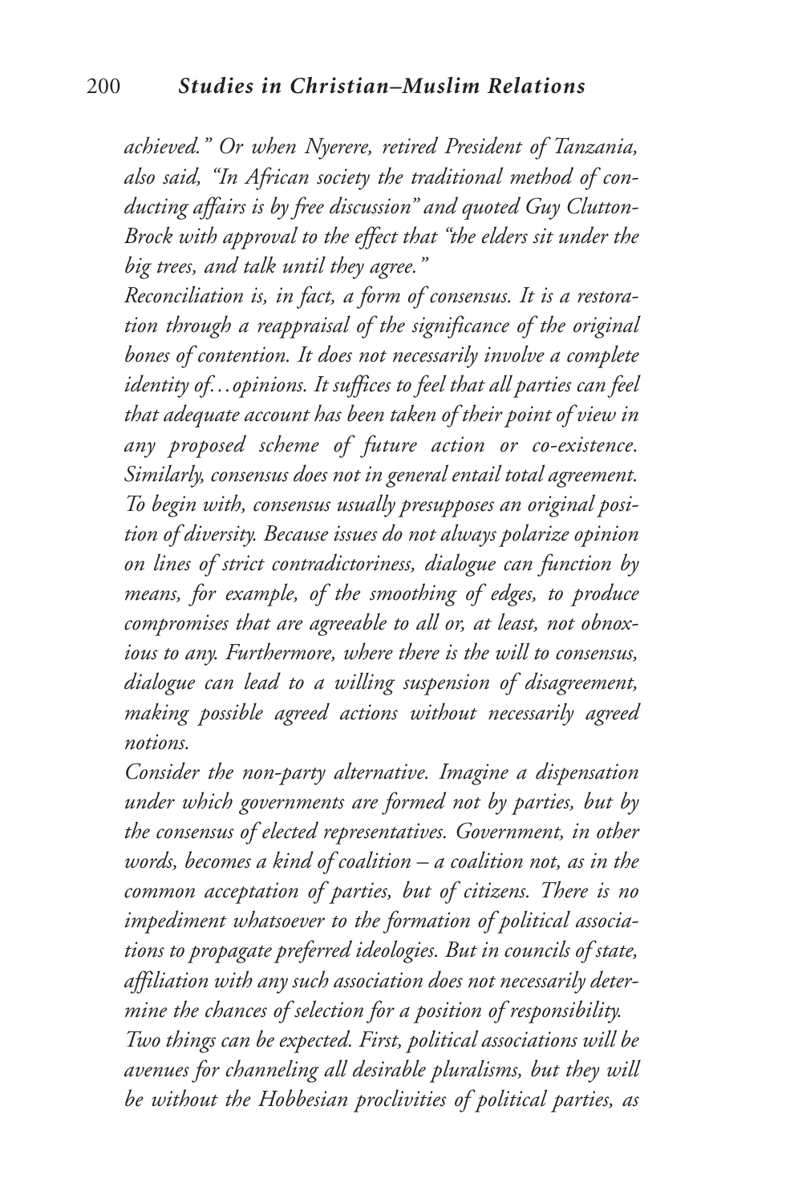*achieved." Or when Nyerere, retired President of Tanzania, also said, "In African society the traditional method of conducting affairs is by free discussion" and quoted Guy Clutton-Brock with approval to the effect that "the elders sit under the big trees, and talk until they agree."*

*Reconciliation is, in fact, a form of consensus. It is a restoration through a reappraisal of the significance of the original bones of contention. It does not necessarily involve a complete identity of…opinions. It suffices to feel that all parties can feel that adequate account has been taken of their point of view in any proposed scheme of future action or co-existence. Similarly, consensus does not in general entail total agreement. To begin with, consensus usually presupposes an original position of diversity. Because issues do not always polarize opinion on lines of strict contradictoriness, dialogue can function by means, for example, of the smoothing of edges, to produce compromises that are agreeable to all or, at least, not obnoxious to any. Furthermore, where there is the will to consensus, dialogue can lead to a willing suspension of disagreement, making possible agreed actions without necessarily agreed notions.*

*Consider the non-party alternative. Imagine a dispensation under which governments are formed not by parties, but by the consensus of elected representatives. Government, in other words, becomes a kind of coalition – a coalition not, as in the common acceptation of parties, but of citizens. There is no impediment whatsoever to the formation of political associations to propagate preferred ideologies. But in councils of state, affiliation with any such association does not necessarily determine the chances of selection for a position of responsibility.*

*Two things can be expected. First, political associations will be avenues for channeling all desirable pluralisms, but they will be without the Hobbesian proclivities of political parties, as*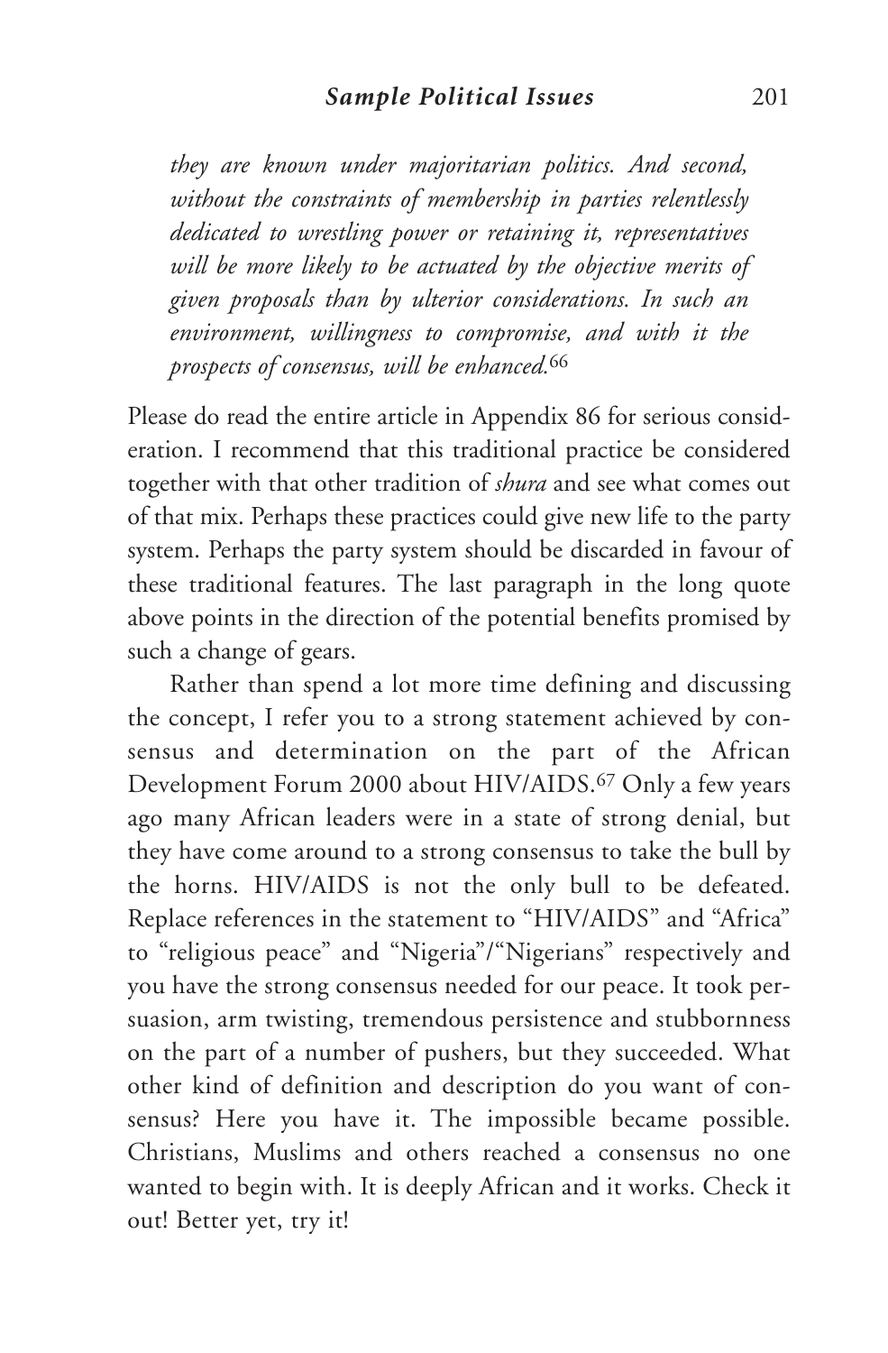*they are known under majoritarian politics. And second, without the constraints of membership in parties relentlessly dedicated to wrestling power or retaining it, representatives will be more likely to be actuated by the objective merits of given proposals than by ulterior considerations. In such an environment, willingness to compromise, and with it the prospects of consensus, will be enhanced.*[66]

Please do read the entire article in Appendix 86 for serious consideration. I recommend that this traditional practice be considered together with that other tradition of *shura* and see what comes out of that mix. Perhaps these practices could give new life to the party system. Perhaps the party system should be discarded in favour of these traditional features. The last paragraph in the long quote above points in the direction of the potential benefits promised by such a change of gears.

Rather than spend a lot more time defining and discussing the concept, I refer you to a strong statement achieved by consensus and determination on the part of the African Development Forum 2000 about HIV/AIDS.[67] Only a few years ago many African leaders were in a state of strong denial, but they have come around to a strong consensus to take the bull by the horns. HIV/AIDS is not the only bull to be defeated. Replace references in the statement to "HIV/AIDS" and "Africa" to "religious peace" and "Nigeria"/"Nigerians" respectively and you have the strong consensus needed for our peace. It took persuasion, arm twisting, tremendous persistence and stubbornness on the part of a number of pushers, but they succeeded. What other kind of definition and description do you want of consensus? Here you have it. The impossible became possible. Christians, Muslims and others reached a consensus no one wanted to begin with. It is deeply African and it works. Check it out! Better yet, try it!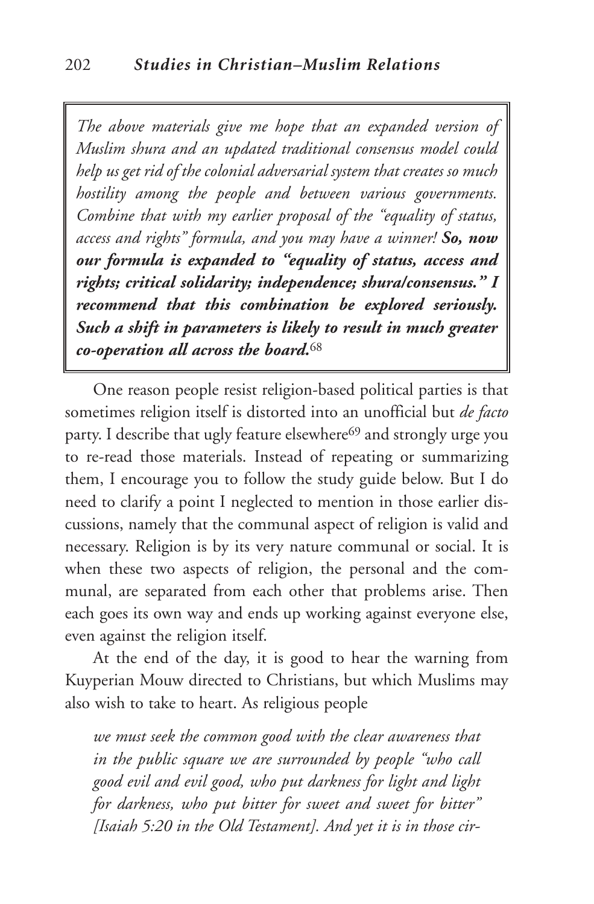> *The above materials give me hope that an expanded version of Muslim shura and an updated traditional consensus model could help us get rid of the colonial adversarial system that creates so much hostility among the people and between various governments. Combine that with my earlier proposal of the "equality of status, access and rights" formula, and you may have a winner!* ***So, now our formula is expanded to "equality of status, access and rights; critical solidarity; independence; shura/consensus." I recommend that this combination be explored seriously. Such a shift in parameters is likely to result in much greater co-operation all across the board.***[68]

One reason people resist religion-based political parties is that sometimes religion itself is distorted into an unofficial but *de facto* party. I describe that ugly feature elsewhere[69] and strongly urge you to re-read those materials. Instead of repeating or summarizing them, I encourage you to follow the study guide below. But I do need to clarify a point I neglected to mention in those earlier discussions, namely that the communal aspect of religion is valid and necessary. Religion is by its very nature communal or social. It is when these two aspects of religion, the personal and the communal, are separated from each other that problems arise. Then each goes its own way and ends up working against everyone else, even against the religion itself.

At the end of the day, it is good to hear the warning from Kuyperian Mouw directed to Christians, but which Muslims may also wish to take to heart. As religious people

> *we must seek the common good with the clear awareness that in the public square we are surrounded by people "who call good evil and evil good, who put darkness for light and light for darkness, who put bitter for sweet and sweet for bitter" [Isaiah 5:20 in the Old Testament]. And yet it is in those cir-*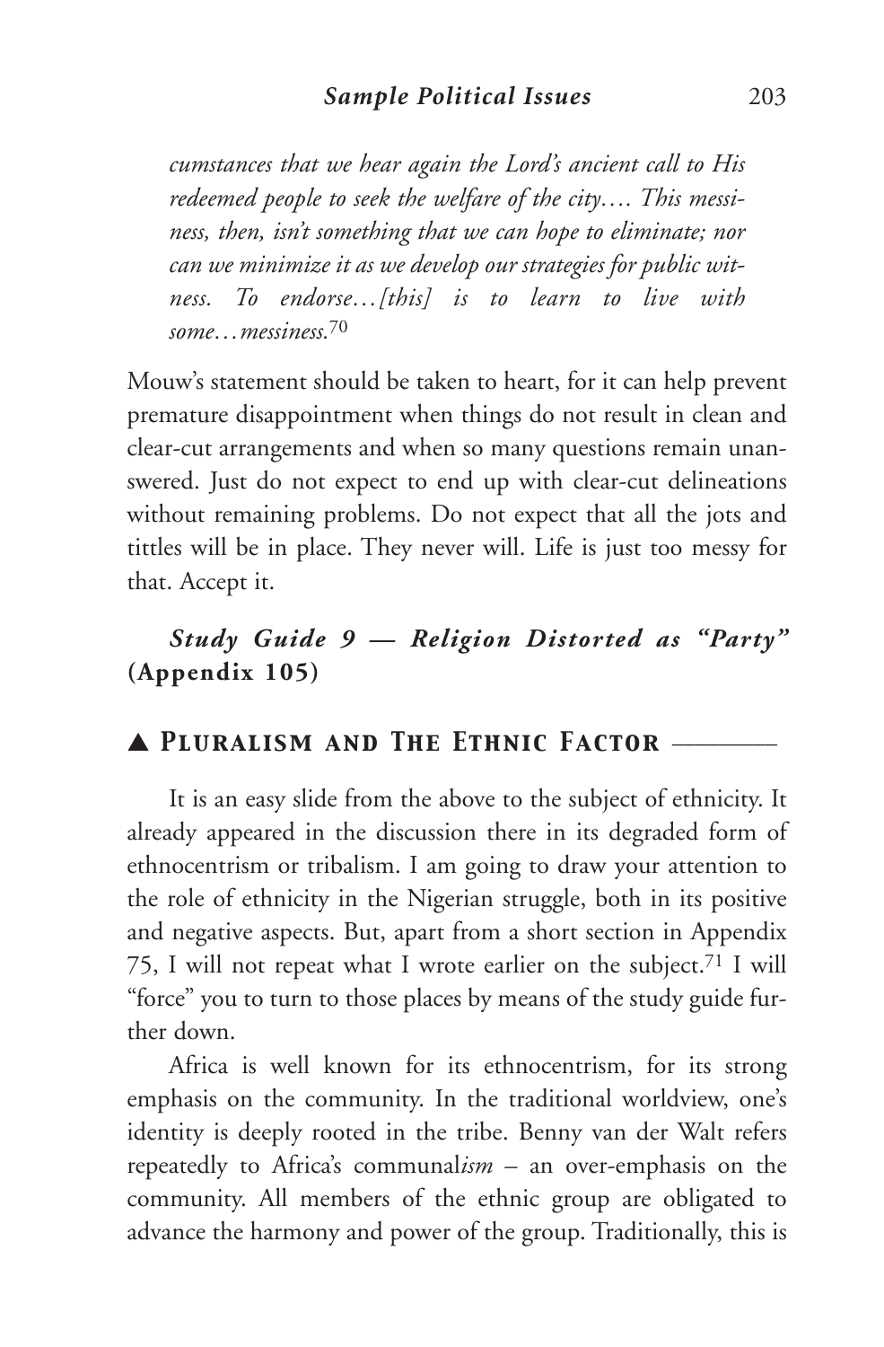*cumstances that we hear again the Lord's ancient call to His redeemed people to seek the welfare of the city…. This messiness, then, isn't something that we can hope to eliminate; nor can we minimize it as we develop our strategies for public witness. To endorse…[this] is to learn to live with some…messiness.*[70]

Mouw's statement should be taken to heart, for it can help prevent premature disappointment when things do not result in clean and clear-cut arrangements and when so many questions remain unanswered. Just do not expect to end up with clear-cut delineations without remaining problems. Do not expect that all the jots and tittles will be in place. They never will. Life is just too messy for that. Accept it.

***Study Guide 9 — Religion Distorted as "Party"* (Appendix 105)**

## ▲ *Pluralism and The Ethnic Factor*

It is an easy slide from the above to the subject of ethnicity. It already appeared in the discussion there in its degraded form of ethnocentrism or tribalism. I am going to draw your attention to the role of ethnicity in the Nigerian struggle, both in its positive and negative aspects. But, apart from a short section in Appendix 75, I will not repeat what I wrote earlier on the subject.[71] I will "force" you to turn to those places by means of the study guide further down.

Africa is well known for its ethnocentrism, for its strong emphasis on the community. In the traditional worldview, one's identity is deeply rooted in the tribe. Benny van der Walt refers repeatedly to Africa's communal*ism* – an over-emphasis on the community. All members of the ethnic group are obligated to advance the harmony and power of the group. Traditionally, this is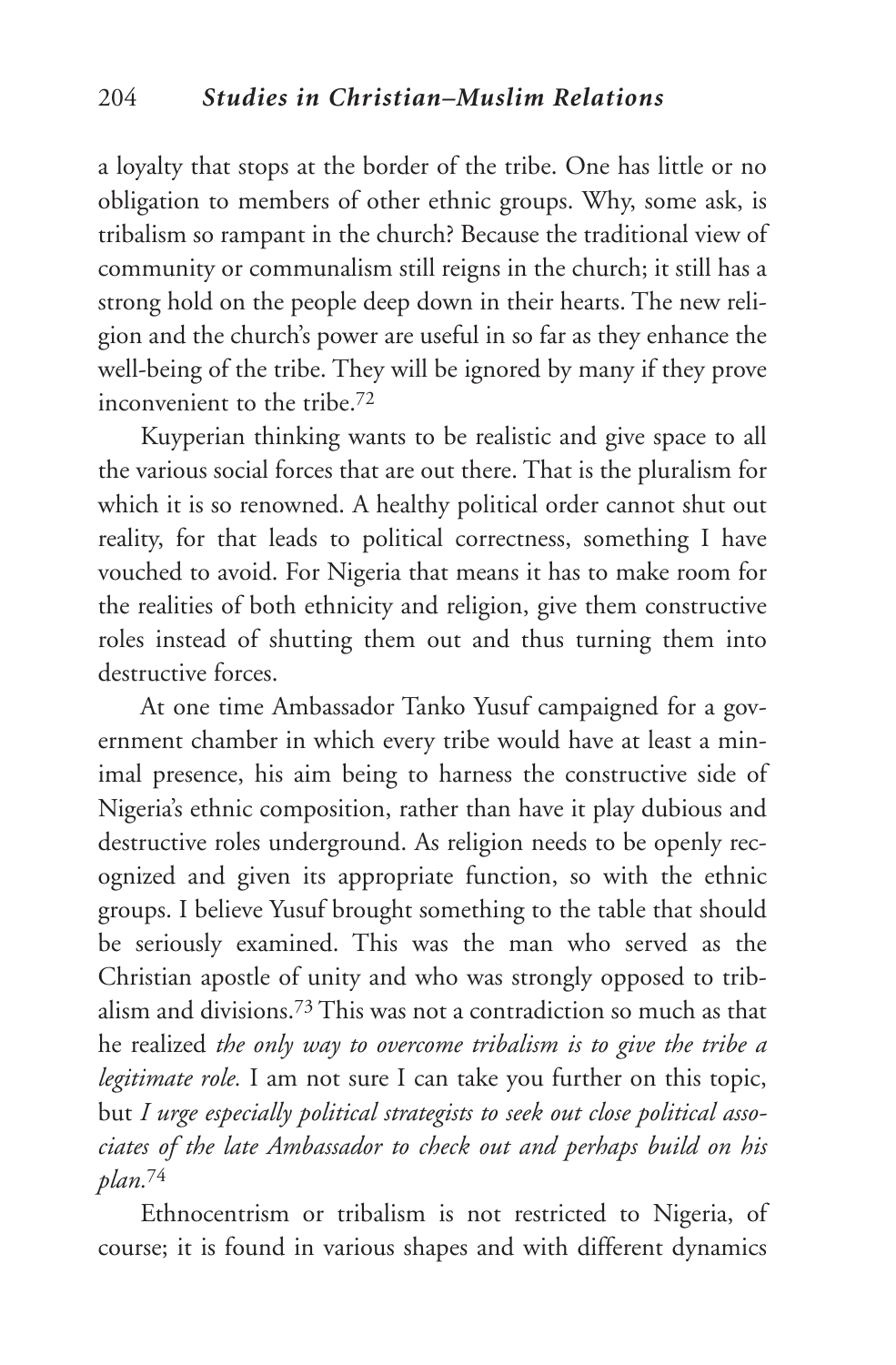a loyalty that stops at the border of the tribe. One has little or no obligation to members of other ethnic groups. Why, some ask, is tribalism so rampant in the church? Because the traditional view of community or communalism still reigns in the church; it still has a strong hold on the people deep down in their hearts. The new religion and the church's power are useful in so far as they enhance the well-being of the tribe. They will be ignored by many if they prove inconvenient to the tribe.[72]

Kuyperian thinking wants to be realistic and give space to all the various social forces that are out there. That is the pluralism for which it is so renowned. A healthy political order cannot shut out reality, for that leads to political correctness, something I have vouched to avoid. For Nigeria that means it has to make room for the realities of both ethnicity and religion, give them constructive roles instead of shutting them out and thus turning them into destructive forces.

At one time Ambassador Tanko Yusuf campaigned for a government chamber in which every tribe would have at least a minimal presence, his aim being to harness the constructive side of Nigeria's ethnic composition, rather than have it play dubious and destructive roles underground. As religion needs to be openly recognized and given its appropriate function, so with the ethnic groups. I believe Yusuf brought something to the table that should be seriously examined. This was the man who served as the Christian apostle of unity and who was strongly opposed to tribalism and divisions.[73] This was not a contradiction so much as that he realized *the only way to overcome tribalism is to give the tribe a legitimate role.* I am not sure I can take you further on this topic, but *I urge especially political strategists to seek out close political associates of the late Ambassador to check out and perhaps build on his plan.*[74]

Ethnocentrism or tribalism is not restricted to Nigeria, of course; it is found in various shapes and with different dynamics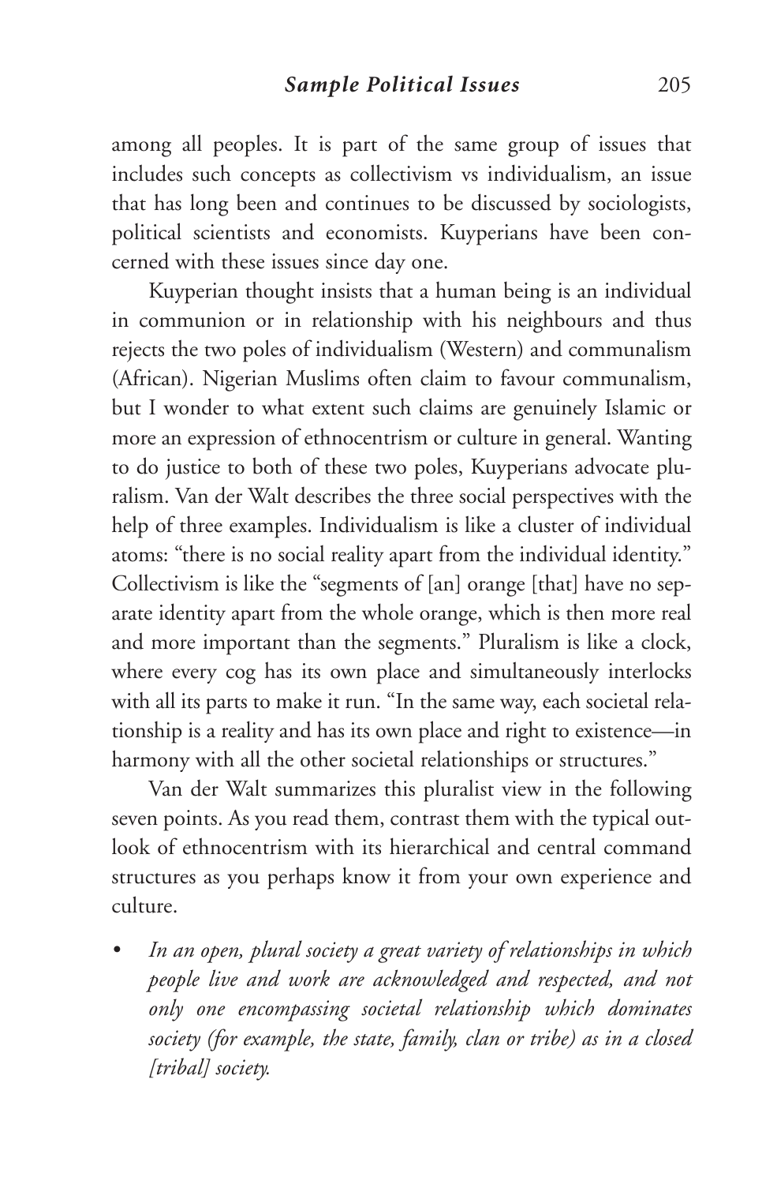among all peoples. It is part of the same group of issues that includes such concepts as collectivism vs individualism, an issue that has long been and continues to be discussed by sociologists, political scientists and economists. Kuyperians have been concerned with these issues since day one.

Kuyperian thought insists that a human being is an individual in communion or in relationship with his neighbours and thus rejects the two poles of individualism (Western) and communalism (African). Nigerian Muslims often claim to favour communalism, but I wonder to what extent such claims are genuinely Islamic or more an expression of ethnocentrism or culture in general. Wanting to do justice to both of these two poles, Kuyperians advocate pluralism. Van der Walt describes the three social perspectives with the help of three examples. Individualism is like a cluster of individual atoms: "there is no social reality apart from the individual identity." Collectivism is like the "segments of [an] orange [that] have no separate identity apart from the whole orange, which is then more real and more important than the segments." Pluralism is like a clock, where every cog has its own place and simultaneously interlocks with all its parts to make it run. "In the same way, each societal relationship is a reality and has its own place and right to existence—in harmony with all the other societal relationships or structures."

Van der Walt summarizes this pluralist view in the following seven points. As you read them, contrast them with the typical outlook of ethnocentrism with its hierarchical and central command structures as you perhaps know it from your own experience and culture.

- *In an open, plural society a great variety of relationships in which people live and work are acknowledged and respected, and not only one encompassing societal relationship which dominates society (for example, the state, family, clan or tribe) as in a closed [tribal] society.*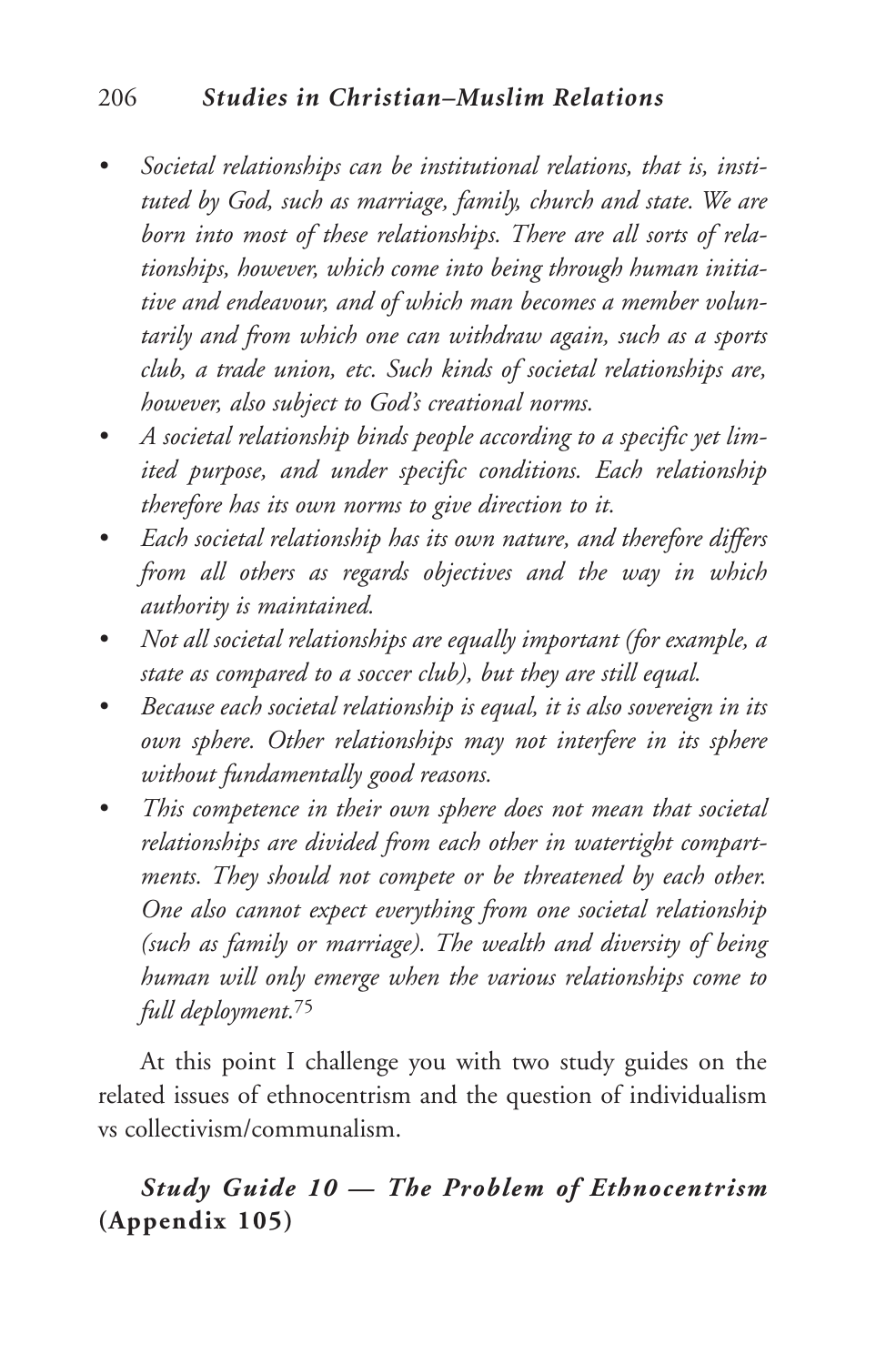- *Societal relationships can be institutional relations, that is, instituted by God, such as marriage, family, church and state. We are born into most of these relationships. There are all sorts of relationships, however, which come into being through human initiative and endeavour, and of which man becomes a member voluntarily and from which one can withdraw again, such as a sports club, a trade union, etc. Such kinds of societal relationships are, however, also subject to God's creational norms.*
- *A societal relationship binds people according to a specific yet limited purpose, and under specific conditions. Each relationship therefore has its own norms to give direction to it.*
- *Each societal relationship has its own nature, and therefore differs from all others as regards objectives and the way in which authority is maintained.*
- *Not all societal relationships are equally important (for example, a state as compared to a soccer club), but they are still equal.*
- *Because each societal relationship is equal, it is also sovereign in its own sphere. Other relationships may not interfere in its sphere without fundamentally good reasons.*
- *This competence in their own sphere does not mean that societal relationships are divided from each other in watertight compartments. They should not compete or be threatened by each other. One also cannot expect everything from one societal relationship (such as family or marriage). The wealth and diversity of being human will only emerge when the various relationships come to full deployment.*[75]

At this point I challenge you with two study guides on the related issues of ethnocentrism and the question of individualism vs collectivism/communalism.

### *Study Guide 10 — The Problem of Ethnocentrism* **(Appendix 105)**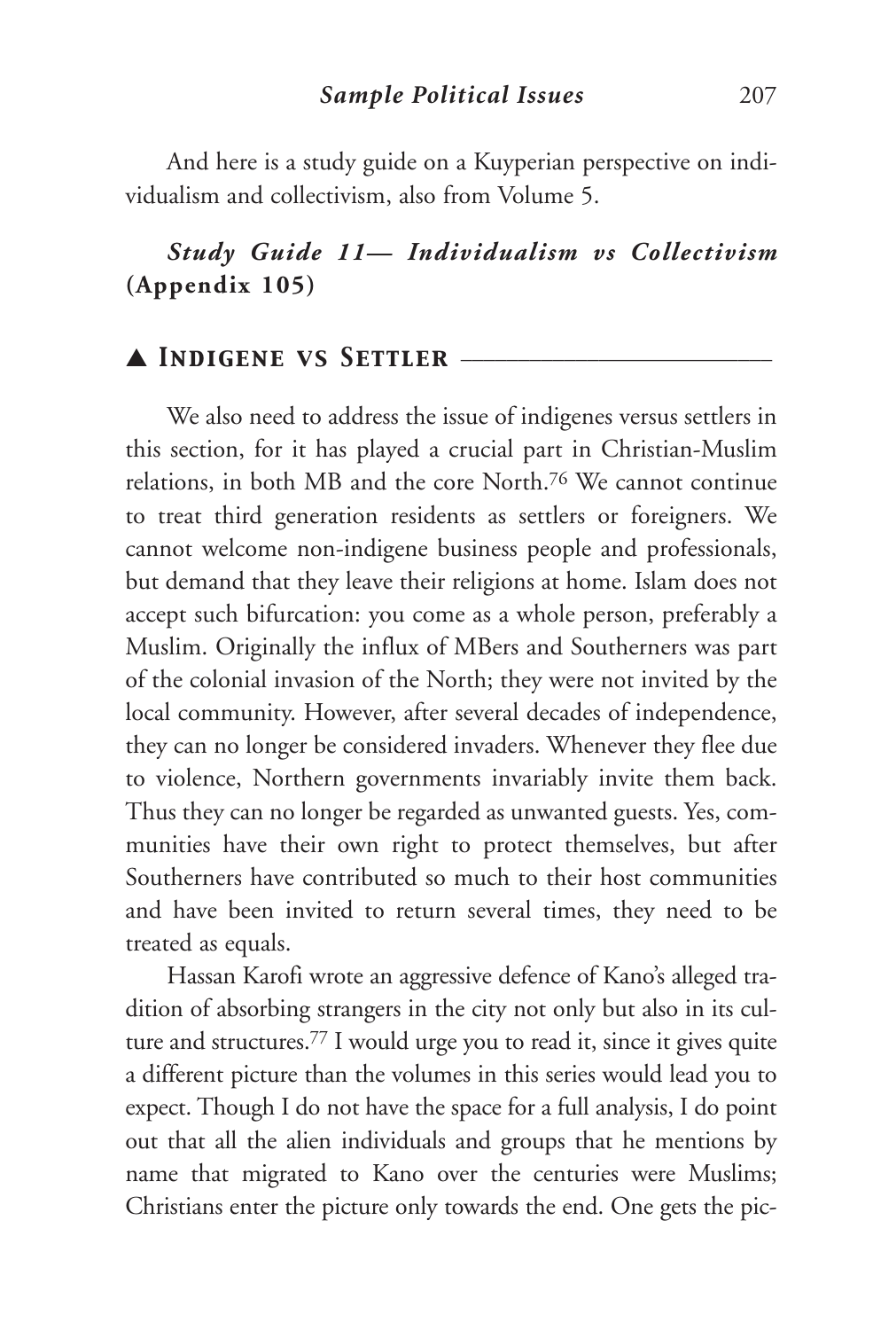And here is a study guide on a Kuyperian perspective on individualism and collectivism, also from Volume 5.

***Study Guide 11— Individualism vs Collectivism* (Appendix 105)**

## ▲ Indigene vs Settler

We also need to address the issue of indigenes versus settlers in this section, for it has played a crucial part in Christian-Muslim relations, in both MB and the core North.[76] We cannot continue to treat third generation residents as settlers or foreigners. We cannot welcome non-indigene business people and professionals, but demand that they leave their religions at home. Islam does not accept such bifurcation: you come as a whole person, preferably a Muslim. Originally the influx of MBers and Southerners was part of the colonial invasion of the North; they were not invited by the local community. However, after several decades of independence, they can no longer be considered invaders. Whenever they flee due to violence, Northern governments invariably invite them back. Thus they can no longer be regarded as unwanted guests. Yes, communities have their own right to protect themselves, but after Southerners have contributed so much to their host communities and have been invited to return several times, they need to be treated as equals.

Hassan Karofi wrote an aggressive defence of Kano's alleged tradition of absorbing strangers in the city not only but also in its culture and structures.[77] I would urge you to read it, since it gives quite a different picture than the volumes in this series would lead you to expect. Though I do not have the space for a full analysis, I do point out that all the alien individuals and groups that he mentions by name that migrated to Kano over the centuries were Muslims; Christians enter the picture only towards the end. One gets the pic-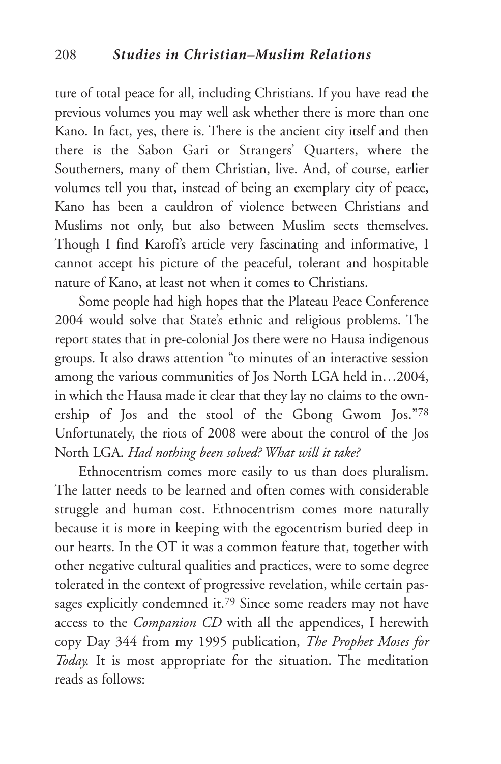ture of total peace for all, including Christians. If you have read the previous volumes you may well ask whether there is more than one Kano. In fact, yes, there is. There is the ancient city itself and then there is the Sabon Gari or Strangers' Quarters, where the Southerners, many of them Christian, live. And, of course, earlier volumes tell you that, instead of being an exemplary city of peace, Kano has been a cauldron of violence between Christians and Muslims not only, but also between Muslim sects themselves. Though I find Karofi's article very fascinating and informative, I cannot accept his picture of the peaceful, tolerant and hospitable nature of Kano, at least not when it comes to Christians.

Some people had high hopes that the Plateau Peace Conference 2004 would solve that State's ethnic and religious problems. The report states that in pre-colonial Jos there were no Hausa indigenous groups. It also draws attention "to minutes of an interactive session among the various communities of Jos North LGA held in…2004, in which the Hausa made it clear that they lay no claims to the ownership of Jos and the stool of the Gbong Gwom Jos."[78] Unfortunately, the riots of 2008 were about the control of the Jos North LGA. *Had nothing been solved? What will it take?*

Ethnocentrism comes more easily to us than does pluralism. The latter needs to be learned and often comes with considerable struggle and human cost. Ethnocentrism comes more naturally because it is more in keeping with the egocentrism buried deep in our hearts. In the OT it was a common feature that, together with other negative cultural qualities and practices, were to some degree tolerated in the context of progressive revelation, while certain passages explicitly condemned it.[79] Since some readers may not have access to the *Companion CD* with all the appendices, I herewith copy Day 344 from my 1995 publication, *The Prophet Moses for Today.* It is most appropriate for the situation. The meditation reads as follows: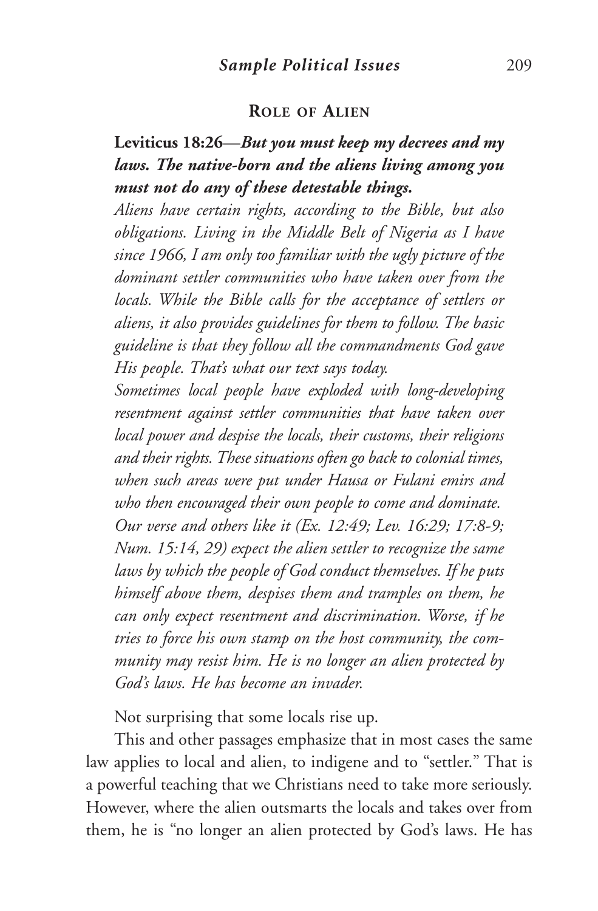## Role of Alien

**Leviticus 18:26—*But you must keep my decrees and my laws. The native-born and the aliens living among you must not do any of these detestable things.***

*Aliens have certain rights, according to the Bible, but also obligations. Living in the Middle Belt of Nigeria as I have since 1966, I am only too familiar with the ugly picture of the dominant settler communities who have taken over from the locals. While the Bible calls for the acceptance of settlers or aliens, it also provides guidelines for them to follow. The basic guideline is that they follow all the commandments God gave His people. That's what our text says today.*

*Sometimes local people have exploded with long-developing resentment against settler communities that have taken over local power and despise the locals, their customs, their religions and their rights. These situations often go back to colonial times, when such areas were put under Hausa or Fulani emirs and who then encouraged their own people to come and dominate.*

*Our verse and others like it (Ex. 12:49; Lev. 16:29; 17:8-9; Num. 15:14, 29) expect the alien settler to recognize the same laws by which the people of God conduct themselves. If he puts himself above them, despises them and tramples on them, he can only expect resentment and discrimination. Worse, if he tries to force his own stamp on the host community, the community may resist him. He is no longer an alien protected by God's laws. He has become an invader.*

Not surprising that some locals rise up.

This and other passages emphasize that in most cases the same law applies to local and alien, to indigene and to "settler." That is a powerful teaching that we Christians need to take more seriously. However, where the alien outsmarts the locals and takes over from them, he is "no longer an alien protected by God's laws. He has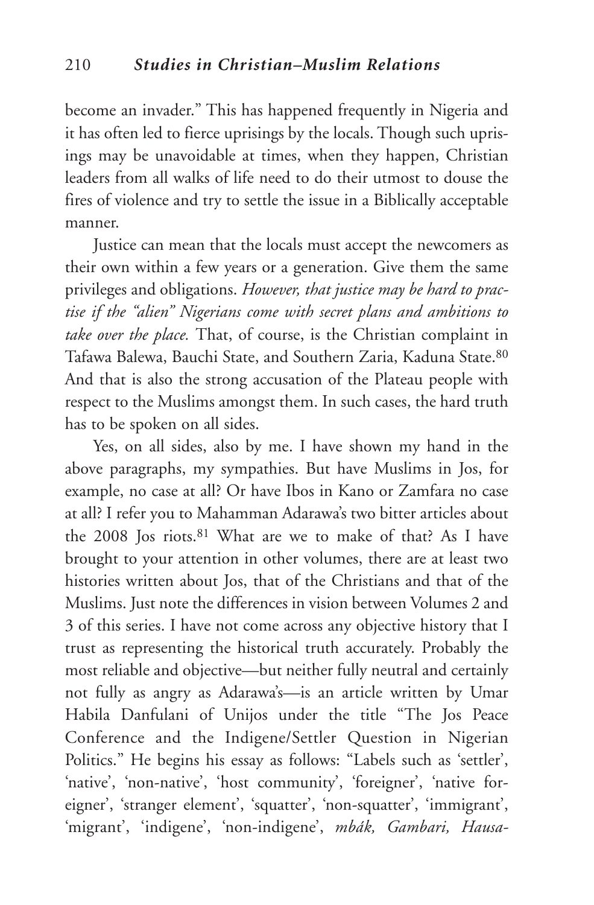become an invader." This has happened frequently in Nigeria and it has often led to fierce uprisings by the locals. Though such uprisings may be unavoidable at times, when they happen, Christian leaders from all walks of life need to do their utmost to douse the fires of violence and try to settle the issue in a Biblically acceptable manner.

Justice can mean that the locals must accept the newcomers as their own within a few years or a generation. Give them the same privileges and obligations. *However, that justice may be hard to practise if the "alien" Nigerians come with secret plans and ambitions to take over the place.* That, of course, is the Christian complaint in Tafawa Balewa, Bauchi State, and Southern Zaria, Kaduna State.[80] And that is also the strong accusation of the Plateau people with respect to the Muslims amongst them. In such cases, the hard truth has to be spoken on all sides.

Yes, on all sides, also by me. I have shown my hand in the above paragraphs, my sympathies. But have Muslims in Jos, for example, no case at all? Or have Ibos in Kano or Zamfara no case at all? I refer you to Mahamman Adarawa's two bitter articles about the 2008 Jos riots.[81] What are we to make of that? As I have brought to your attention in other volumes, there are at least two histories written about Jos, that of the Christians and that of the Muslims. Just note the differences in vision between Volumes 2 and 3 of this series. I have not come across any objective history that I trust as representing the historical truth accurately. Probably the most reliable and objective—but neither fully neutral and certainly not fully as angry as Adarawa's—is an article written by Umar Habila Danfulani of Unijos under the title "The Jos Peace Conference and the Indigene/Settler Question in Nigerian Politics." He begins his essay as follows: "Labels such as 'settler', 'native', 'non-native', 'host community', 'foreigner', 'native foreigner', 'stranger element', 'squatter', 'non-squatter', 'immigrant', 'migrant', 'indigene', 'non-indigene', *mbák, Gambari, Hausa-*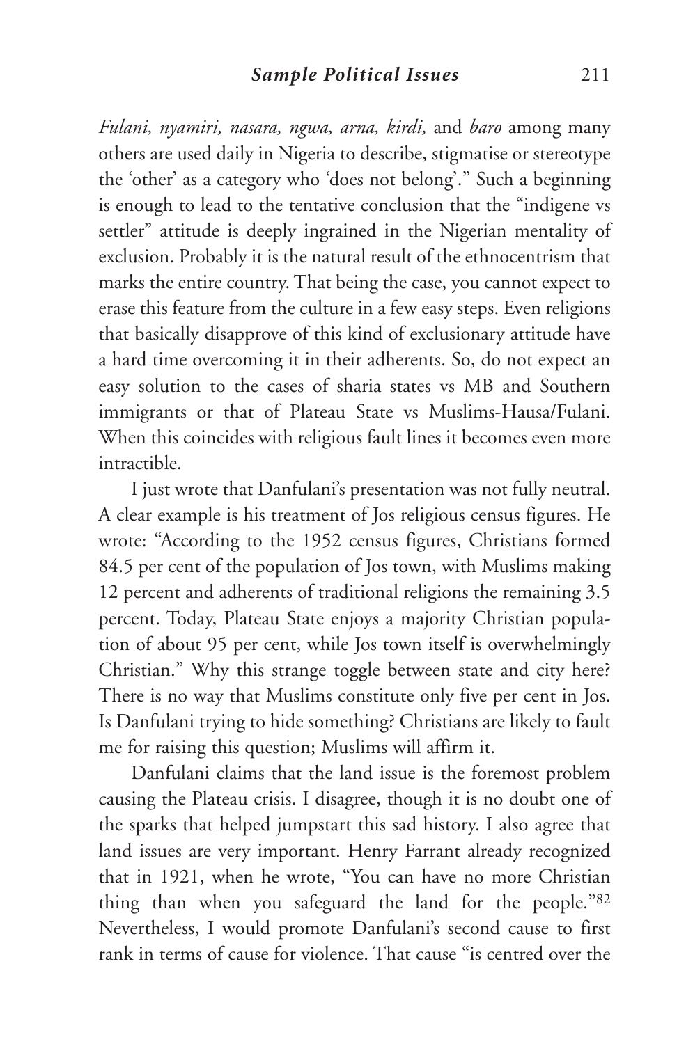*Fulani, nyamiri, nasara, ngwa, arna, kirdi,* and *baro* among many others are used daily in Nigeria to describe, stigmatise or stereotype the 'other' as a category who 'does not belong'." Such a beginning is enough to lead to the tentative conclusion that the "indigene vs settler" attitude is deeply ingrained in the Nigerian mentality of exclusion. Probably it is the natural result of the ethnocentrism that marks the entire country. That being the case, you cannot expect to erase this feature from the culture in a few easy steps. Even religions that basically disapprove of this kind of exclusionary attitude have a hard time overcoming it in their adherents. So, do not expect an easy solution to the cases of sharia states vs MB and Southern immigrants or that of Plateau State vs Muslims-Hausa/Fulani. When this coincides with religious fault lines it becomes even more intractible.

I just wrote that Danfulani's presentation was not fully neutral. A clear example is his treatment of Jos religious census figures. He wrote: "According to the 1952 census figures, Christians formed 84.5 per cent of the population of Jos town, with Muslims making 12 percent and adherents of traditional religions the remaining 3.5 percent. Today, Plateau State enjoys a majority Christian population of about 95 per cent, while Jos town itself is overwhelmingly Christian." Why this strange toggle between state and city here? There is no way that Muslims constitute only five per cent in Jos. Is Danfulani trying to hide something? Christians are likely to fault me for raising this question; Muslims will affirm it.

Danfulani claims that the land issue is the foremost problem causing the Plateau crisis. I disagree, though it is no doubt one of the sparks that helped jumpstart this sad history. I also agree that land issues are very important. Henry Farrant already recognized that in 1921, when he wrote, "You can have no more Christian thing than when you safeguard the land for the people."[82] Nevertheless, I would promote Danfulani's second cause to first rank in terms of cause for violence. That cause "is centred over the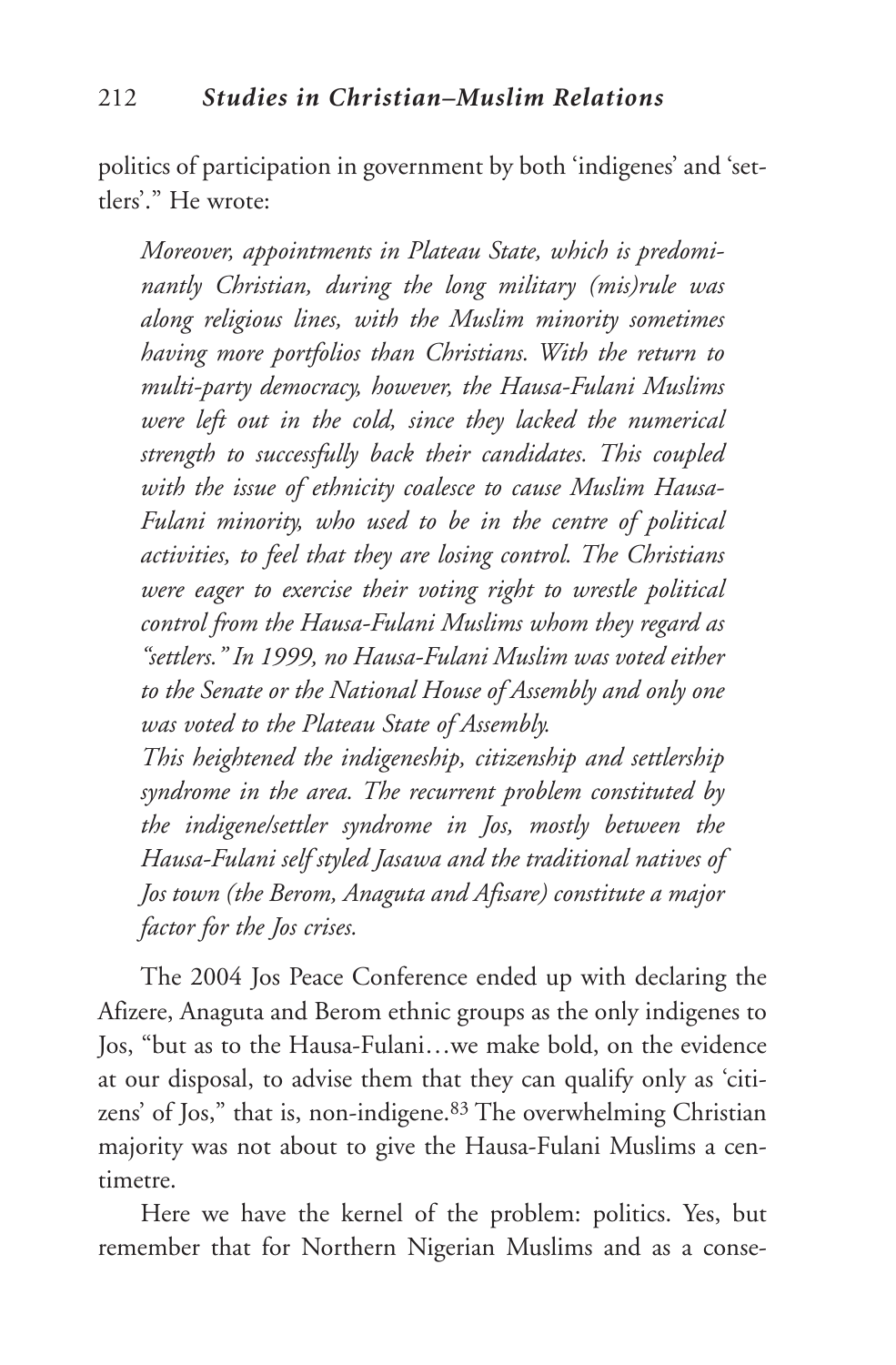politics of participation in government by both 'indigenes' and 'settlers'." He wrote:

> *Moreover, appointments in Plateau State, which is predominantly Christian, during the long military (mis)rule was along religious lines, with the Muslim minority sometimes having more portfolios than Christians. With the return to multi-party democracy, however, the Hausa-Fulani Muslims were left out in the cold, since they lacked the numerical strength to successfully back their candidates. This coupled with the issue of ethnicity coalesce to cause Muslim Hausa-Fulani minority, who used to be in the centre of political activities, to feel that they are losing control. The Christians were eager to exercise their voting right to wrestle political control from the Hausa-Fulani Muslims whom they regard as "settlers." In 1999, no Hausa-Fulani Muslim was voted either to the Senate or the National House of Assembly and only one was voted to the Plateau State of Assembly.*
>
> *This heightened the indigeneship, citizenship and settlership syndrome in the area. The recurrent problem constituted by the indigene/settler syndrome in Jos, mostly between the Hausa-Fulani self styled Jasawa and the traditional natives of Jos town (the Berom, Anaguta and Afisare) constitute a major factor for the Jos crises.*

The 2004 Jos Peace Conference ended up with declaring the Afizere, Anaguta and Berom ethnic groups as the only indigenes to Jos, "but as to the Hausa-Fulani…we make bold, on the evidence at our disposal, to advise them that they can qualify only as 'citizens' of Jos," that is, non-indigene.[83] The overwhelming Christian majority was not about to give the Hausa-Fulani Muslims a centimetre.

Here we have the kernel of the problem: politics. Yes, but remember that for Northern Nigerian Muslims and as a conse-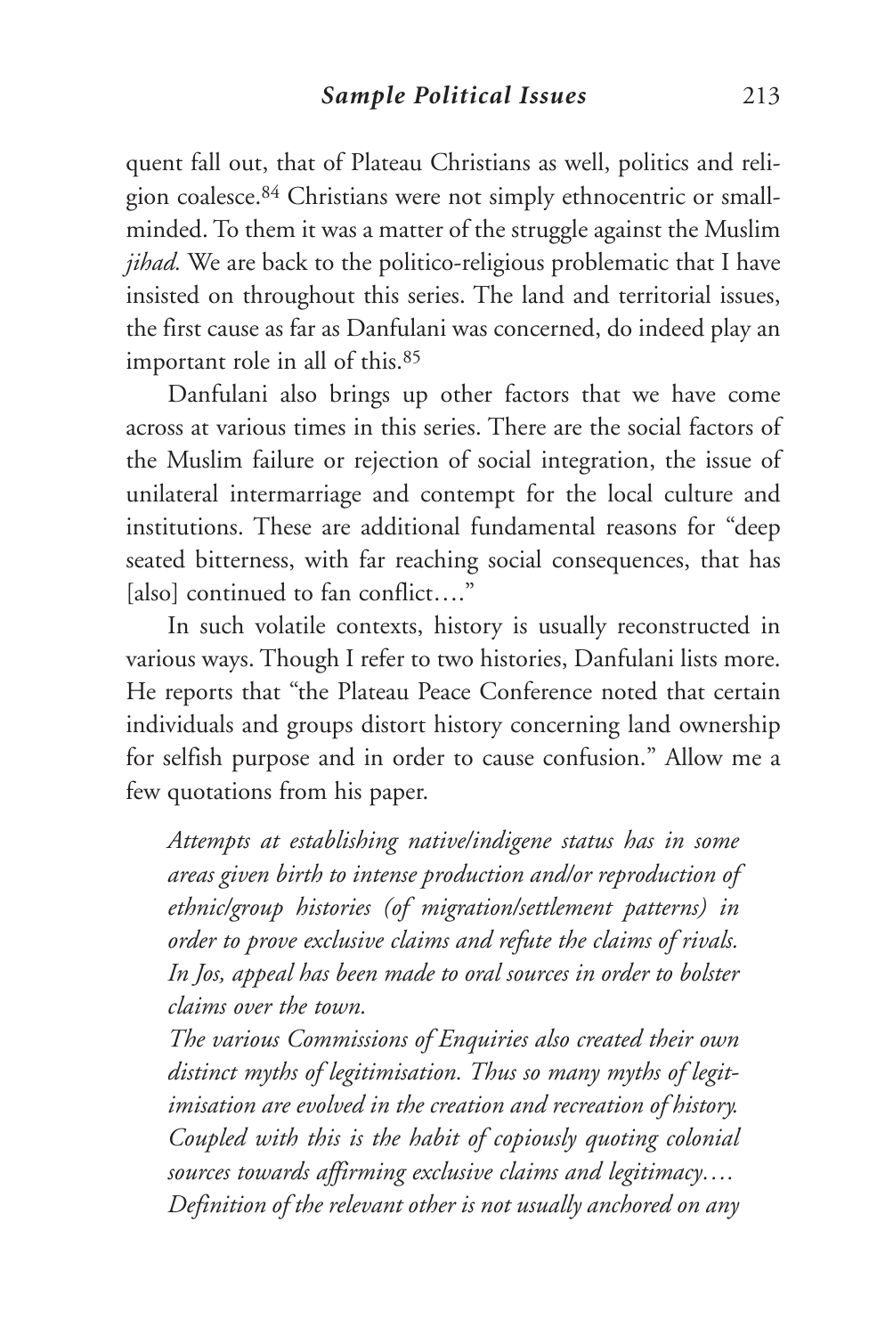quent fall out, that of Plateau Christians as well, politics and religion coalesce.[84] Christians were not simply ethnocentric or small-minded. To them it was a matter of the struggle against the Muslim *jihad*. We are back to the politico-religious problematic that I have insisted on throughout this series. The land and territorial issues, the first cause as far as Danfulani was concerned, do indeed play an important role in all of this.[85]

Danfulani also brings up other factors that we have come across at various times in this series. There are the social factors of the Muslim failure or rejection of social integration, the issue of unilateral intermarriage and contempt for the local culture and institutions. These are additional fundamental reasons for "deep seated bitterness, with far reaching social consequences, that has [also] continued to fan conflict…."

In such volatile contexts, history is usually reconstructed in various ways. Though I refer to two histories, Danfulani lists more. He reports that "the Plateau Peace Conference noted that certain individuals and groups distort history concerning land ownership for selfish purpose and in order to cause confusion." Allow me a few quotations from his paper.

> *Attempts at establishing native/indigene status has in some areas given birth to intense production and/or reproduction of ethnic/group histories (of migration/settlement patterns) in order to prove exclusive claims and refute the claims of rivals. In Jos, appeal has been made to oral sources in order to bolster claims over the town.*
>
> *The various Commissions of Enquiries also created their own distinct myths of legitimisation. Thus so many myths of legitimisation are evolved in the creation and recreation of history. Coupled with this is the habit of copiously quoting colonial sources towards affirming exclusive claims and legitimacy….*
>
> *Definition of the relevant other is not usually anchored on any*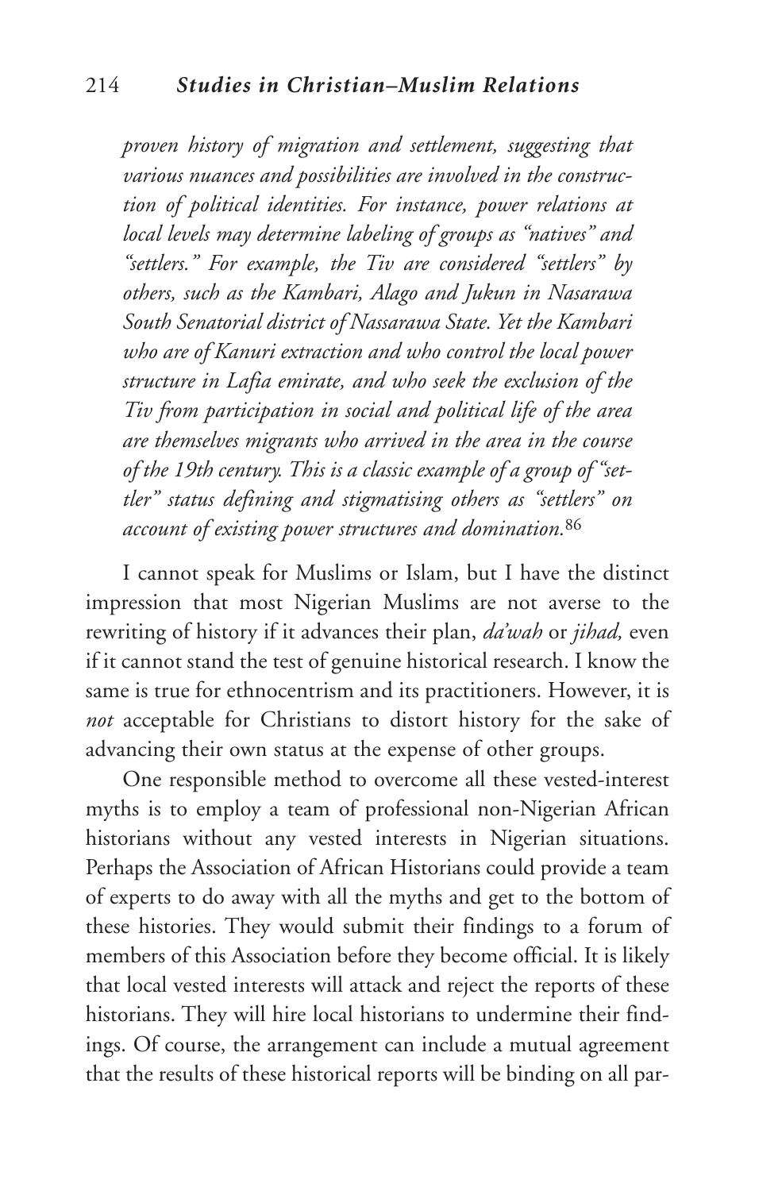*proven history of migration and settlement, suggesting that various nuances and possibilities are involved in the construction of political identities. For instance, power relations at local levels may determine labeling of groups as "natives" and "settlers." For example, the Tiv are considered "settlers" by others, such as the Kambari, Alago and Jukun in Nasarawa South Senatorial district of Nassarawa State. Yet the Kambari who are of Kanuri extraction and who control the local power structure in Lafia emirate, and who seek the exclusion of the Tiv from participation in social and political life of the area are themselves migrants who arrived in the area in the course of the 19th century. This is a classic example of a group of "settler" status defining and stigmatising others as "settlers" on account of existing power structures and domination.*[86]

I cannot speak for Muslims or Islam, but I have the distinct impression that most Nigerian Muslims are not averse to the rewriting of history if it advances their plan, *da'wah* or *jihad,* even if it cannot stand the test of genuine historical research. I know the same is true for ethnocentrism and its practitioners. However, it is *not* acceptable for Christians to distort history for the sake of advancing their own status at the expense of other groups.

One responsible method to overcome all these vested-interest myths is to employ a team of professional non-Nigerian African historians without any vested interests in Nigerian situations. Perhaps the Association of African Historians could provide a team of experts to do away with all the myths and get to the bottom of these histories. They would submit their findings to a forum of members of this Association before they become official. It is likely that local vested interests will attack and reject the reports of these historians. They will hire local historians to undermine their findings. Of course, the arrangement can include a mutual agreement that the results of these historical reports will be binding on all par-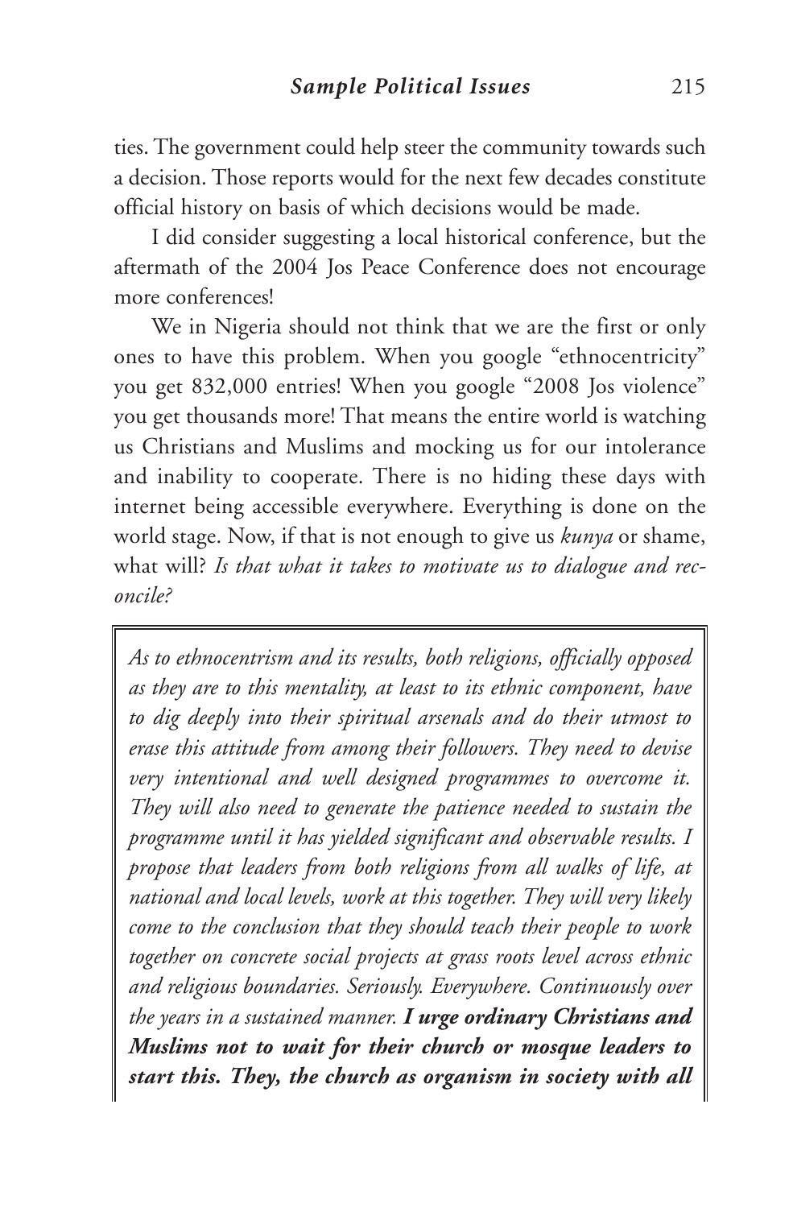ties. The government could help steer the community towards such a decision. Those reports would for the next few decades constitute official history on basis of which decisions would be made.

I did consider suggesting a local historical conference, but the aftermath of the 2004 Jos Peace Conference does not encourage more conferences!

We in Nigeria should not think that we are the first or only ones to have this problem. When you google "ethnocentricity" you get 832,000 entries! When you google "2008 Jos violence" you get thousands more! That means the entire world is watching us Christians and Muslims and mocking us for our intolerance and inability to cooperate. There is no hiding these days with internet being accessible everywhere. Everything is done on the world stage. Now, if that is not enough to give us *kunya* or shame, what will? *Is that what it takes to motivate us to dialogue and reconcile?*

> *As to ethnocentrism and its results, both religions, officially opposed as they are to this mentality, at least to its ethnic component, have to dig deeply into their spiritual arsenals and do their utmost to erase this attitude from among their followers. They need to devise very intentional and well designed programmes to overcome it. They will also need to generate the patience needed to sustain the programme until it has yielded significant and observable results. I propose that leaders from both religions from all walks of life, at national and local levels, work at this together. They will very likely come to the conclusion that they should teach their people to work together on concrete social projects at grass roots level across ethnic and religious boundaries. Seriously. Everywhere. Continuously over the years in a sustained manner.* ***I urge ordinary Christians and Muslims not to wait for their church or mosque leaders to start this. They, the church as organism in society with all***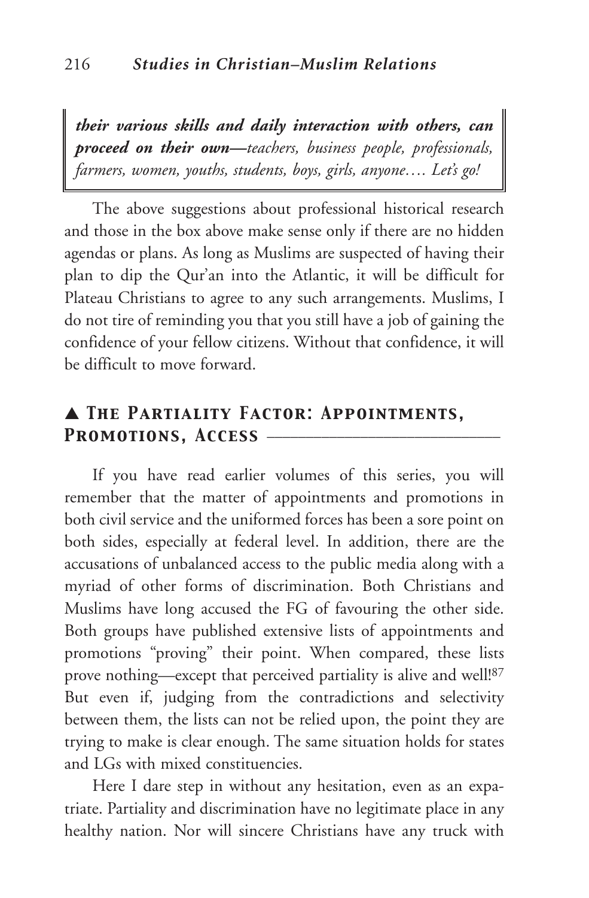*their various skills and daily interaction with others,* ***can proceed on their own***—*teachers, business people, professionals, farmers, women, youths, students, boys, girls, anyone…. Let's go!*

The above suggestions about professional historical research and those in the box above make sense only if there are no hidden agendas or plans. As long as Muslims are suspected of having their plan to dip the Qur'an into the Atlantic, it will be difficult for Plateau Christians to agree to any such arrangements. Muslims, I do not tire of reminding you that you still have a job of gaining the confidence of your fellow citizens. Without that confidence, it will be difficult to move forward.

## ▲ The Partiality Factor: Appointments, Promotions, Access

If you have read earlier volumes of this series, you will remember that the matter of appointments and promotions in both civil service and the uniformed forces has been a sore point on both sides, especially at federal level. In addition, there are the accusations of unbalanced access to the public media along with a myriad of other forms of discrimination. Both Christians and Muslims have long accused the FG of favouring the other side. Both groups have published extensive lists of appointments and promotions "proving" their point. When compared, these lists prove nothing—except that perceived partiality is alive and well![87] But even if, judging from the contradictions and selectivity between them, the lists can not be relied upon, the point they are trying to make is clear enough. The same situation holds for states and LGs with mixed constituencies.

Here I dare step in without any hesitation, even as an expatriate. Partiality and discrimination have no legitimate place in any healthy nation. Nor will sincere Christians have any truck with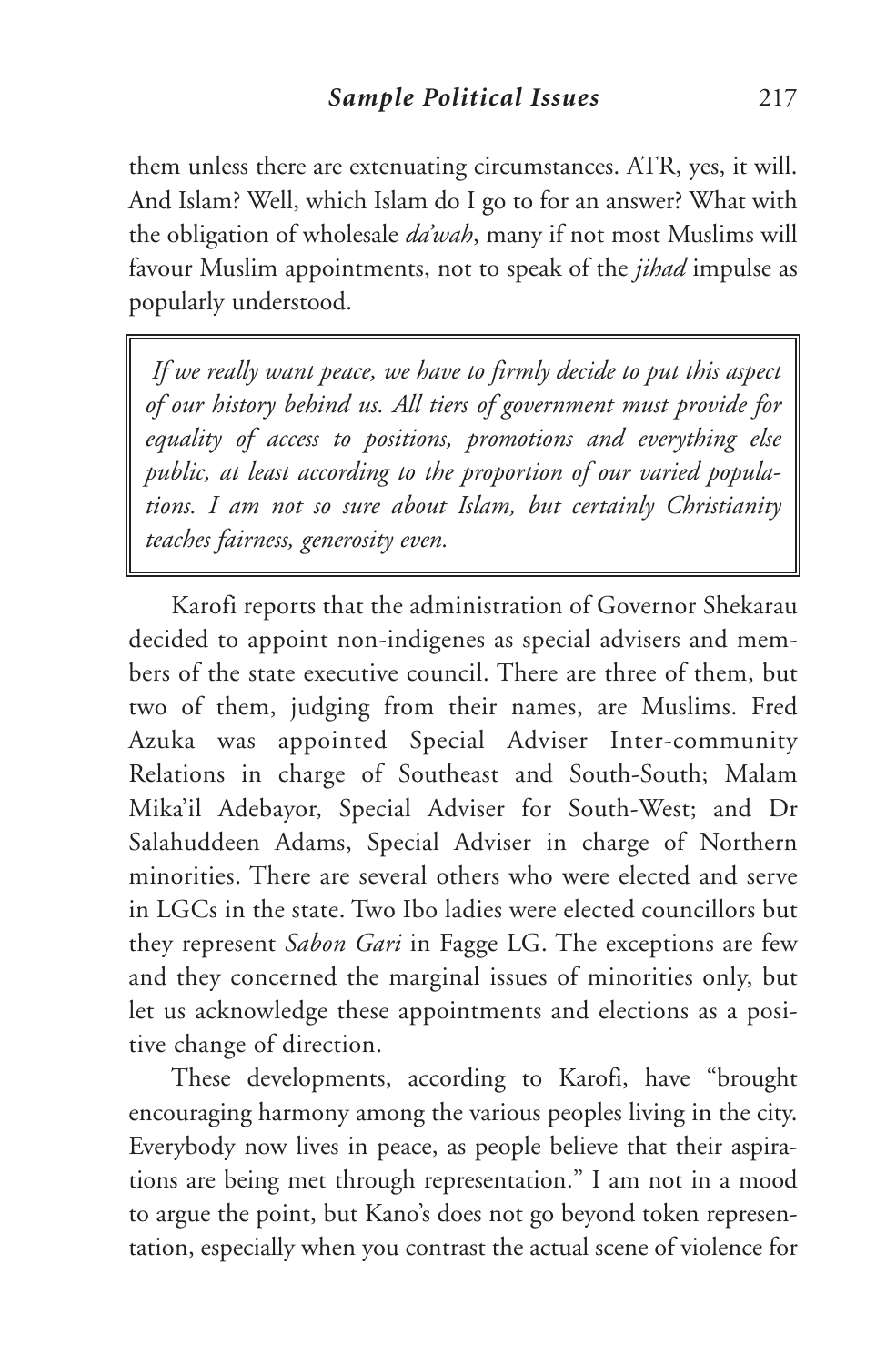them unless there are extenuating circumstances. ATR, yes, it will. And Islam? Well, which Islam do I go to for an answer? What with the obligation of wholesale *da'wah*, many if not most Muslims will favour Muslim appointments, not to speak of the *jihad* impulse as popularly understood.

> *If we really want peace, we have to firmly decide to put this aspect of our history behind us. All tiers of government must provide for equality of access to positions, promotions and everything else public, at least according to the proportion of our varied populations. I am not so sure about Islam, but certainly Christianity teaches fairness, generosity even.*

Karofi reports that the administration of Governor Shekarau decided to appoint non-indigenes as special advisers and members of the state executive council. There are three of them, but two of them, judging from their names, are Muslims. Fred Azuka was appointed Special Adviser Inter-community Relations in charge of Southeast and South-South; Malam Mika'il Adebayor, Special Adviser for South-West; and Dr Salahuddeen Adams, Special Adviser in charge of Northern minorities. There are several others who were elected and serve in LGCs in the state. Two Ibo ladies were elected councillors but they represent *Sabon Gari* in Fagge LG. The exceptions are few and they concerned the marginal issues of minorities only, but let us acknowledge these appointments and elections as a positive change of direction.

These developments, according to Karofi, have "brought encouraging harmony among the various peoples living in the city. Everybody now lives in peace, as people believe that their aspirations are being met through representation." I am not in a mood to argue the point, but Kano's does not go beyond token representation, especially when you contrast the actual scene of violence for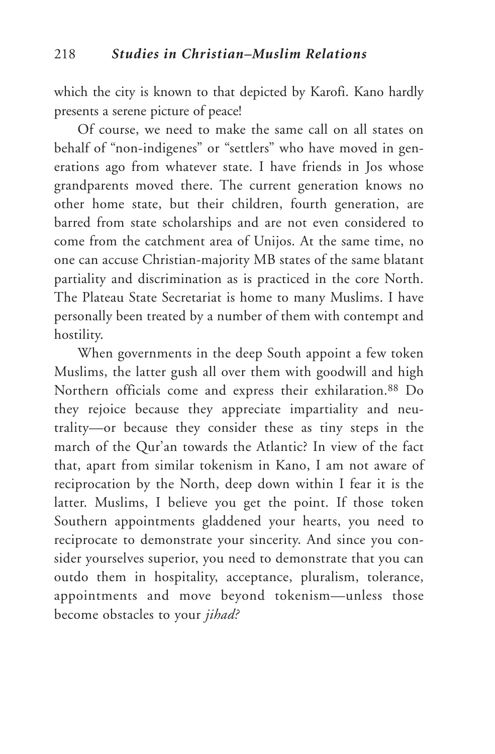which the city is known to that depicted by Karofi. Kano hardly presents a serene picture of peace!

Of course, we need to make the same call on all states on behalf of "non-indigenes" or "settlers" who have moved in generations ago from whatever state. I have friends in Jos whose grandparents moved there. The current generation knows no other home state, but their children, fourth generation, are barred from state scholarships and are not even considered to come from the catchment area of Unijos. At the same time, no one can accuse Christian-majority MB states of the same blatant partiality and discrimination as is practiced in the core North. The Plateau State Secretariat is home to many Muslims. I have personally been treated by a number of them with contempt and hostility.

When governments in the deep South appoint a few token Muslims, the latter gush all over them with goodwill and high Northern officials come and express their exhilaration.[88] Do they rejoice because they appreciate impartiality and neutrality—or because they consider these as tiny steps in the march of the Qur'an towards the Atlantic? In view of the fact that, apart from similar tokenism in Kano, I am not aware of reciprocation by the North, deep down within I fear it is the latter. Muslims, I believe you get the point. If those token Southern appointments gladdened your hearts, you need to reciprocate to demonstrate your sincerity. And since you consider yourselves superior, you need to demonstrate that you can outdo them in hospitality, acceptance, pluralism, tolerance, appointments and move beyond tokenism—unless those become obstacles to your *jihad?*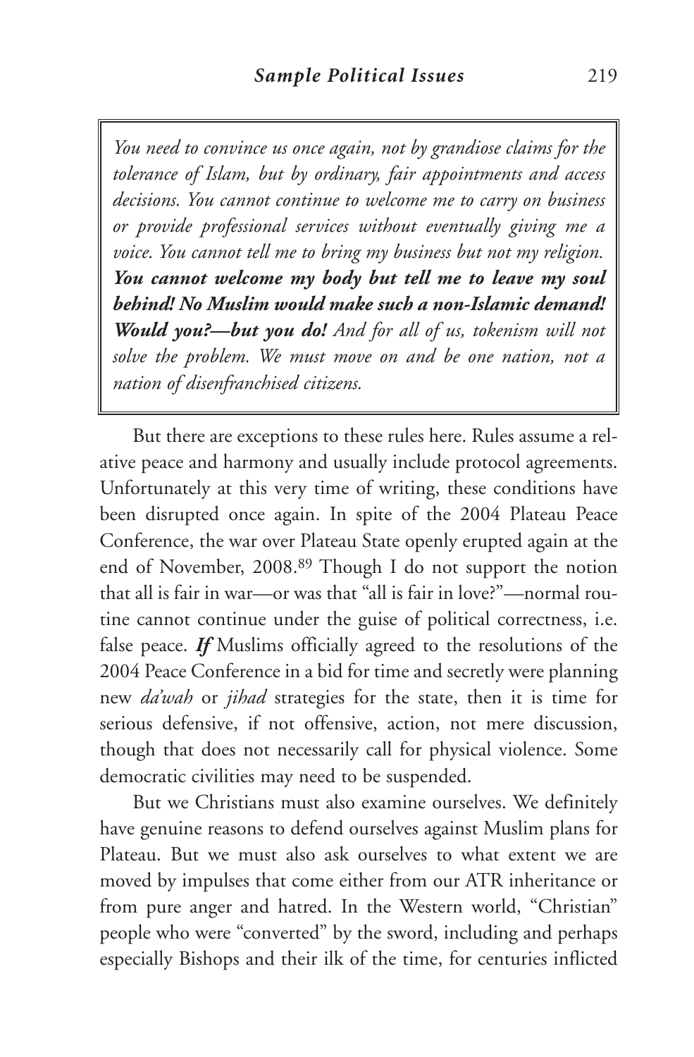> *You need to convince us once again, not by grandiose claims for the tolerance of Islam, but by ordinary, fair appointments and access decisions. You cannot continue to welcome me to carry on business or provide professional services without eventually giving me a voice. You cannot tell me to bring my business but not my religion.* ***You cannot welcome my body but tell me to leave my soul behind! No Muslim would make such a non-Islamic demand! Would you?—but you do!*** *And for all of us, tokenism will not solve the problem. We must move on and be one nation, not a nation of disenfranchised citizens.*

But there are exceptions to these rules here. Rules assume a relative peace and harmony and usually include protocol agreements. Unfortunately at this very time of writing, these conditions have been disrupted once again. In spite of the 2004 Plateau Peace Conference, the war over Plateau State openly erupted again at the end of November, 2008.[89] Though I do not support the notion that all is fair in war—or was that "all is fair in love?"—normal routine cannot continue under the guise of political correctness, i.e. false peace. ***If*** Muslims officially agreed to the resolutions of the 2004 Peace Conference in a bid for time and secretly were planning new *da'wah* or *jihad* strategies for the state, then it is time for serious defensive, if not offensive, action, not mere discussion, though that does not necessarily call for physical violence. Some democratic civilities may need to be suspended.

But we Christians must also examine ourselves. We definitely have genuine reasons to defend ourselves against Muslim plans for Plateau. But we must also ask ourselves to what extent we are moved by impulses that come either from our ATR inheritance or from pure anger and hatred. In the Western world, "Christian" people who were "converted" by the sword, including and perhaps especially Bishops and their ilk of the time, for centuries inflicted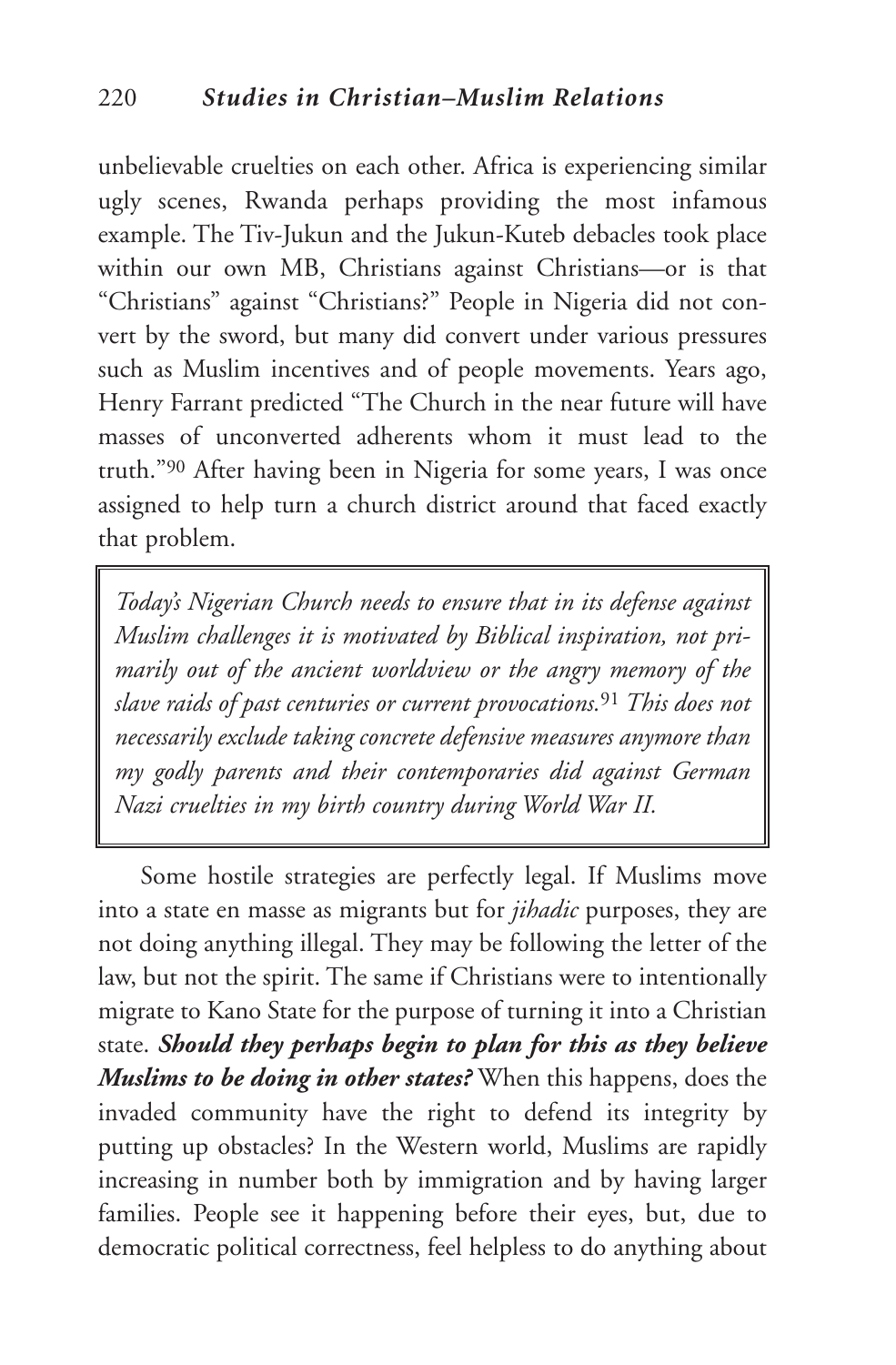unbelievable cruelties on each other. Africa is experiencing similar ugly scenes, Rwanda perhaps providing the most infamous example. The Tiv-Jukun and the Jukun-Kuteb debacles took place within our own MB, Christians against Christians—or is that "Christians" against "Christians?" People in Nigeria did not convert by the sword, but many did convert under various pressures such as Muslim incentives and of people movements. Years ago, Henry Farrant predicted "The Church in the near future will have masses of unconverted adherents whom it must lead to the truth."[90] After having been in Nigeria for some years, I was once assigned to help turn a church district around that faced exactly that problem.

> *Today's Nigerian Church needs to ensure that in its defense against Muslim challenges it is motivated by Biblical inspiration, not primarily out of the ancient worldview or the angry memory of the slave raids of past centuries or current provocations.*[91] *This does not necessarily exclude taking concrete defensive measures anymore than my godly parents and their contemporaries did against German Nazi cruelties in my birth country during World War II.*

Some hostile strategies are perfectly legal. If Muslims move into a state en masse as migrants but for *jihadic* purposes, they are not doing anything illegal. They may be following the letter of the law, but not the spirit. The same if Christians were to intentionally migrate to Kano State for the purpose of turning it into a Christian state. ***Should they perhaps begin to plan for this as they believe Muslims to be doing in other states?*** When this happens, does the invaded community have the right to defend its integrity by putting up obstacles? In the Western world, Muslims are rapidly increasing in number both by immigration and by having larger families. People see it happening before their eyes, but, due to democratic political correctness, feel helpless to do anything about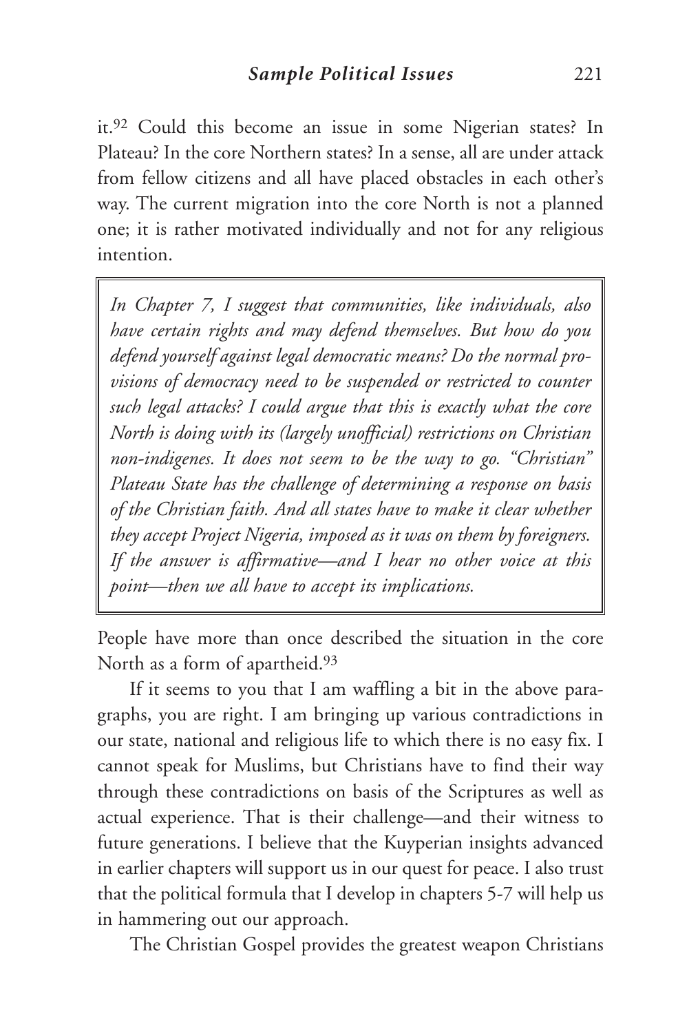it.[92] Could this become an issue in some Nigerian states? In Plateau? In the core Northern states? In a sense, all are under attack from fellow citizens and all have placed obstacles in each other's way. The current migration into the core North is not a planned one; it is rather motivated individually and not for any religious intention.

> *In Chapter 7, I suggest that communities, like individuals, also have certain rights and may defend themselves. But how do you defend yourself against legal democratic means? Do the normal provisions of democracy need to be suspended or restricted to counter such legal attacks? I could argue that this is exactly what the core North is doing with its (largely unofficial) restrictions on Christian non-indigenes. It does not seem to be the way to go. "Christian" Plateau State has the challenge of determining a response on basis of the Christian faith. And all states have to make it clear whether they accept Project Nigeria, imposed as it was on them by foreigners. If the answer is affirmative—and I hear no other voice at this point—then we all have to accept its implications.*

People have more than once described the situation in the core North as a form of apartheid.[93]

If it seems to you that I am waffling a bit in the above paragraphs, you are right. I am bringing up various contradictions in our state, national and religious life to which there is no easy fix. I cannot speak for Muslims, but Christians have to find their way through these contradictions on basis of the Scriptures as well as actual experience. That is their challenge—and their witness to future generations. I believe that the Kuyperian insights advanced in earlier chapters will support us in our quest for peace. I also trust that the political formula that I develop in chapters 5-7 will help us in hammering out our approach.

The Christian Gospel provides the greatest weapon Christians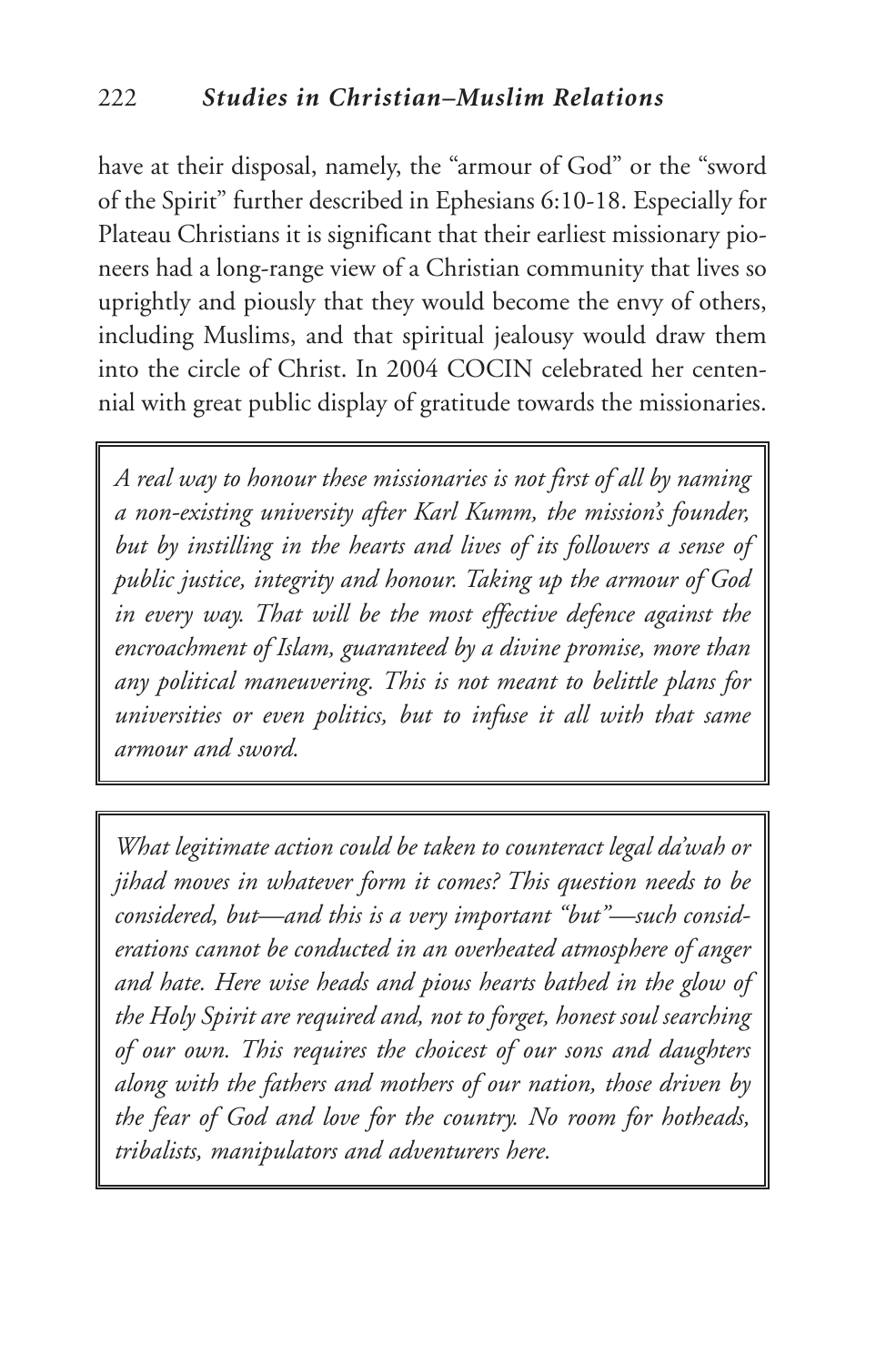have at their disposal, namely, the "armour of God" or the "sword of the Spirit" further described in Ephesians 6:10-18. Especially for Plateau Christians it is significant that their earliest missionary pioneers had a long-range view of a Christian community that lives so uprightly and piously that they would become the envy of others, including Muslims, and that spiritual jealousy would draw them into the circle of Christ. In 2004 COCIN celebrated her centennial with great public display of gratitude towards the missionaries.

> *A real way to honour these missionaries is not first of all by naming a non-existing university after Karl Kumm, the mission's founder, but by instilling in the hearts and lives of its followers a sense of public justice, integrity and honour. Taking up the armour of God in every way. That will be the most effective defence against the encroachment of Islam, guaranteed by a divine promise, more than any political maneuvering. This is not meant to belittle plans for universities or even politics, but to infuse it all with that same armour and sword.*

> *What legitimate action could be taken to counteract legal da'wah or jihad moves in whatever form it comes? This question needs to be considered, but—and this is a very important "but"—such considerations cannot be conducted in an overheated atmosphere of anger and hate. Here wise heads and pious hearts bathed in the glow of the Holy Spirit are required and, not to forget, honest soul searching of our own. This requires the choicest of our sons and daughters along with the fathers and mothers of our nation, those driven by the fear of God and love for the country. No room for hotheads, tribalists, manipulators and adventurers here.*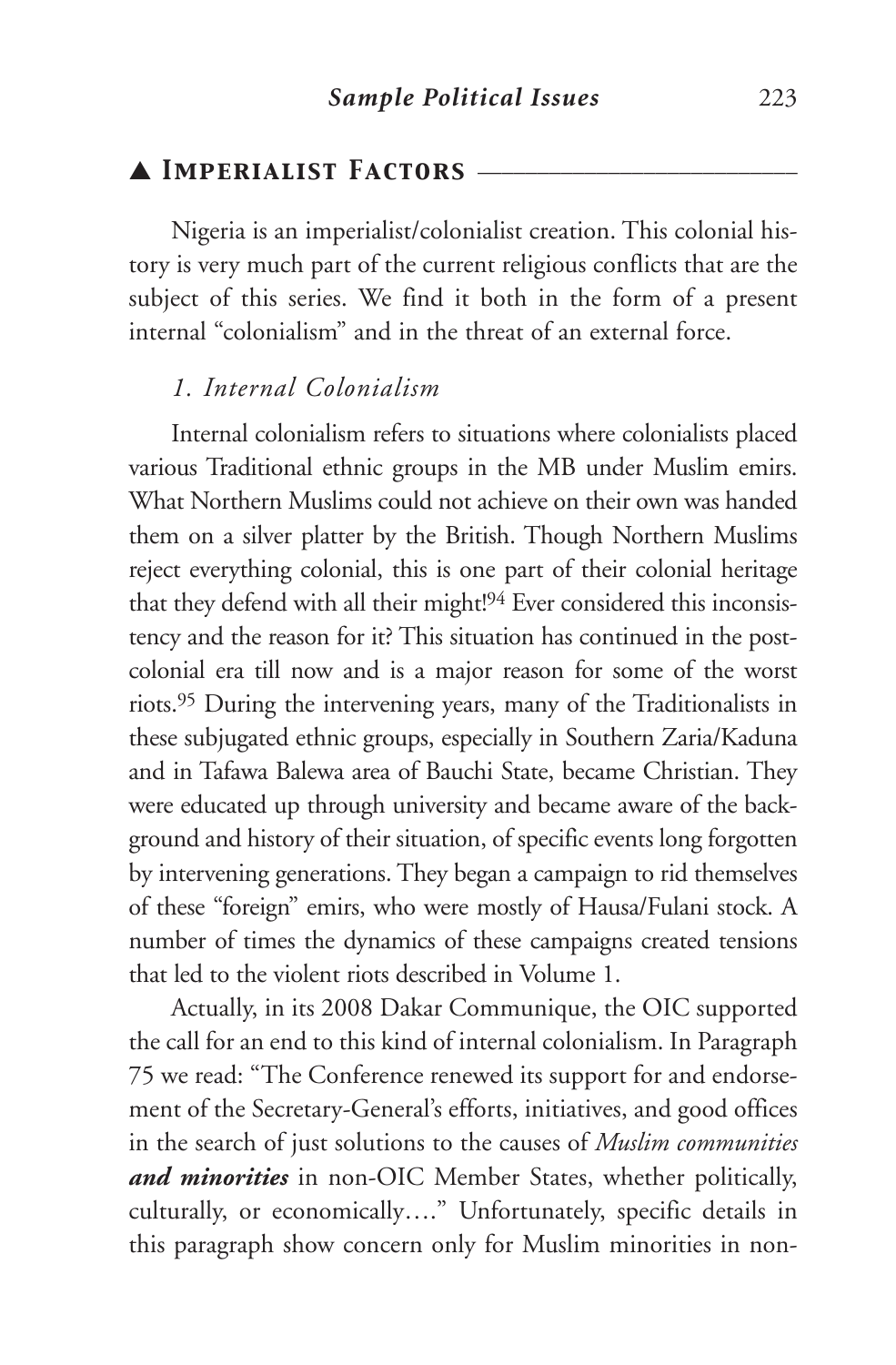## ▲ Imperialist Factors

Nigeria is an imperialist/colonialist creation. This colonial history is very much part of the current religious conflicts that are the subject of this series. We find it both in the form of a present internal "colonialism" and in the threat of an external force.

### *1. Internal Colonialism*

Internal colonialism refers to situations where colonialists placed various Traditional ethnic groups in the MB under Muslim emirs. What Northern Muslims could not achieve on their own was handed them on a silver platter by the British. Though Northern Muslims reject everything colonial, this is one part of their colonial heritage that they defend with all their might![94] Ever considered this inconsistency and the reason for it? This situation has continued in the post-colonial era till now and is a major reason for some of the worst riots.[95] During the intervening years, many of the Traditionalists in these subjugated ethnic groups, especially in Southern Zaria/Kaduna and in Tafawa Balewa area of Bauchi State, became Christian. They were educated up through university and became aware of the background and history of their situation, of specific events long forgotten by intervening generations. They began a campaign to rid themselves of these "foreign" emirs, who were mostly of Hausa/Fulani stock. A number of times the dynamics of these campaigns created tensions that led to the violent riots described in Volume 1.

Actually, in its 2008 Dakar Communique, the OIC supported the call for an end to this kind of internal colonialism. In Paragraph 75 we read: "The Conference renewed its support for and endorsement of the Secretary-General's efforts, initiatives, and good offices in the search of just solutions to the causes of *Muslim communities* ***and minorities*** in non-OIC Member States, whether politically, culturally, or economically…." Unfortunately, specific details in this paragraph show concern only for Muslim minorities in non-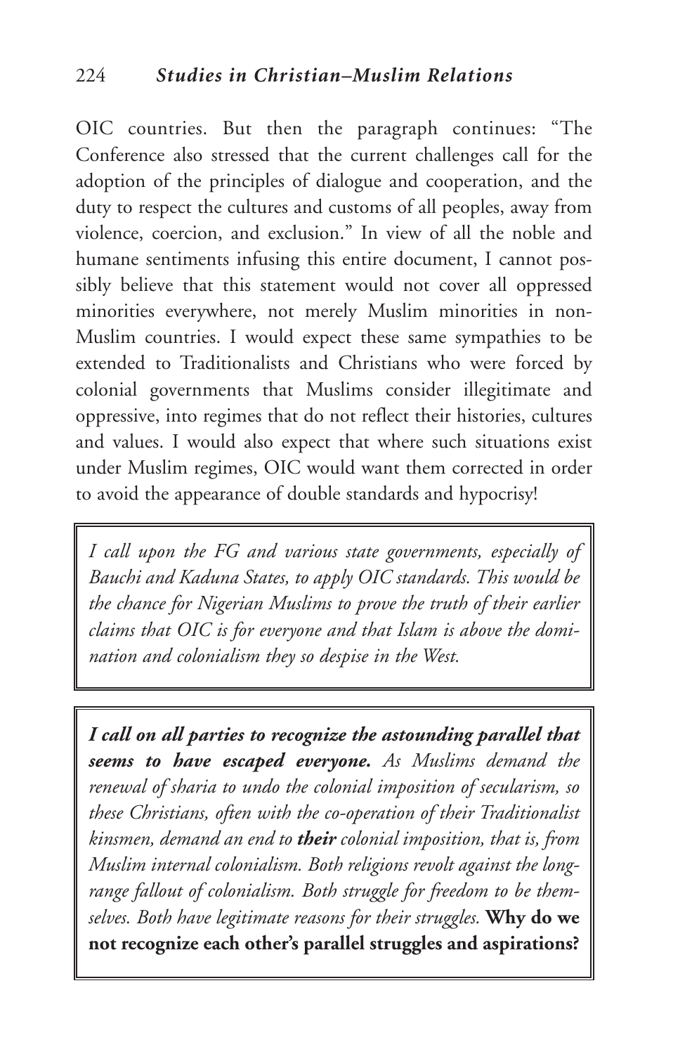OIC countries. But then the paragraph continues: "The Conference also stressed that the current challenges call for the adoption of the principles of dialogue and cooperation, and the duty to respect the cultures and customs of all peoples, away from violence, coercion, and exclusion." In view of all the noble and humane sentiments infusing this entire document, I cannot possibly believe that this statement would not cover all oppressed minorities everywhere, not merely Muslim minorities in non-Muslim countries. I would expect these same sympathies to be extended to Traditionalists and Christians who were forced by colonial governments that Muslims consider illegitimate and oppressive, into regimes that do not reflect their histories, cultures and values. I would also expect that where such situations exist under Muslim regimes, OIC would want them corrected in order to avoid the appearance of double standards and hypocrisy!

> *I call upon the FG and various state governments, especially of Bauchi and Kaduna States, to apply OIC standards. This would be the chance for Nigerian Muslims to prove the truth of their earlier claims that OIC is for everyone and that Islam is above the domination and colonialism they so despise in the West.*

> ***I call on all parties to recognize the astounding parallel that seems to have escaped everyone.*** *As Muslims demand the renewal of sharia to undo the colonial imposition of secularism, so these Christians, often with the co-operation of their Traditionalist kinsmen, demand an end to* ***their*** *colonial imposition, that is, from Muslim internal colonialism. Both religions revolt against the long-range fallout of colonialism. Both struggle for freedom to be themselves. Both have legitimate reasons for their struggles.* **Why do we not recognize each other's parallel struggles and aspirations?**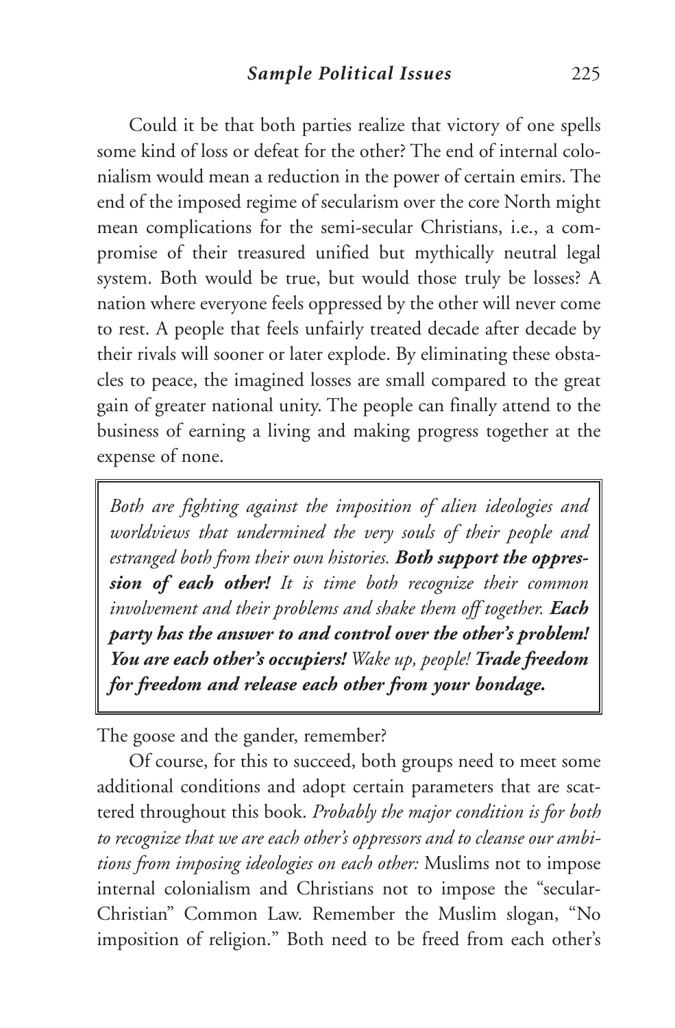Could it be that both parties realize that victory of one spells some kind of loss or defeat for the other? The end of internal colonialism would mean a reduction in the power of certain emirs. The end of the imposed regime of secularism over the core North might mean complications for the semi-secular Christians, i.e., a compromise of their treasured unified but mythically neutral legal system. Both would be true, but would those truly be losses? A nation where everyone feels oppressed by the other will never come to rest. A people that feels unfairly treated decade after decade by their rivals will sooner or later explode. By eliminating these obstacles to peace, the imagined losses are small compared to the great gain of greater national unity. The people can finally attend to the business of earning a living and making progress together at the expense of none.

> *Both are fighting against the imposition of alien ideologies and worldviews that undermined the very souls of their people and estranged both from their own histories.* ***Both support the oppression of each other!*** *It is time both recognize their common involvement and their problems and shake them off together.* ***Each party has the answer to and control over the other's problem! You are each other's occupiers!*** *Wake up, people!* ***Trade freedom for freedom and release each other from your bondage.***

The goose and the gander, remember?

Of course, for this to succeed, both groups need to meet some additional conditions and adopt certain parameters that are scattered throughout this book. *Probably the major condition is for both to recognize that we are each other's oppressors and to cleanse our ambitions from imposing ideologies on each other:* Muslims not to impose internal colonialism and Christians not to impose the "secular-Christian" Common Law. Remember the Muslim slogan, "No imposition of religion." Both need to be freed from each other's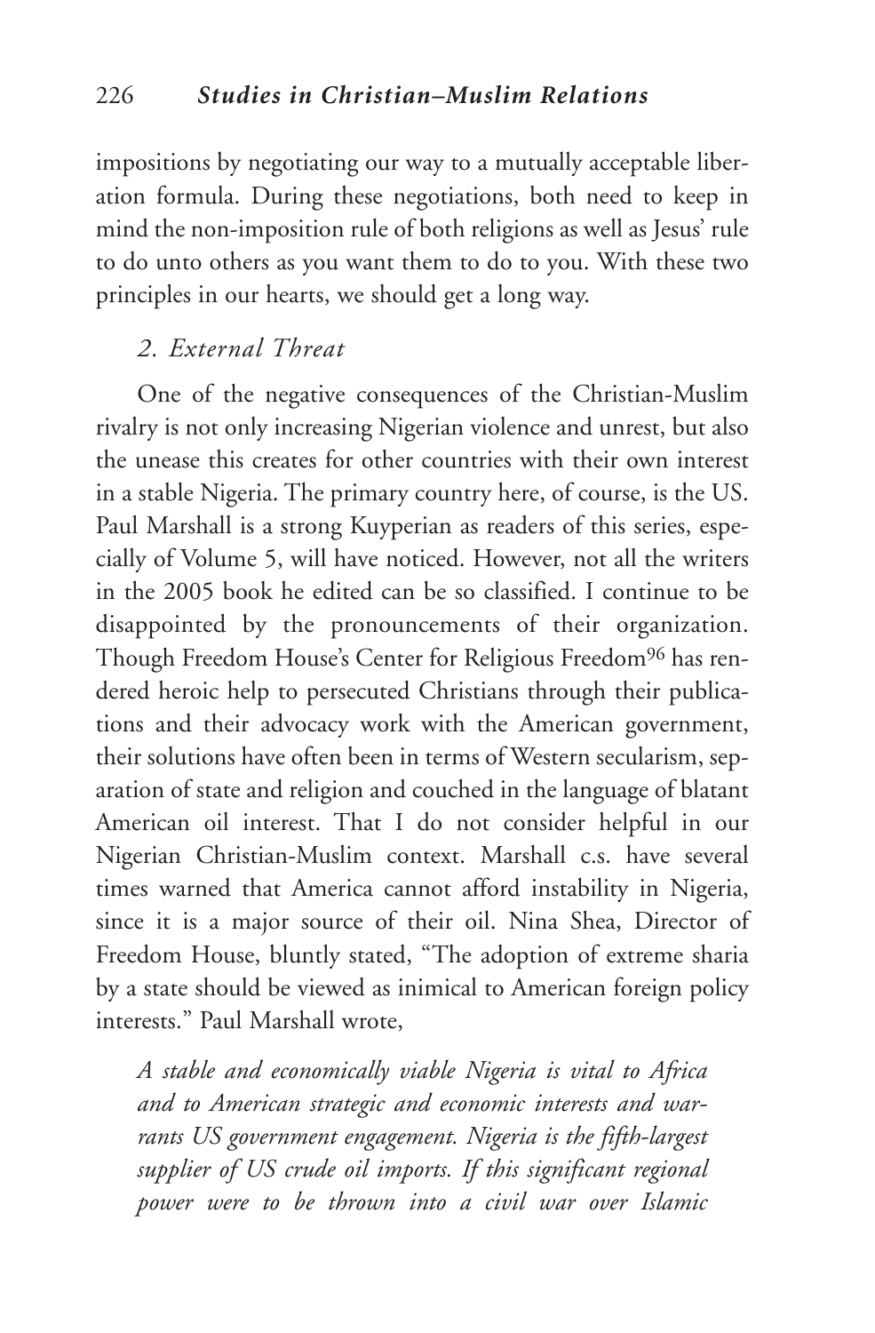impositions by negotiating our way to a mutually acceptable liberation formula. During these negotiations, both need to keep in mind the non-imposition rule of both religions as well as Jesus' rule to do unto others as you want them to do to you. With these two principles in our hearts, we should get a long way.

### *2. External Threat*

One of the negative consequences of the Christian-Muslim rivalry is not only increasing Nigerian violence and unrest, but also the unease this creates for other countries with their own interest in a stable Nigeria. The primary country here, of course, is the US. Paul Marshall is a strong Kuyperian as readers of this series, especially of Volume 5, will have noticed. However, not all the writers in the 2005 book he edited can be so classified. I continue to be disappointed by the pronouncements of their organization. Though Freedom House's Center for Religious Freedom[96] has rendered heroic help to persecuted Christians through their publications and their advocacy work with the American government, their solutions have often been in terms of Western secularism, separation of state and religion and couched in the language of blatant American oil interest. That I do not consider helpful in our Nigerian Christian-Muslim context. Marshall c.s. have several times warned that America cannot afford instability in Nigeria, since it is a major source of their oil. Nina Shea, Director of Freedom House, bluntly stated, "The adoption of extreme sharia by a state should be viewed as inimical to American foreign policy interests." Paul Marshall wrote,

> *A stable and economically viable Nigeria is vital to Africa and to American strategic and economic interests and warrants US government engagement. Nigeria is the fifth-largest supplier of US crude oil imports. If this significant regional power were to be thrown into a civil war over Islamic*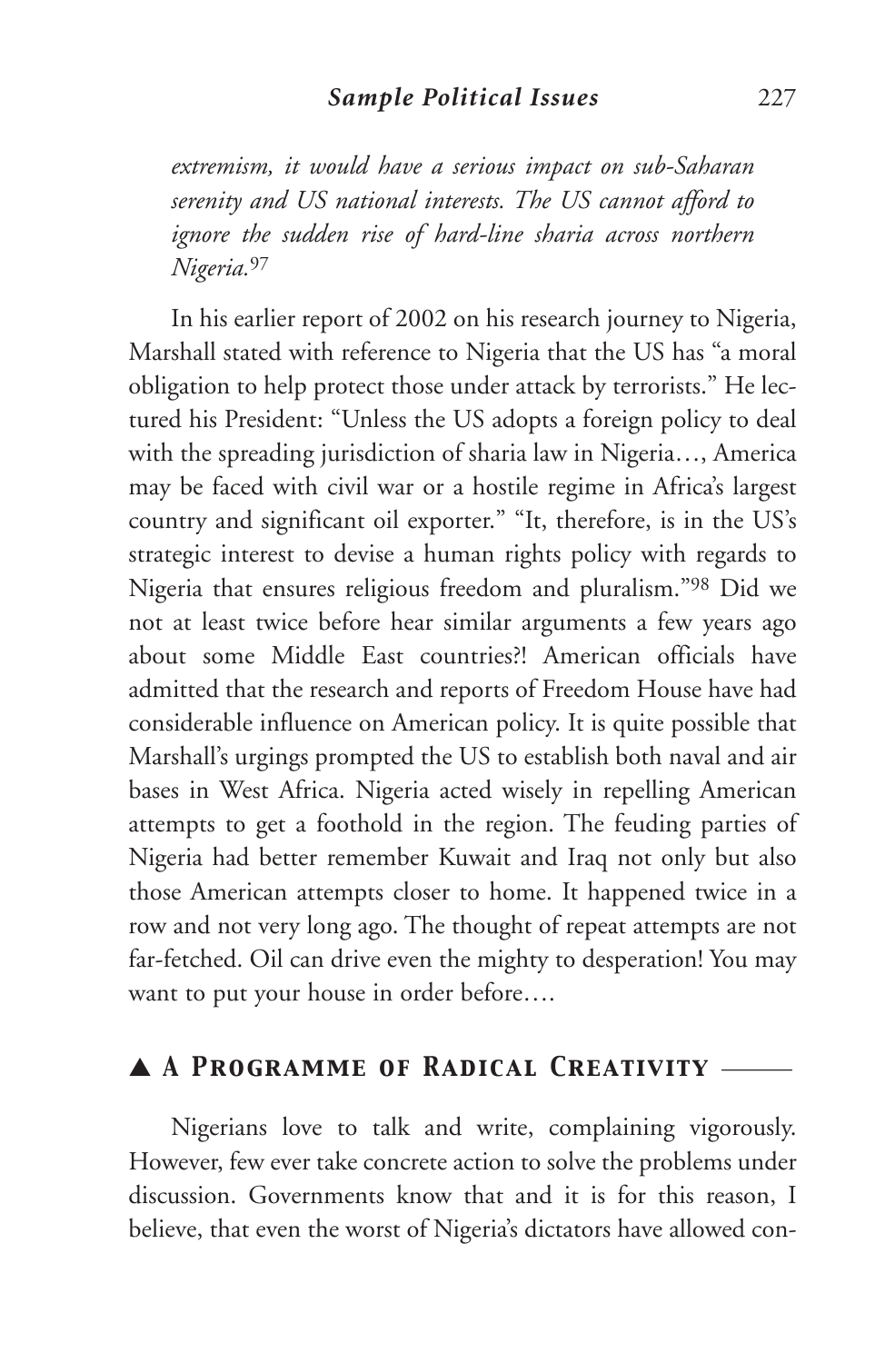*extremism, it would have a serious impact on sub-Saharan serenity and US national interests. The US cannot afford to ignore the sudden rise of hard-line sharia across northern Nigeria.*[97]

In his earlier report of 2002 on his research journey to Nigeria, Marshall stated with reference to Nigeria that the US has "a moral obligation to help protect those under attack by terrorists." He lectured his President: "Unless the US adopts a foreign policy to deal with the spreading jurisdiction of sharia law in Nigeria…, America may be faced with civil war or a hostile regime in Africa's largest country and significant oil exporter." "It, therefore, is in the US's strategic interest to devise a human rights policy with regards to Nigeria that ensures religious freedom and pluralism."[98] Did we not at least twice before hear similar arguments a few years ago about some Middle East countries?! American officials have admitted that the research and reports of Freedom House have had considerable influence on American policy. It is quite possible that Marshall's urgings prompted the US to establish both naval and air bases in West Africa. Nigeria acted wisely in repelling American attempts to get a foothold in the region. The feuding parties of Nigeria had better remember Kuwait and Iraq not only but also those American attempts closer to home. It happened twice in a row and not very long ago. The thought of repeat attempts are not far-fetched. Oil can drive even the mighty to desperation! You may want to put your house in order before….

## ▲ *A Programme of Radical Creativity*

Nigerians love to talk and write, complaining vigorously. However, few ever take concrete action to solve the problems under discussion. Governments know that and it is for this reason, I believe, that even the worst of Nigeria's dictators have allowed con-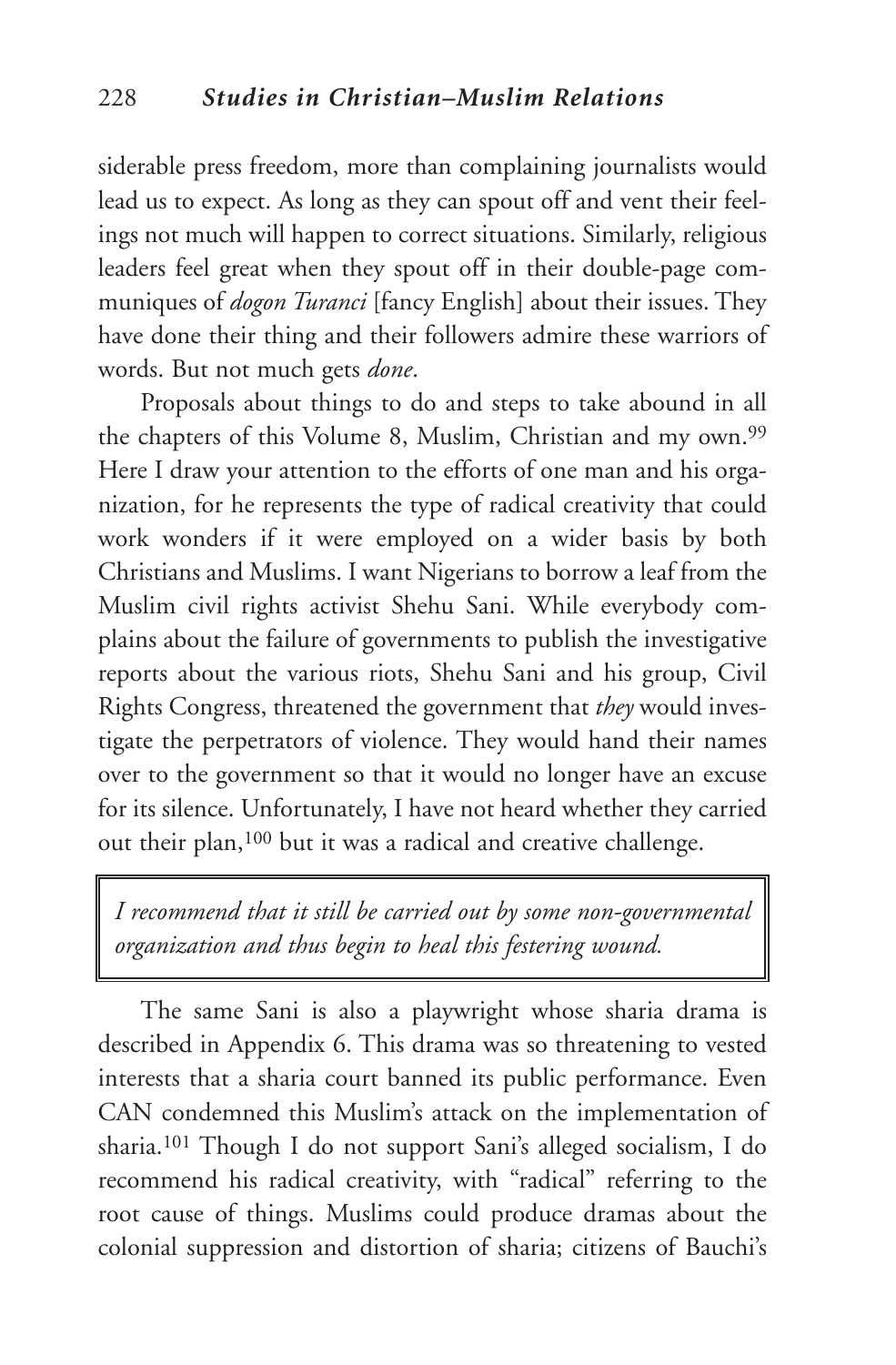siderable press freedom, more than complaining journalists would lead us to expect. As long as they can spout off and vent their feelings not much will happen to correct situations. Similarly, religious leaders feel great when they spout off in their double-page communiques of *dogon Turanci* [fancy English] about their issues. They have done their thing and their followers admire these warriors of words. But not much gets *done*.

Proposals about things to do and steps to take abound in all the chapters of this Volume 8, Muslim, Christian and my own.[99] Here I draw your attention to the efforts of one man and his organization, for he represents the type of radical creativity that could work wonders if it were employed on a wider basis by both Christians and Muslims. I want Nigerians to borrow a leaf from the Muslim civil rights activist Shehu Sani. While everybody complains about the failure of governments to publish the investigative reports about the various riots, Shehu Sani and his group, Civil Rights Congress, threatened the government that *they* would investigate the perpetrators of violence. They would hand their names over to the government so that it would no longer have an excuse for its silence. Unfortunately, I have not heard whether they carried out their plan,[100] but it was a radical and creative challenge.

> *I recommend that it still be carried out by some non-governmental organization and thus begin to heal this festering wound.*

The same Sani is also a playwright whose sharia drama is described in Appendix 6. This drama was so threatening to vested interests that a sharia court banned its public performance. Even CAN condemned this Muslim's attack on the implementation of sharia.[101] Though I do not support Sani's alleged socialism, I do recommend his radical creativity, with "radical" referring to the root cause of things. Muslims could produce dramas about the colonial suppression and distortion of sharia; citizens of Bauchi's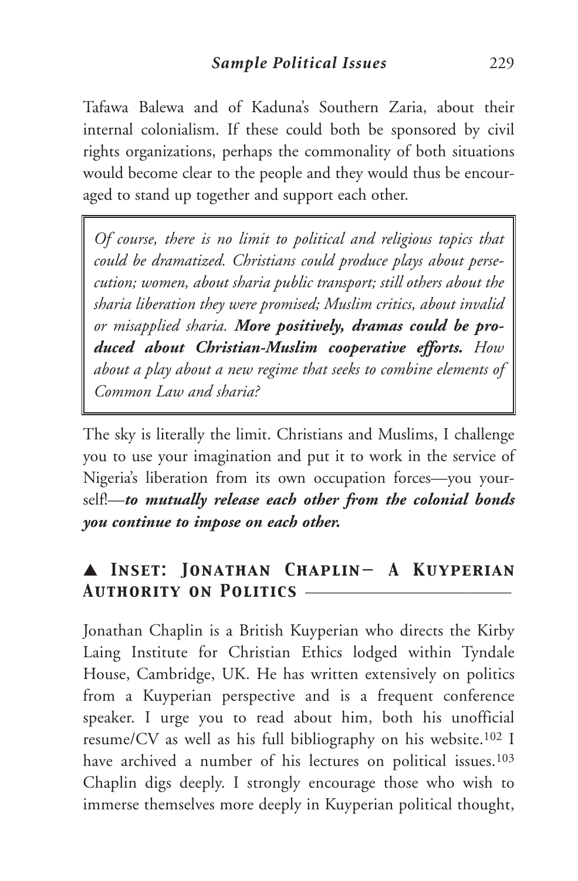Tafawa Balewa and of Kaduna's Southern Zaria, about their internal colonialism. If these could both be sponsored by civil rights organizations, perhaps the commonality of both situations would become clear to the people and they would thus be encouraged to stand up together and support each other.

> *Of course, there is no limit to political and religious topics that could be dramatized. Christians could produce plays about persecution; women, about sharia public transport; still others about the sharia liberation they were promised; Muslim critics, about invalid or misapplied sharia.* ***More positively, dramas could be produced about Christian-Muslim cooperative efforts.*** *How about a play about a new regime that seeks to combine elements of Common Law and sharia?*

The sky is literally the limit. Christians and Muslims, I challenge you to use your imagination and put it to work in the service of Nigeria's liberation from its own occupation forces—you yourself!—***to mutually release each other from the colonial bonds you continue to impose on each other.***

## ▲ Inset: Jonathan Chaplin– A Kuyperian Authority on Politics

Jonathan Chaplin is a British Kuyperian who directs the Kirby Laing Institute for Christian Ethics lodged within Tyndale House, Cambridge, UK. He has written extensively on politics from a Kuyperian perspective and is a frequent conference speaker. I urge you to read about him, both his unofficial resume/CV as well as his full bibliography on his website.[102] I have archived a number of his lectures on political issues.[103] Chaplin digs deeply. I strongly encourage those who wish to immerse themselves more deeply in Kuyperian political thought,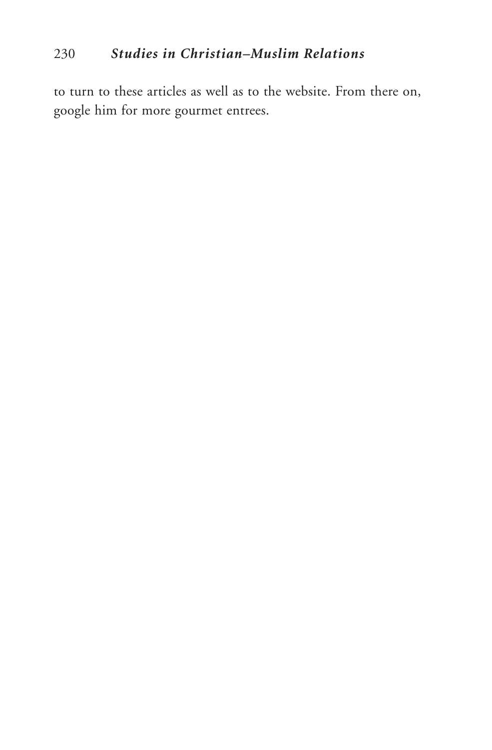to turn to these articles as well as to the website. From there on, google him for more gourmet entrees.